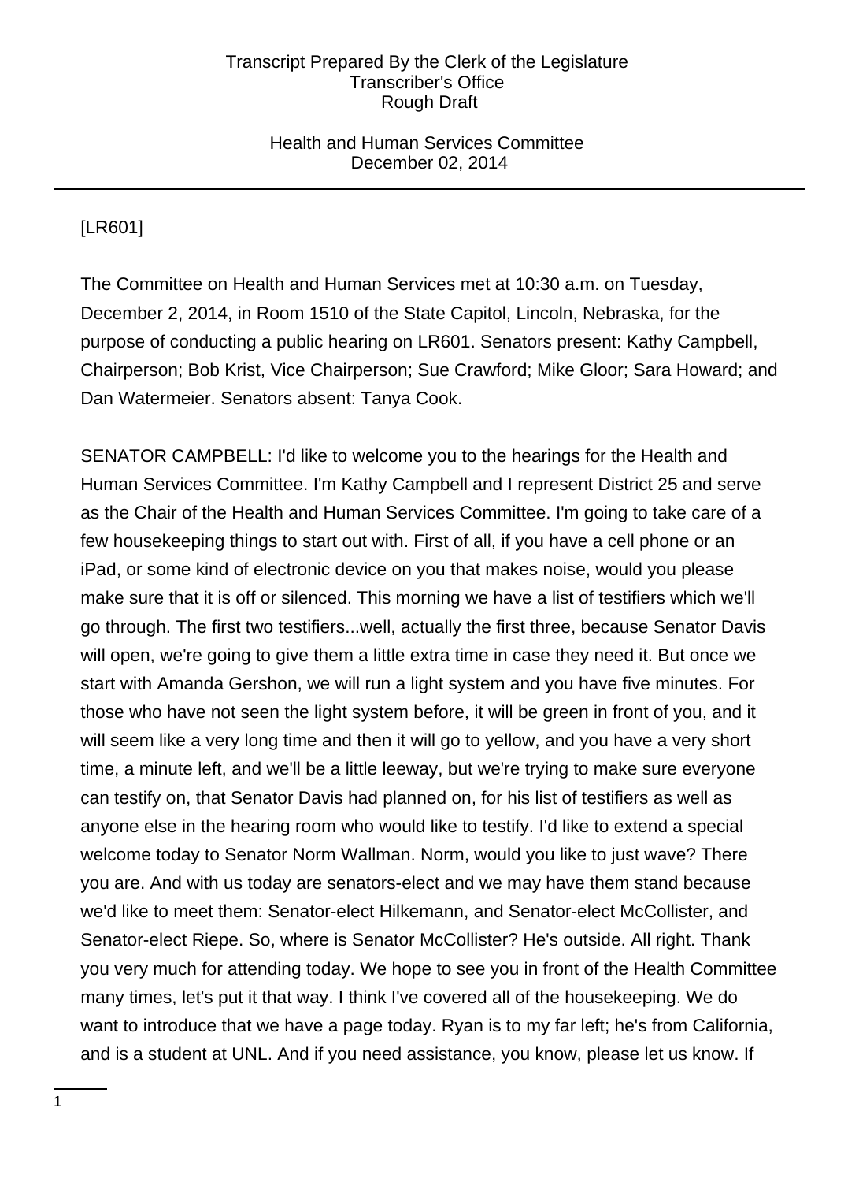[LR601]

The Committee on Health and Human Services met at 10:30 a.m. on Tuesday, December 2, 2014, in Room 1510 of the State Capitol, Lincoln, Nebraska, for the purpose of conducting a public hearing on LR601. Senators present: Kathy Campbell, Chairperson; Bob Krist, Vice Chairperson; Sue Crawford; Mike Gloor; Sara Howard; and Dan Watermeier. Senators absent: Tanya Cook.

SENATOR CAMPBELL: I'd like to welcome you to the hearings for the Health and Human Services Committee. I'm Kathy Campbell and I represent District 25 and serve as the Chair of the Health and Human Services Committee. I'm going to take care of a few housekeeping things to start out with. First of all, if you have a cell phone or an iPad, or some kind of electronic device on you that makes noise, would you please make sure that it is off or silenced. This morning we have a list of testifiers which we'll go through. The first two testifiers...well, actually the first three, because Senator Davis will open, we're going to give them a little extra time in case they need it. But once we start with Amanda Gershon, we will run a light system and you have five minutes. For those who have not seen the light system before, it will be green in front of you, and it will seem like a very long time and then it will go to yellow, and you have a very short time, a minute left, and we'll be a little leeway, but we're trying to make sure everyone can testify on, that Senator Davis had planned on, for his list of testifiers as well as anyone else in the hearing room who would like to testify. I'd like to extend a special welcome today to Senator Norm Wallman. Norm, would you like to just wave? There you are. And with us today are senators-elect and we may have them stand because we'd like to meet them: Senator-elect Hilkemann, and Senator-elect McCollister, and Senator-elect Riepe. So, where is Senator McCollister? He's outside. All right. Thank you very much for attending today. We hope to see you in front of the Health Committee many times, let's put it that way. I think I've covered all of the housekeeping. We do want to introduce that we have a page today. Ryan is to my far left; he's from California, and is a student at UNL. And if you need assistance, you know, please let us know. If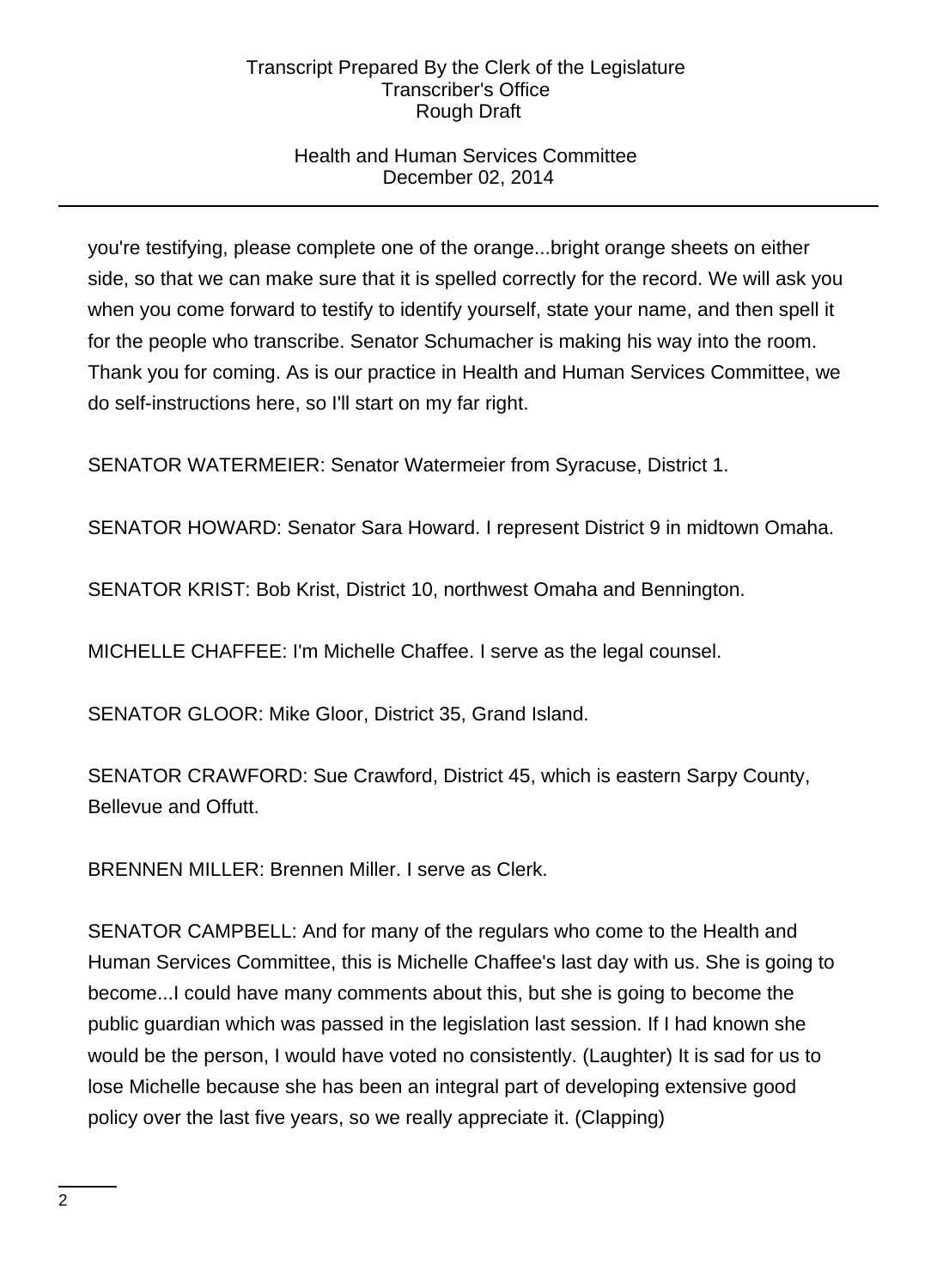you're testifying, please complete one of the orange...bright orange sheets on either side, so that we can make sure that it is spelled correctly for the record. We will ask you when you come forward to testify to identify yourself, state your name, and then spell it for the people who transcribe. Senator Schumacher is making his way into the room. Thank you for coming. As is our practice in Health and Human Services Committee, we do self-instructions here, so I'll start on my far right.

SENATOR WATERMEIER: Senator Watermeier from Syracuse, District 1.

SENATOR HOWARD: Senator Sara Howard. I represent District 9 in midtown Omaha.

SENATOR KRIST: Bob Krist, District 10, northwest Omaha and Bennington.

MICHELLE CHAFFEE: I'm Michelle Chaffee. I serve as the legal counsel.

SENATOR GLOOR: Mike Gloor, District 35, Grand Island.

SENATOR CRAWFORD: Sue Crawford, District 45, which is eastern Sarpy County, Bellevue and Offutt.

BRENNEN MILLER: Brennen Miller. I serve as Clerk.

SENATOR CAMPBELL: And for many of the regulars who come to the Health and Human Services Committee, this is Michelle Chaffee's last day with us. She is going to become...I could have many comments about this, but she is going to become the public guardian which was passed in the legislation last session. If I had known she would be the person, I would have voted no consistently. (Laughter) It is sad for us to lose Michelle because she has been an integral part of developing extensive good policy over the last five years, so we really appreciate it. (Clapping)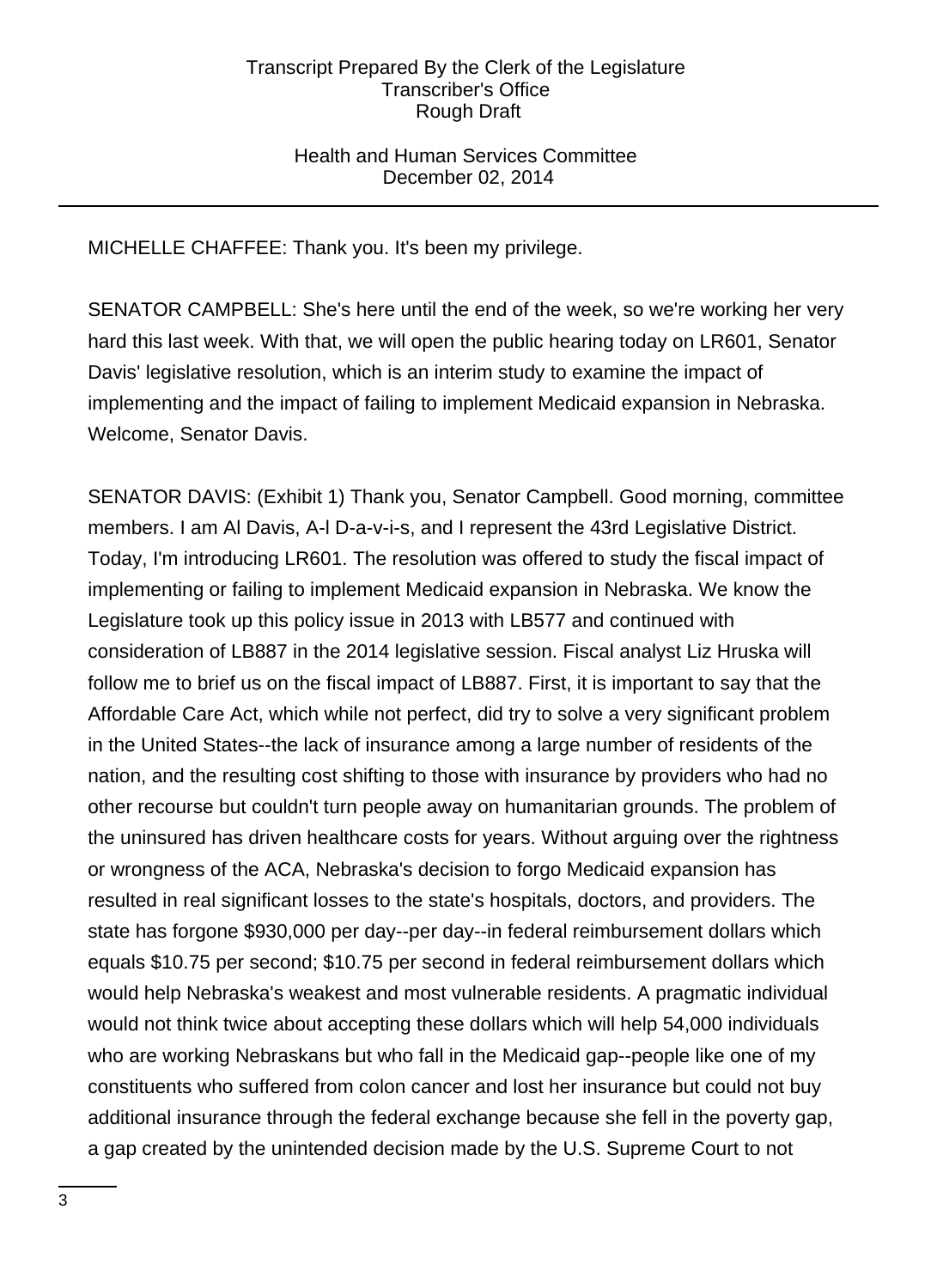MICHELLE CHAFFEE: Thank you. It's been my privilege.

SENATOR CAMPBELL: She's here until the end of the week, so we're working her very hard this last week. With that, we will open the public hearing today on LR601, Senator Davis' legislative resolution, which is an interim study to examine the impact of implementing and the impact of failing to implement Medicaid expansion in Nebraska. Welcome, Senator Davis.

SENATOR DAVIS: (Exhibit 1) Thank you, Senator Campbell. Good morning, committee members. I am Al Davis, A-l D-a-v-i-s, and I represent the 43rd Legislative District. Today, I'm introducing LR601. The resolution was offered to study the fiscal impact of implementing or failing to implement Medicaid expansion in Nebraska. We know the Legislature took up this policy issue in 2013 with LB577 and continued with consideration of LB887 in the 2014 legislative session. Fiscal analyst Liz Hruska will follow me to brief us on the fiscal impact of LB887. First, it is important to say that the Affordable Care Act, which while not perfect, did try to solve a very significant problem in the United States--the lack of insurance among a large number of residents of the nation, and the resulting cost shifting to those with insurance by providers who had no other recourse but couldn't turn people away on humanitarian grounds. The problem of the uninsured has driven healthcare costs for years. Without arguing over the rightness or wrongness of the ACA, Nebraska's decision to forgo Medicaid expansion has resulted in real significant losses to the state's hospitals, doctors, and providers. The state has forgone $930,000 per day--per day--in federal reimbursement dollars which equals $10.75 per second; $10.75 per second in federal reimbursement dollars which would help Nebraska's weakest and most vulnerable residents. A pragmatic individual would not think twice about accepting these dollars which will help 54,000 individuals who are working Nebraskans but who fall in the Medicaid gap--people like one of my constituents who suffered from colon cancer and lost her insurance but could not buy additional insurance through the federal exchange because she fell in the poverty gap, a gap created by the unintended decision made by the U.S. Supreme Court to not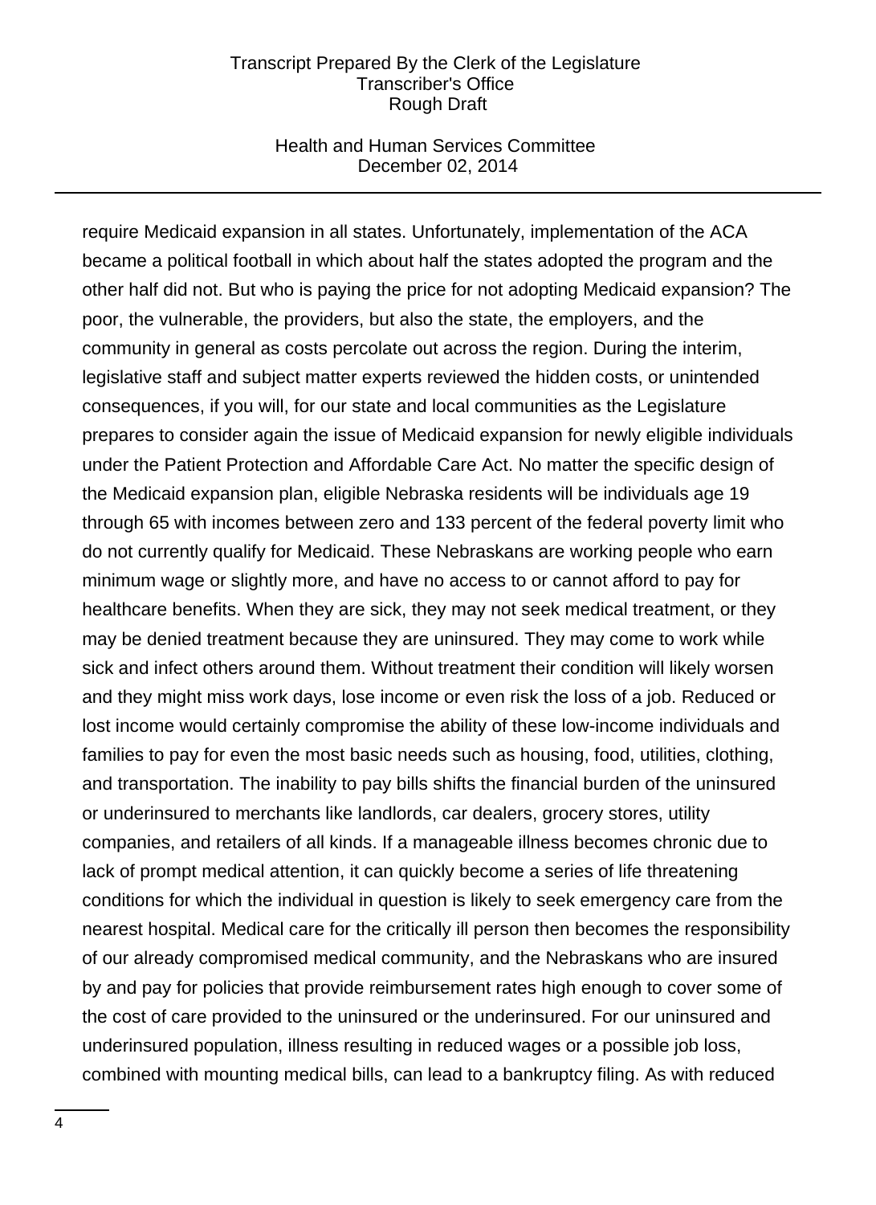require Medicaid expansion in all states. Unfortunately, implementation of the ACA became a political football in which about half the states adopted the program and the other half did not. But who is paying the price for not adopting Medicaid expansion? The poor, the vulnerable, the providers, but also the state, the employers, and the community in general as costs percolate out across the region. During the interim, legislative staff and subject matter experts reviewed the hidden costs, or unintended consequences, if you will, for our state and local communities as the Legislature prepares to consider again the issue of Medicaid expansion for newly eligible individuals under the Patient Protection and Affordable Care Act. No matter the specific design of the Medicaid expansion plan, eligible Nebraska residents will be individuals age 19 through 65 with incomes between zero and 133 percent of the federal poverty limit who do not currently qualify for Medicaid. These Nebraskans are working people who earn minimum wage or slightly more, and have no access to or cannot afford to pay for healthcare benefits. When they are sick, they may not seek medical treatment, or they may be denied treatment because they are uninsured. They may come to work while sick and infect others around them. Without treatment their condition will likely worsen and they might miss work days, lose income or even risk the loss of a job. Reduced or lost income would certainly compromise the ability of these low-income individuals and families to pay for even the most basic needs such as housing, food, utilities, clothing, and transportation. The inability to pay bills shifts the financial burden of the uninsured or underinsured to merchants like landlords, car dealers, grocery stores, utility companies, and retailers of all kinds. If a manageable illness becomes chronic due to lack of prompt medical attention, it can quickly become a series of life threatening conditions for which the individual in question is likely to seek emergency care from the nearest hospital. Medical care for the critically ill person then becomes the responsibility of our already compromised medical community, and the Nebraskans who are insured by and pay for policies that provide reimbursement rates high enough to cover some of the cost of care provided to the uninsured or the underinsured. For our uninsured and underinsured population, illness resulting in reduced wages or a possible job loss, combined with mounting medical bills, can lead to a bankruptcy filing. As with reduced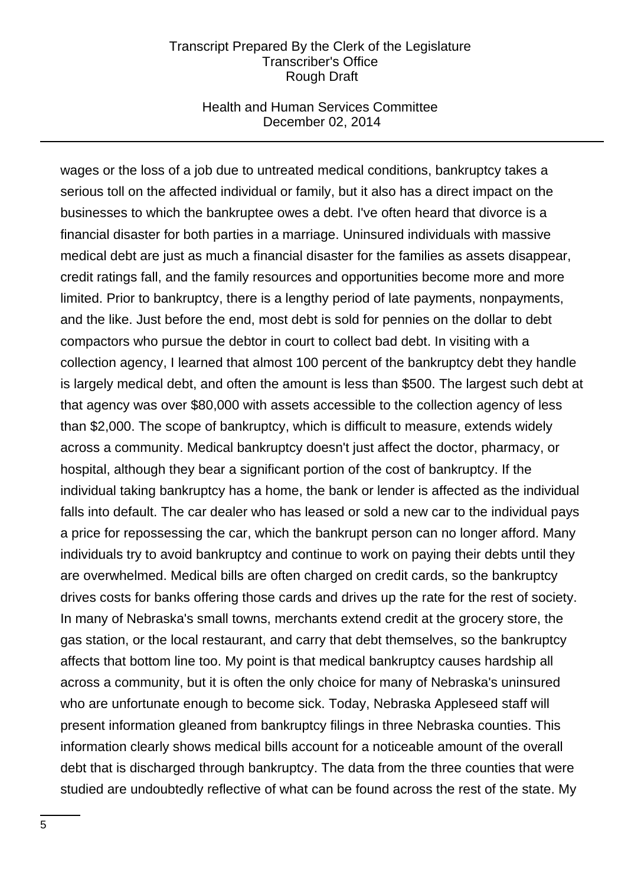wages or the loss of a job due to untreated medical conditions, bankruptcy takes a serious toll on the affected individual or family, but it also has a direct impact on the businesses to which the bankruptee owes a debt. I've often heard that divorce is a financial disaster for both parties in a marriage. Uninsured individuals with massive medical debt are just as much a financial disaster for the families as assets disappear, credit ratings fall, and the family resources and opportunities become more and more limited. Prior to bankruptcy, there is a lengthy period of late payments, nonpayments, and the like. Just before the end, most debt is sold for pennies on the dollar to debt compactors who pursue the debtor in court to collect bad debt. In visiting with a collection agency, I learned that almost 100 percent of the bankruptcy debt they handle is largely medical debt, and often the amount is less than $500. The largest such debt at that agency was over $80,000 with assets accessible to the collection agency of less than $2,000. The scope of bankruptcy, which is difficult to measure, extends widely across a community. Medical bankruptcy doesn't just affect the doctor, pharmacy, or hospital, although they bear a significant portion of the cost of bankruptcy. If the individual taking bankruptcy has a home, the bank or lender is affected as the individual falls into default. The car dealer who has leased or sold a new car to the individual pays a price for repossessing the car, which the bankrupt person can no longer afford. Many individuals try to avoid bankruptcy and continue to work on paying their debts until they are overwhelmed. Medical bills are often charged on credit cards, so the bankruptcy drives costs for banks offering those cards and drives up the rate for the rest of society. In many of Nebraska's small towns, merchants extend credit at the grocery store, the gas station, or the local restaurant, and carry that debt themselves, so the bankruptcy affects that bottom line too. My point is that medical bankruptcy causes hardship all across a community, but it is often the only choice for many of Nebraska's uninsured who are unfortunate enough to become sick. Today, Nebraska Appleseed staff will present information gleaned from bankruptcy filings in three Nebraska counties. This information clearly shows medical bills account for a noticeable amount of the overall debt that is discharged through bankruptcy. The data from the three counties that were studied are undoubtedly reflective of what can be found across the rest of the state. My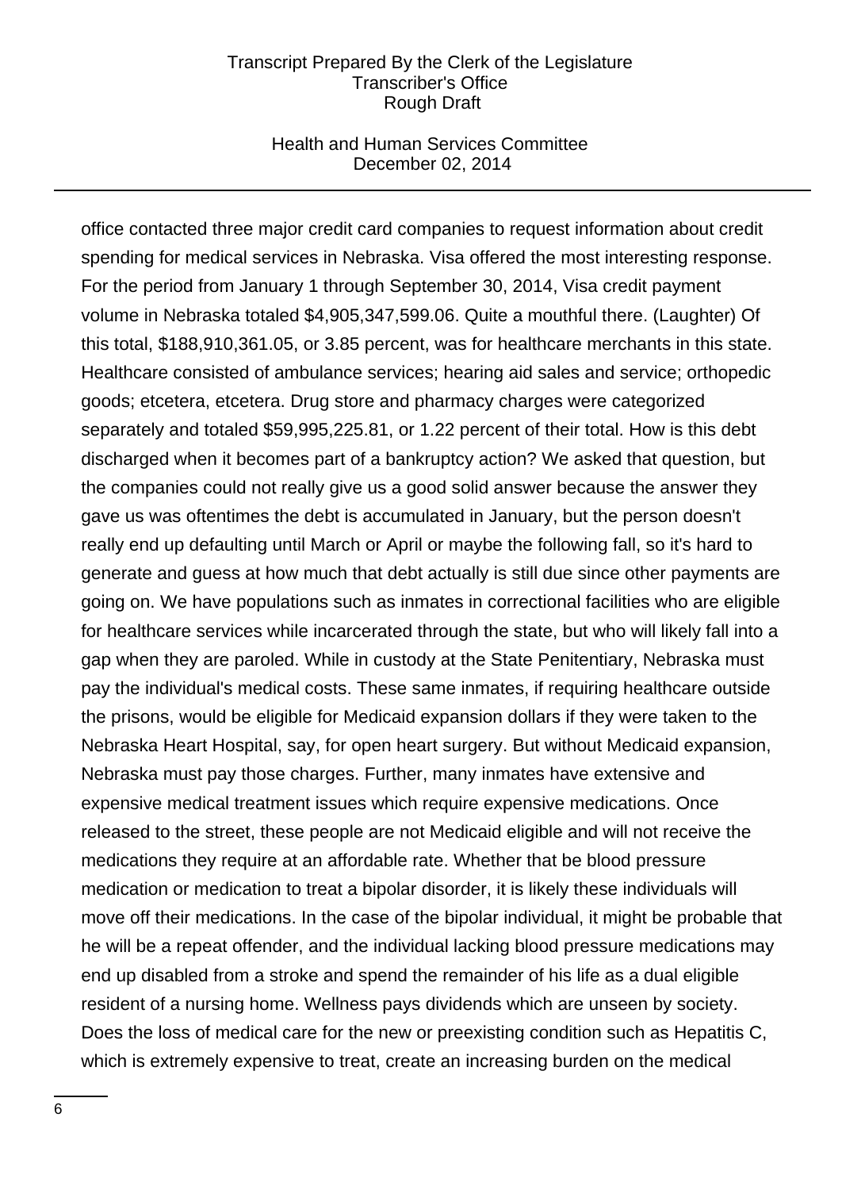office contacted three major credit card companies to request information about credit spending for medical services in Nebraska. Visa offered the most interesting response. For the period from January 1 through September 30, 2014, Visa credit payment volume in Nebraska totaled $4,905,347,599.06. Quite a mouthful there. (Laughter) Of this total, $188,910,361.05, or 3.85 percent, was for healthcare merchants in this state. Healthcare consisted of ambulance services; hearing aid sales and service; orthopedic goods; etcetera, etcetera. Drug store and pharmacy charges were categorized separately and totaled $59,995,225.81, or 1.22 percent of their total. How is this debt discharged when it becomes part of a bankruptcy action? We asked that question, but the companies could not really give us a good solid answer because the answer they gave us was oftentimes the debt is accumulated in January, but the person doesn't really end up defaulting until March or April or maybe the following fall, so it's hard to generate and guess at how much that debt actually is still due since other payments are going on. We have populations such as inmates in correctional facilities who are eligible for healthcare services while incarcerated through the state, but who will likely fall into a gap when they are paroled. While in custody at the State Penitentiary, Nebraska must pay the individual's medical costs. These same inmates, if requiring healthcare outside the prisons, would be eligible for Medicaid expansion dollars if they were taken to the Nebraska Heart Hospital, say, for open heart surgery. But without Medicaid expansion, Nebraska must pay those charges. Further, many inmates have extensive and expensive medical treatment issues which require expensive medications. Once released to the street, these people are not Medicaid eligible and will not receive the medications they require at an affordable rate. Whether that be blood pressure medication or medication to treat a bipolar disorder, it is likely these individuals will move off their medications. In the case of the bipolar individual, it might be probable that he will be a repeat offender, and the individual lacking blood pressure medications may end up disabled from a stroke and spend the remainder of his life as a dual eligible resident of a nursing home. Wellness pays dividends which are unseen by society. Does the loss of medical care for the new or preexisting condition such as Hepatitis C, which is extremely expensive to treat, create an increasing burden on the medical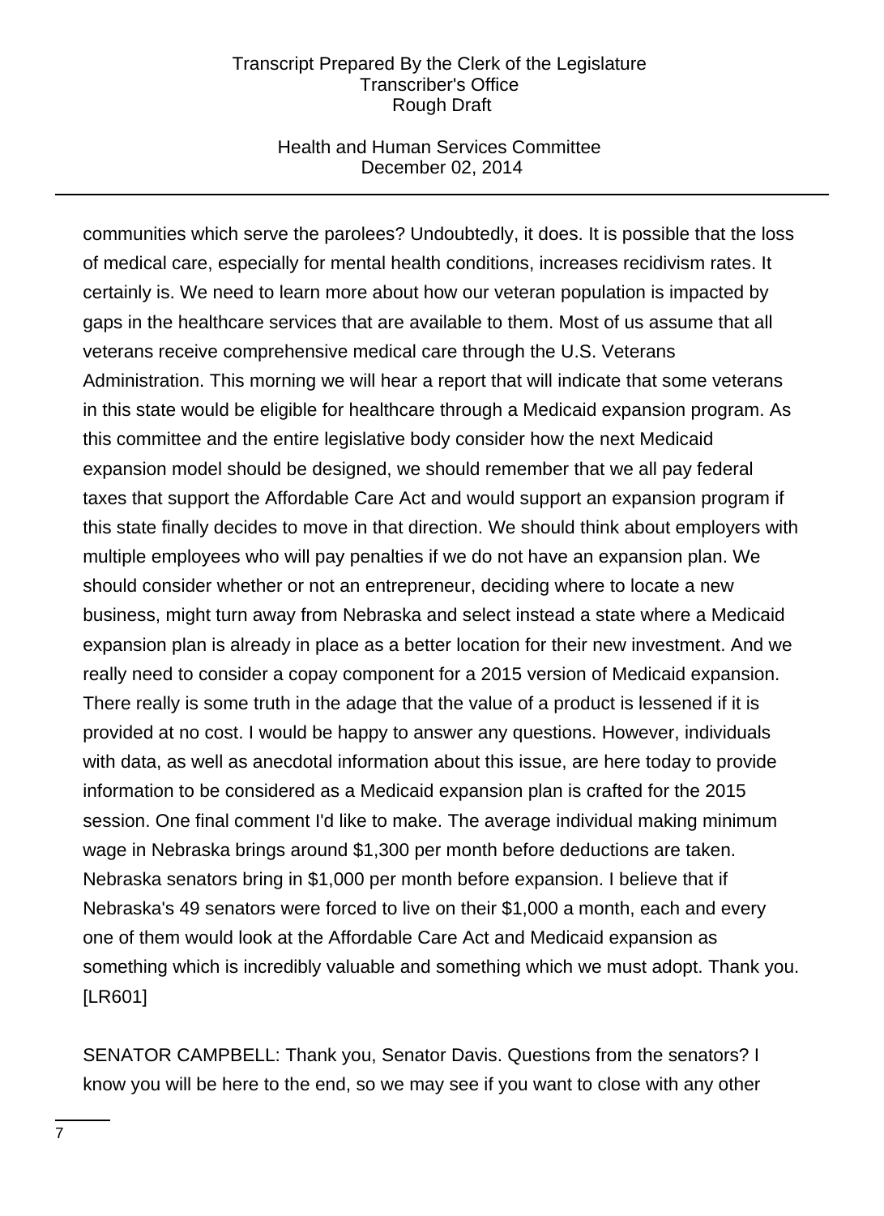communities which serve the parolees? Undoubtedly, it does. It is possible that the loss of medical care, especially for mental health conditions, increases recidivism rates. It certainly is. We need to learn more about how our veteran population is impacted by gaps in the healthcare services that are available to them. Most of us assume that all veterans receive comprehensive medical care through the U.S. Veterans Administration. This morning we will hear a report that will indicate that some veterans in this state would be eligible for healthcare through a Medicaid expansion program. As this committee and the entire legislative body consider how the next Medicaid expansion model should be designed, we should remember that we all pay federal taxes that support the Affordable Care Act and would support an expansion program if this state finally decides to move in that direction. We should think about employers with multiple employees who will pay penalties if we do not have an expansion plan. We should consider whether or not an entrepreneur, deciding where to locate a new business, might turn away from Nebraska and select instead a state where a Medicaid expansion plan is already in place as a better location for their new investment. And we really need to consider a copay component for a 2015 version of Medicaid expansion. There really is some truth in the adage that the value of a product is lessened if it is provided at no cost. I would be happy to answer any questions. However, individuals with data, as well as anecdotal information about this issue, are here today to provide information to be considered as a Medicaid expansion plan is crafted for the 2015 session. One final comment I'd like to make. The average individual making minimum wage in Nebraska brings around $1,300 per month before deductions are taken. Nebraska senators bring in $1,000 per month before expansion. I believe that if Nebraska's 49 senators were forced to live on their $1,000 a month, each and every one of them would look at the Affordable Care Act and Medicaid expansion as something which is incredibly valuable and something which we must adopt. Thank you. [LR601]

SENATOR CAMPBELL: Thank you, Senator Davis. Questions from the senators? I know you will be here to the end, so we may see if you want to close with any other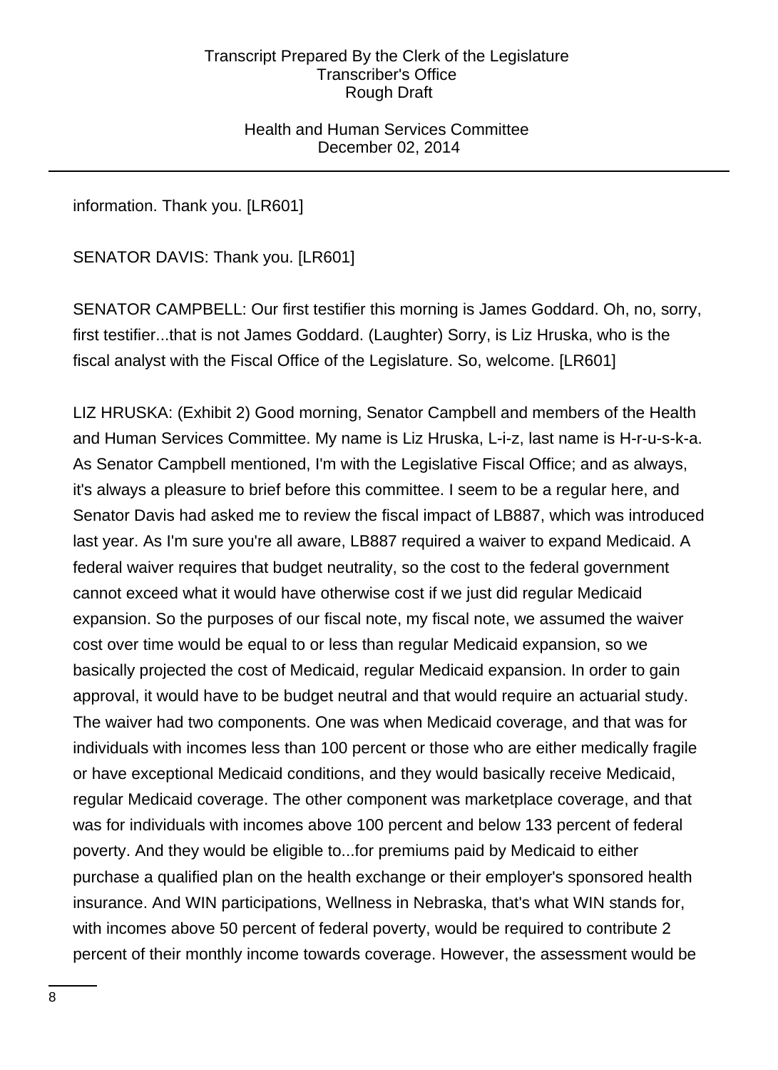information. Thank you. [LR601]

SENATOR DAVIS: Thank you. [LR601]

SENATOR CAMPBELL: Our first testifier this morning is James Goddard. Oh, no, sorry, first testifier...that is not James Goddard. (Laughter) Sorry, is Liz Hruska, who is the fiscal analyst with the Fiscal Office of the Legislature. So, welcome. [LR601]

LIZ HRUSKA: (Exhibit 2) Good morning, Senator Campbell and members of the Health and Human Services Committee. My name is Liz Hruska, L-i-z, last name is H-r-u-s-k-a. As Senator Campbell mentioned, I'm with the Legislative Fiscal Office; and as always, it's always a pleasure to brief before this committee. I seem to be a regular here, and Senator Davis had asked me to review the fiscal impact of LB887, which was introduced last year. As I'm sure you're all aware, LB887 required a waiver to expand Medicaid. A federal waiver requires that budget neutrality, so the cost to the federal government cannot exceed what it would have otherwise cost if we just did regular Medicaid expansion. So the purposes of our fiscal note, my fiscal note, we assumed the waiver cost over time would be equal to or less than regular Medicaid expansion, so we basically projected the cost of Medicaid, regular Medicaid expansion. In order to gain approval, it would have to be budget neutral and that would require an actuarial study. The waiver had two components. One was when Medicaid coverage, and that was for individuals with incomes less than 100 percent or those who are either medically fragile or have exceptional Medicaid conditions, and they would basically receive Medicaid, regular Medicaid coverage. The other component was marketplace coverage, and that was for individuals with incomes above 100 percent and below 133 percent of federal poverty. And they would be eligible to...for premiums paid by Medicaid to either purchase a qualified plan on the health exchange or their employer's sponsored health insurance. And WIN participations, Wellness in Nebraska, that's what WIN stands for, with incomes above 50 percent of federal poverty, would be required to contribute 2 percent of their monthly income towards coverage. However, the assessment would be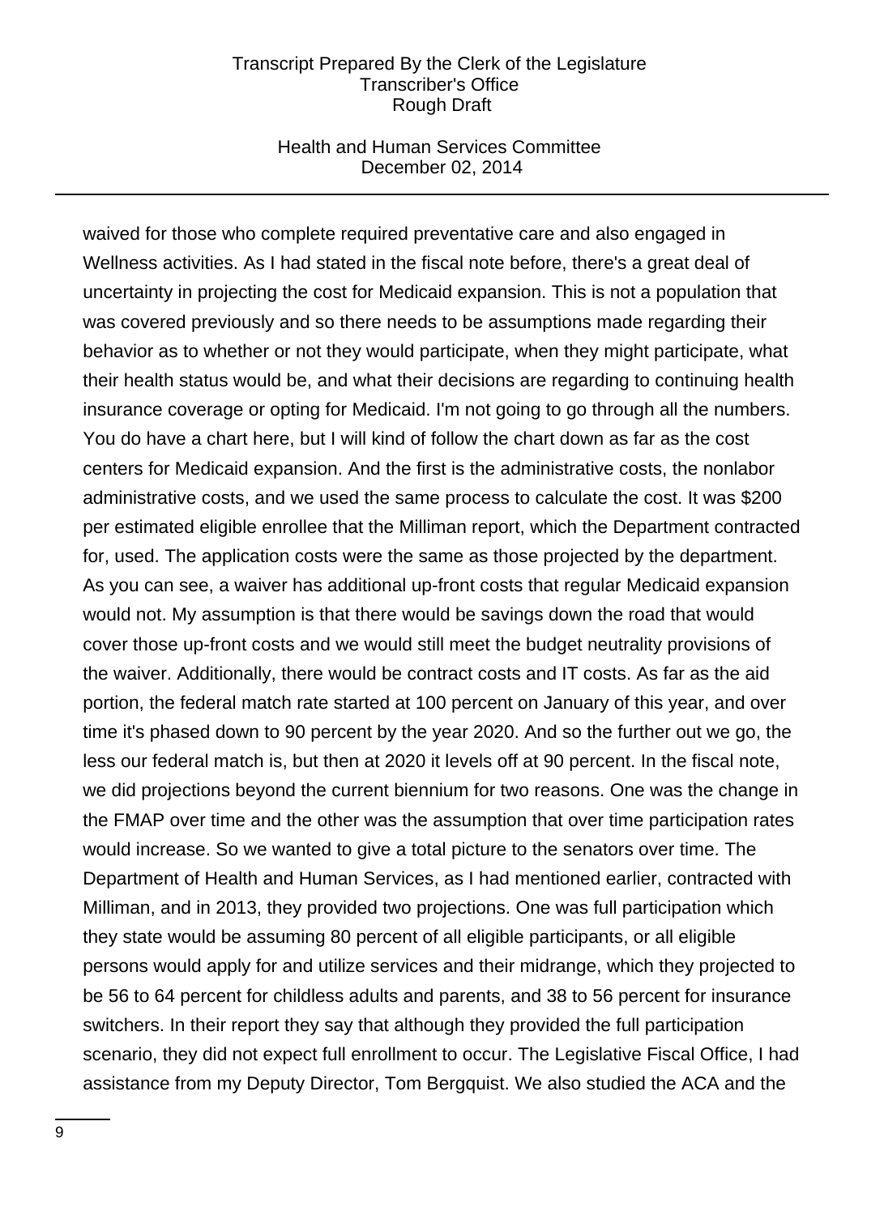waived for those who complete required preventative care and also engaged in Wellness activities. As I had stated in the fiscal note before, there's a great deal of uncertainty in projecting the cost for Medicaid expansion. This is not a population that was covered previously and so there needs to be assumptions made regarding their behavior as to whether or not they would participate, when they might participate, what their health status would be, and what their decisions are regarding to continuing health insurance coverage or opting for Medicaid. I'm not going to go through all the numbers. You do have a chart here, but I will kind of follow the chart down as far as the cost centers for Medicaid expansion. And the first is the administrative costs, the nonlabor administrative costs, and we used the same process to calculate the cost. It was $200 per estimated eligible enrollee that the Milliman report, which the Department contracted for, used. The application costs were the same as those projected by the department. As you can see, a waiver has additional up-front costs that regular Medicaid expansion would not. My assumption is that there would be savings down the road that would cover those up-front costs and we would still meet the budget neutrality provisions of the waiver. Additionally, there would be contract costs and IT costs. As far as the aid portion, the federal match rate started at 100 percent on January of this year, and over time it's phased down to 90 percent by the year 2020. And so the further out we go, the less our federal match is, but then at 2020 it levels off at 90 percent. In the fiscal note, we did projections beyond the current biennium for two reasons. One was the change in the FMAP over time and the other was the assumption that over time participation rates would increase. So we wanted to give a total picture to the senators over time. The Department of Health and Human Services, as I had mentioned earlier, contracted with Milliman, and in 2013, they provided two projections. One was full participation which they state would be assuming 80 percent of all eligible participants, or all eligible persons would apply for and utilize services and their midrange, which they projected to be 56 to 64 percent for childless adults and parents, and 38 to 56 percent for insurance switchers. In their report they say that although they provided the full participation scenario, they did not expect full enrollment to occur. The Legislative Fiscal Office, I had assistance from my Deputy Director, Tom Bergquist. We also studied the ACA and the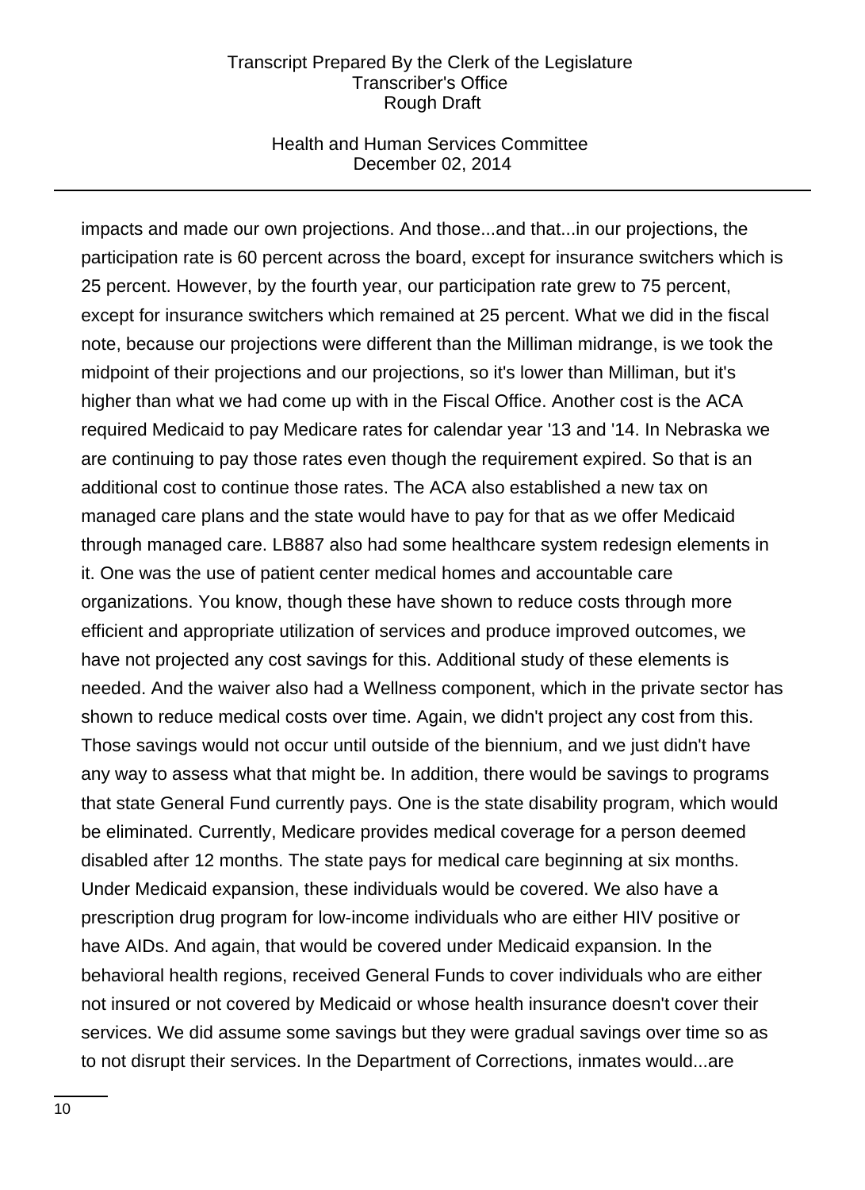impacts and made our own projections. And those...and that...in our projections, the participation rate is 60 percent across the board, except for insurance switchers which is 25 percent. However, by the fourth year, our participation rate grew to 75 percent, except for insurance switchers which remained at 25 percent. What we did in the fiscal note, because our projections were different than the Milliman midrange, is we took the midpoint of their projections and our projections, so it's lower than Milliman, but it's higher than what we had come up with in the Fiscal Office. Another cost is the ACA required Medicaid to pay Medicare rates for calendar year '13 and '14. In Nebraska we are continuing to pay those rates even though the requirement expired. So that is an additional cost to continue those rates. The ACA also established a new tax on managed care plans and the state would have to pay for that as we offer Medicaid through managed care. LB887 also had some healthcare system redesign elements in it. One was the use of patient center medical homes and accountable care organizations. You know, though these have shown to reduce costs through more efficient and appropriate utilization of services and produce improved outcomes, we have not projected any cost savings for this. Additional study of these elements is needed. And the waiver also had a Wellness component, which in the private sector has shown to reduce medical costs over time. Again, we didn't project any cost from this. Those savings would not occur until outside of the biennium, and we just didn't have any way to assess what that might be. In addition, there would be savings to programs that state General Fund currently pays. One is the state disability program, which would be eliminated. Currently, Medicare provides medical coverage for a person deemed disabled after 12 months. The state pays for medical care beginning at six months. Under Medicaid expansion, these individuals would be covered. We also have a prescription drug program for low-income individuals who are either HIV positive or have AIDs. And again, that would be covered under Medicaid expansion. In the behavioral health regions, received General Funds to cover individuals who are either not insured or not covered by Medicaid or whose health insurance doesn't cover their services. We did assume some savings but they were gradual savings over time so as to not disrupt their services. In the Department of Corrections, inmates would...are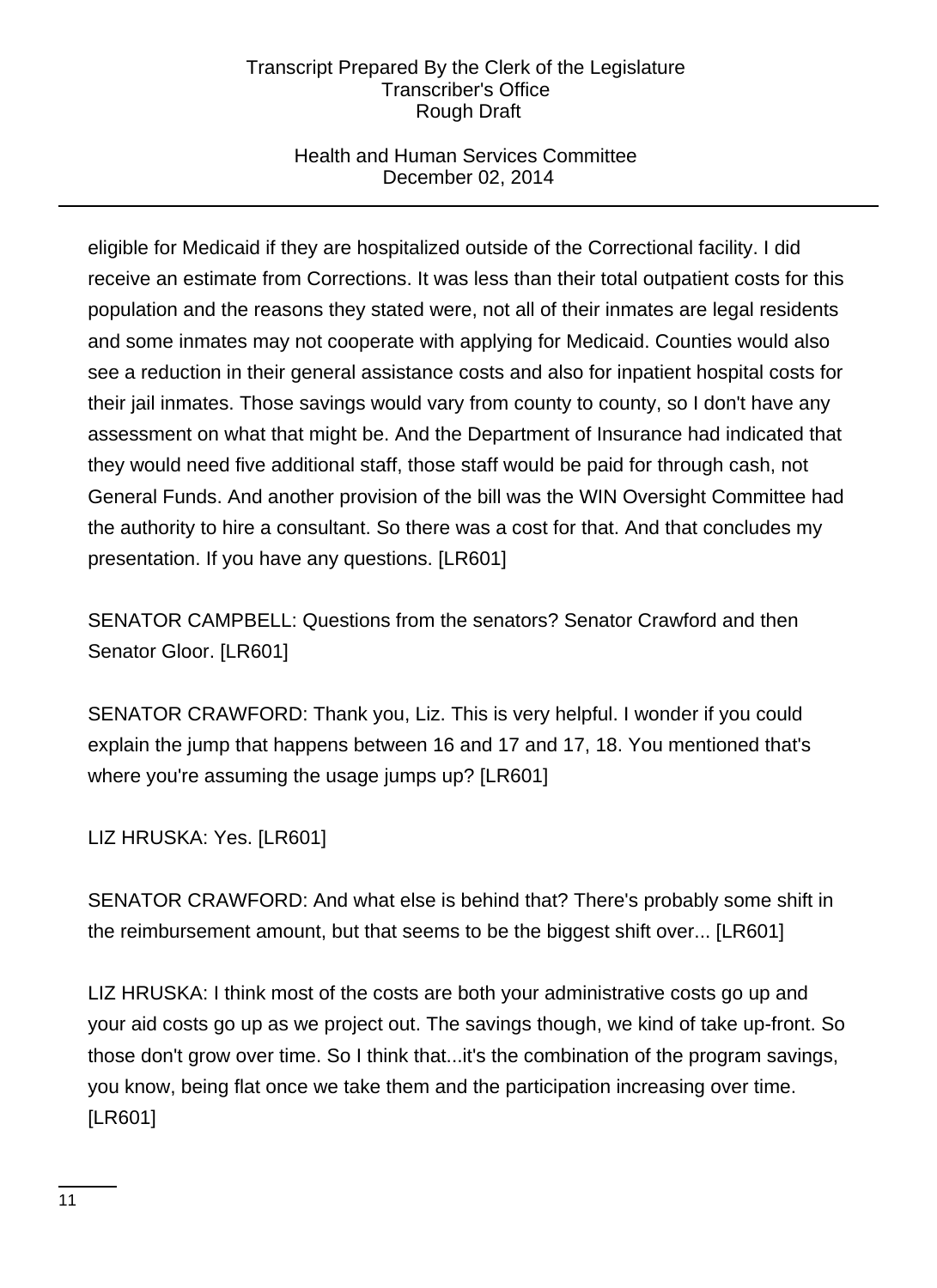eligible for Medicaid if they are hospitalized outside of the Correctional facility. I did receive an estimate from Corrections. It was less than their total outpatient costs for this population and the reasons they stated were, not all of their inmates are legal residents and some inmates may not cooperate with applying for Medicaid. Counties would also see a reduction in their general assistance costs and also for inpatient hospital costs for their jail inmates. Those savings would vary from county to county, so I don't have any assessment on what that might be. And the Department of Insurance had indicated that they would need five additional staff, those staff would be paid for through cash, not General Funds. And another provision of the bill was the WIN Oversight Committee had the authority to hire a consultant. So there was a cost for that. And that concludes my presentation. If you have any questions. [LR601]

SENATOR CAMPBELL: Questions from the senators? Senator Crawford and then Senator Gloor. [LR601]

SENATOR CRAWFORD: Thank you, Liz. This is very helpful. I wonder if you could explain the jump that happens between 16 and 17 and 17, 18. You mentioned that's where you're assuming the usage jumps up? [LR601]

LIZ HRUSKA: Yes. [LR601]

SENATOR CRAWFORD: And what else is behind that? There's probably some shift in the reimbursement amount, but that seems to be the biggest shift over... [LR601]

LIZ HRUSKA: I think most of the costs are both your administrative costs go up and your aid costs go up as we project out. The savings though, we kind of take up-front. So those don't grow over time. So I think that...it's the combination of the program savings, you know, being flat once we take them and the participation increasing over time. [LR601]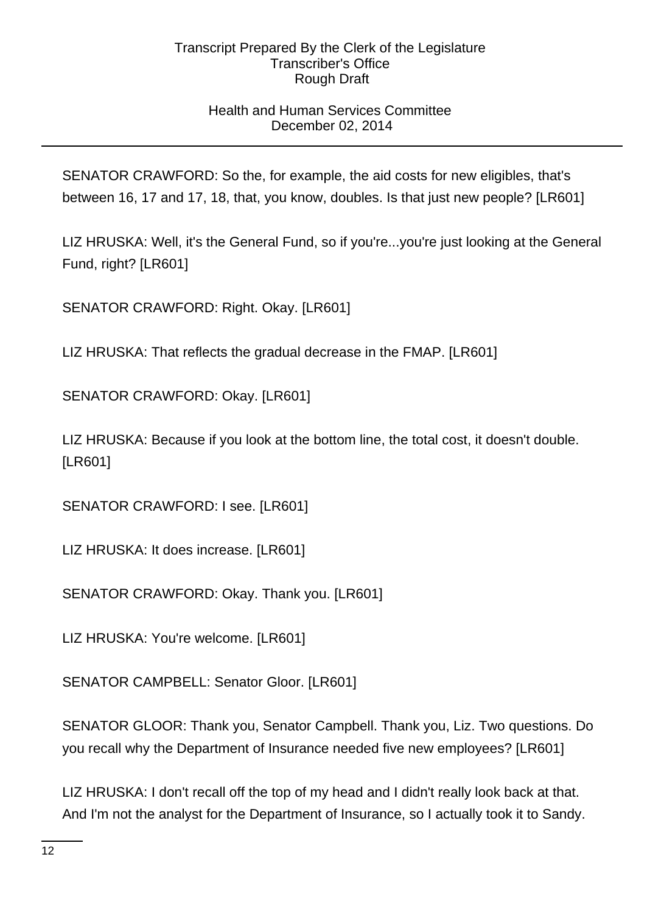SENATOR CRAWFORD: So the, for example, the aid costs for new eligibles, that's between 16, 17 and 17, 18, that, you know, doubles. Is that just new people? [LR601]

LIZ HRUSKA: Well, it's the General Fund, so if you're...you're just looking at the General Fund, right? [LR601]

SENATOR CRAWFORD: Right. Okay. [LR601]

LIZ HRUSKA: That reflects the gradual decrease in the FMAP. [LR601]

SENATOR CRAWFORD: Okay. [LR601]

LIZ HRUSKA: Because if you look at the bottom line, the total cost, it doesn't double. [LR601]

SENATOR CRAWFORD: I see. [LR601]

LIZ HRUSKA: It does increase. [LR601]

SENATOR CRAWFORD: Okay. Thank you. [LR601]

LIZ HRUSKA: You're welcome. [LR601]

SENATOR CAMPBELL: Senator Gloor. [LR601]

SENATOR GLOOR: Thank you, Senator Campbell. Thank you, Liz. Two questions. Do you recall why the Department of Insurance needed five new employees? [LR601]

LIZ HRUSKA: I don't recall off the top of my head and I didn't really look back at that. And I'm not the analyst for the Department of Insurance, so I actually took it to Sandy.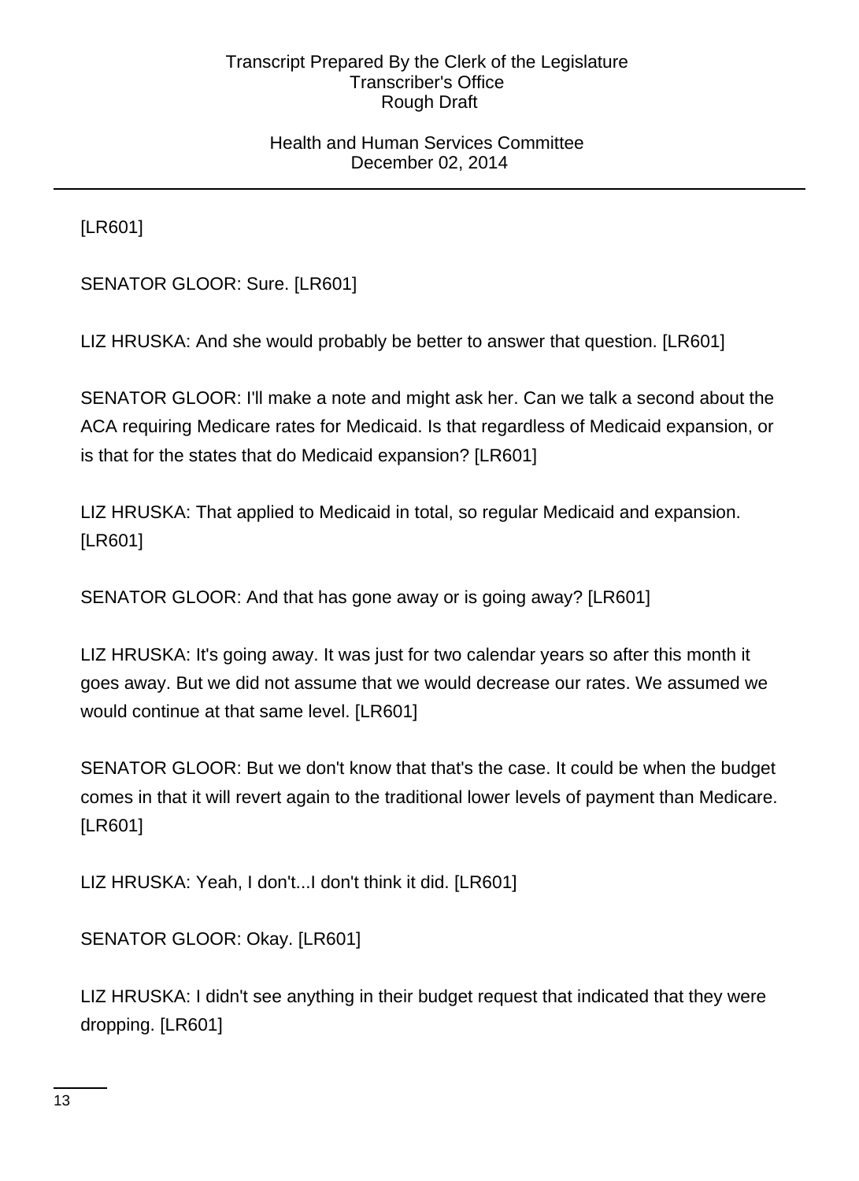[LR601]

SENATOR GLOOR: Sure. [LR601]

LIZ HRUSKA: And she would probably be better to answer that question. [LR601]

SENATOR GLOOR: I'll make a note and might ask her. Can we talk a second about the ACA requiring Medicare rates for Medicaid. Is that regardless of Medicaid expansion, or is that for the states that do Medicaid expansion? [LR601]

LIZ HRUSKA: That applied to Medicaid in total, so regular Medicaid and expansion. [LR601]

SENATOR GLOOR: And that has gone away or is going away? [LR601]

LIZ HRUSKA: It's going away. It was just for two calendar years so after this month it goes away. But we did not assume that we would decrease our rates. We assumed we would continue at that same level. [LR601]

SENATOR GLOOR: But we don't know that that's the case. It could be when the budget comes in that it will revert again to the traditional lower levels of payment than Medicare. [LR601]

LIZ HRUSKA: Yeah, I don't...I don't think it did. [LR601]

SENATOR GLOOR: Okay. [LR601]

LIZ HRUSKA: I didn't see anything in their budget request that indicated that they were dropping. [LR601]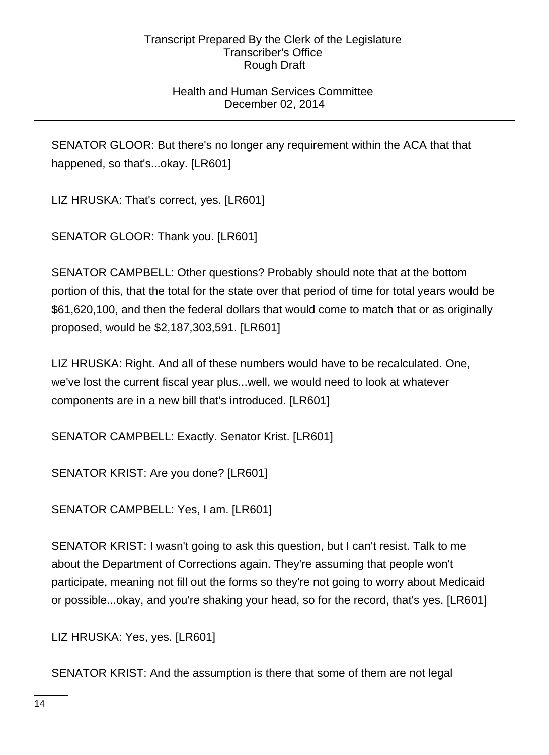SENATOR GLOOR: But there's no longer any requirement within the ACA that that happened, so that's...okay. [LR601]

LIZ HRUSKA: That's correct, yes. [LR601]

SENATOR GLOOR: Thank you. [LR601]

SENATOR CAMPBELL: Other questions? Probably should note that at the bottom portion of this, that the total for the state over that period of time for total years would be $61,620,100, and then the federal dollars that would come to match that or as originally proposed, would be $2,187,303,591. [LR601]

LIZ HRUSKA: Right. And all of these numbers would have to be recalculated. One, we've lost the current fiscal year plus...well, we would need to look at whatever components are in a new bill that's introduced. [LR601]

SENATOR CAMPBELL: Exactly. Senator Krist. [LR601]

SENATOR KRIST: Are you done? [LR601]

SENATOR CAMPBELL: Yes, I am. [LR601]

SENATOR KRIST: I wasn't going to ask this question, but I can't resist. Talk to me about the Department of Corrections again. They're assuming that people won't participate, meaning not fill out the forms so they're not going to worry about Medicaid or possible...okay, and you're shaking your head, so for the record, that's yes. [LR601]

LIZ HRUSKA: Yes, yes. [LR601]

SENATOR KRIST: And the assumption is there that some of them are not legal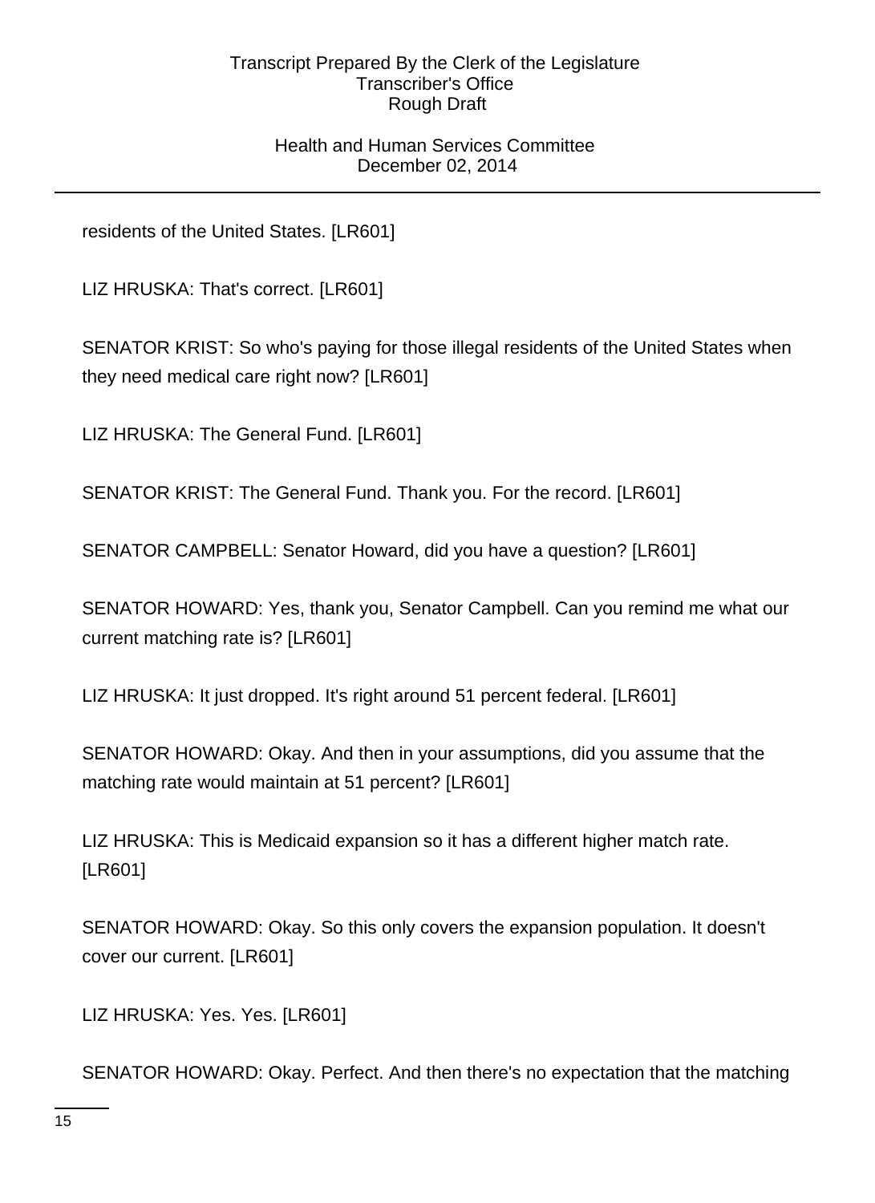residents of the United States. [LR601]

LIZ HRUSKA: That's correct. [LR601]

SENATOR KRIST: So who's paying for those illegal residents of the United States when they need medical care right now? [LR601]

LIZ HRUSKA: The General Fund. [LR601]

SENATOR KRIST: The General Fund. Thank you. For the record. [LR601]

SENATOR CAMPBELL: Senator Howard, did you have a question? [LR601]

SENATOR HOWARD: Yes, thank you, Senator Campbell. Can you remind me what our current matching rate is? [LR601]

LIZ HRUSKA: It just dropped. It's right around 51 percent federal. [LR601]

SENATOR HOWARD: Okay. And then in your assumptions, did you assume that the matching rate would maintain at 51 percent? [LR601]

LIZ HRUSKA: This is Medicaid expansion so it has a different higher match rate. [LR601]

SENATOR HOWARD: Okay. So this only covers the expansion population. It doesn't cover our current. [LR601]

LIZ HRUSKA: Yes. Yes. [LR601]

SENATOR HOWARD: Okay. Perfect. And then there's no expectation that the matching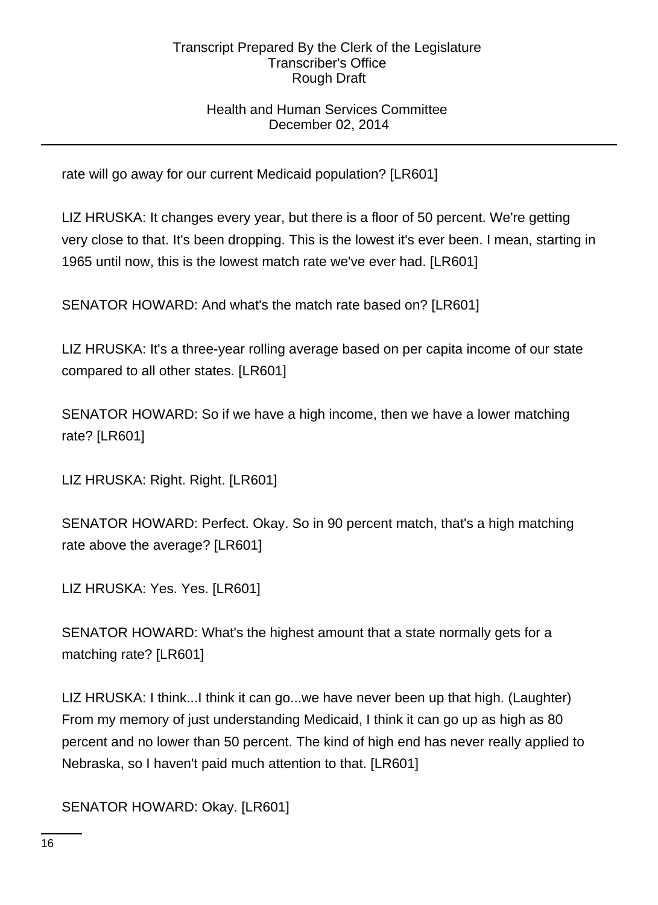rate will go away for our current Medicaid population? [LR601]

LIZ HRUSKA: It changes every year, but there is a floor of 50 percent. We're getting very close to that. It's been dropping. This is the lowest it's ever been. I mean, starting in 1965 until now, this is the lowest match rate we've ever had. [LR601]

SENATOR HOWARD: And what's the match rate based on? [LR601]

LIZ HRUSKA: It's a three-year rolling average based on per capita income of our state compared to all other states. [LR601]

SENATOR HOWARD: So if we have a high income, then we have a lower matching rate? [LR601]

LIZ HRUSKA: Right. Right. [LR601]

SENATOR HOWARD: Perfect. Okay. So in 90 percent match, that's a high matching rate above the average? [LR601]

LIZ HRUSKA: Yes. Yes. [LR601]

SENATOR HOWARD: What's the highest amount that a state normally gets for a matching rate? [LR601]

LIZ HRUSKA: I think...I think it can go...we have never been up that high. (Laughter) From my memory of just understanding Medicaid, I think it can go up as high as 80 percent and no lower than 50 percent. The kind of high end has never really applied to Nebraska, so I haven't paid much attention to that. [LR601]

SENATOR HOWARD: Okay. [LR601]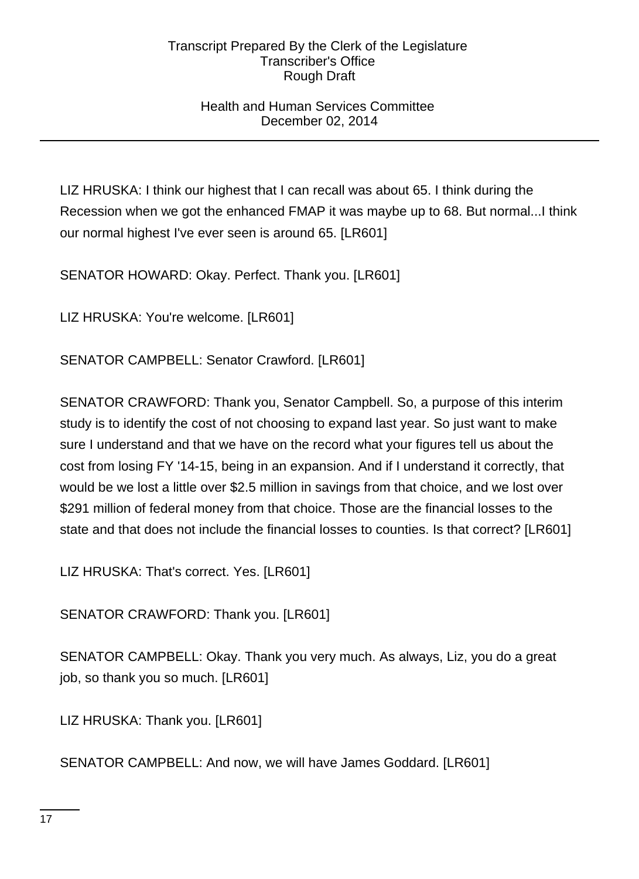LIZ HRUSKA: I think our highest that I can recall was about 65. I think during the Recession when we got the enhanced FMAP it was maybe up to 68. But normal...I think our normal highest I've ever seen is around 65. [LR601]

SENATOR HOWARD: Okay. Perfect. Thank you. [LR601]

LIZ HRUSKA: You're welcome. [LR601]

SENATOR CAMPBELL: Senator Crawford. [LR601]

SENATOR CRAWFORD: Thank you, Senator Campbell. So, a purpose of this interim study is to identify the cost of not choosing to expand last year. So just want to make sure I understand and that we have on the record what your figures tell us about the cost from losing FY '14-15, being in an expansion. And if I understand it correctly, that would be we lost a little over $2.5 million in savings from that choice, and we lost over $291 million of federal money from that choice. Those are the financial losses to the state and that does not include the financial losses to counties. Is that correct? [LR601]

LIZ HRUSKA: That's correct. Yes. [LR601]

SENATOR CRAWFORD: Thank you. [LR601]

SENATOR CAMPBELL: Okay. Thank you very much. As always, Liz, you do a great job, so thank you so much. [LR601]

LIZ HRUSKA: Thank you. [LR601]

SENATOR CAMPBELL: And now, we will have James Goddard. [LR601]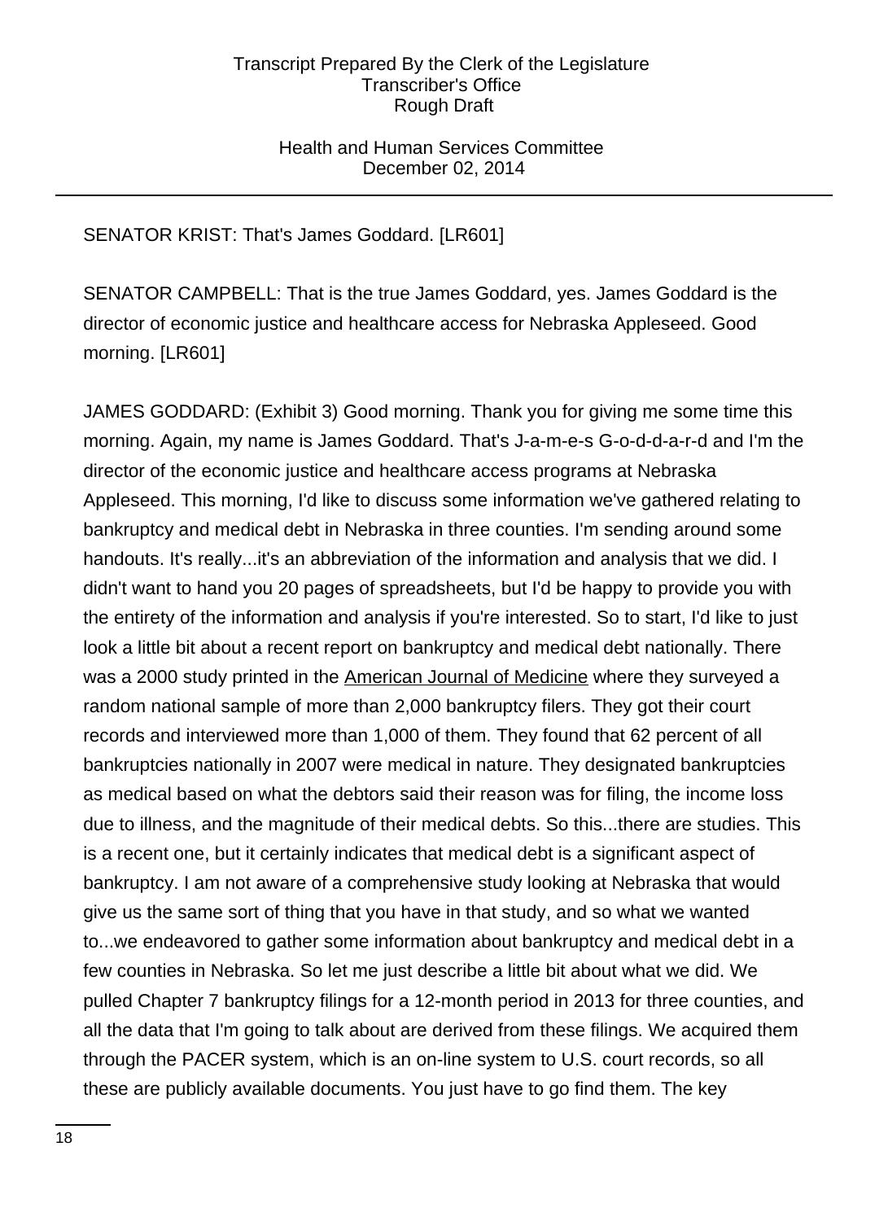SENATOR KRIST: That's James Goddard. [LR601]

SENATOR CAMPBELL: That is the true James Goddard, yes. James Goddard is the director of economic justice and healthcare access for Nebraska Appleseed. Good morning. [LR601]

JAMES GODDARD: (Exhibit 3) Good morning. Thank you for giving me some time this morning. Again, my name is James Goddard. That's J-a-m-e-s G-o-d-d-a-r-d and I'm the director of the economic justice and healthcare access programs at Nebraska Appleseed. This morning, I'd like to discuss some information we've gathered relating to bankruptcy and medical debt in Nebraska in three counties. I'm sending around some handouts. It's really...it's an abbreviation of the information and analysis that we did. I didn't want to hand you 20 pages of spreadsheets, but I'd be happy to provide you with the entirety of the information and analysis if you're interested. So to start, I'd like to just look a little bit about a recent report on bankruptcy and medical debt nationally. There was a 2000 study printed in the American Journal of Medicine where they surveyed a random national sample of more than 2,000 bankruptcy filers. They got their court records and interviewed more than 1,000 of them. They found that 62 percent of all bankruptcies nationally in 2007 were medical in nature. They designated bankruptcies as medical based on what the debtors said their reason was for filing, the income loss due to illness, and the magnitude of their medical debts. So this...there are studies. This is a recent one, but it certainly indicates that medical debt is a significant aspect of bankruptcy. I am not aware of a comprehensive study looking at Nebraska that would give us the same sort of thing that you have in that study, and so what we wanted to...we endeavored to gather some information about bankruptcy and medical debt in a few counties in Nebraska. So let me just describe a little bit about what we did. We pulled Chapter 7 bankruptcy filings for a 12-month period in 2013 for three counties, and all the data that I'm going to talk about are derived from these filings. We acquired them through the PACER system, which is an on-line system to U.S. court records, so all these are publicly available documents. You just have to go find them. The key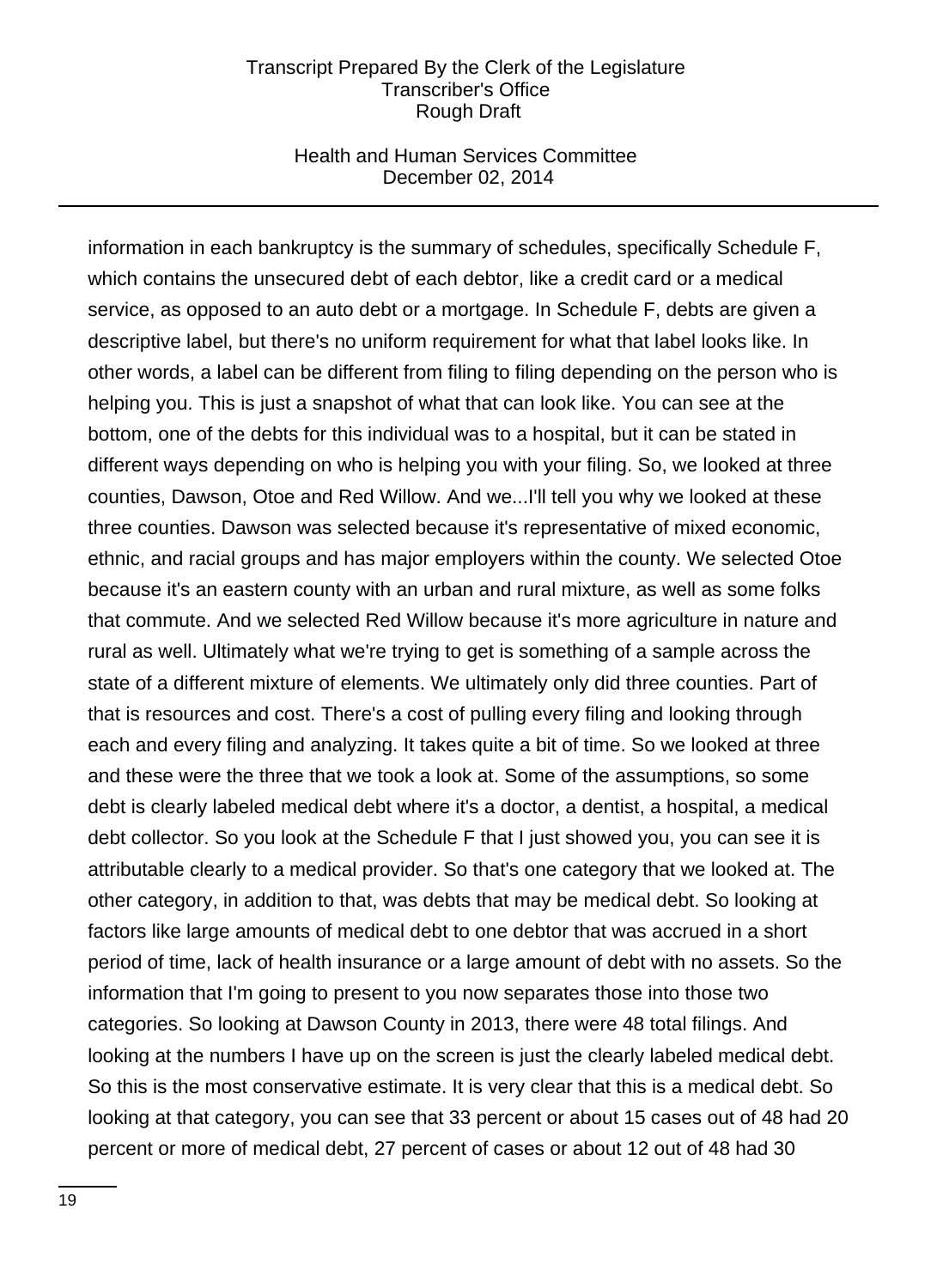information in each bankruptcy is the summary of schedules, specifically Schedule F, which contains the unsecured debt of each debtor, like a credit card or a medical service, as opposed to an auto debt or a mortgage. In Schedule F, debts are given a descriptive label, but there's no uniform requirement for what that label looks like. In other words, a label can be different from filing to filing depending on the person who is helping you. This is just a snapshot of what that can look like. You can see at the bottom, one of the debts for this individual was to a hospital, but it can be stated in different ways depending on who is helping you with your filing. So, we looked at three counties, Dawson, Otoe and Red Willow. And we...I'll tell you why we looked at these three counties. Dawson was selected because it's representative of mixed economic, ethnic, and racial groups and has major employers within the county. We selected Otoe because it's an eastern county with an urban and rural mixture, as well as some folks that commute. And we selected Red Willow because it's more agriculture in nature and rural as well. Ultimately what we're trying to get is something of a sample across the state of a different mixture of elements. We ultimately only did three counties. Part of that is resources and cost. There's a cost of pulling every filing and looking through each and every filing and analyzing. It takes quite a bit of time. So we looked at three and these were the three that we took a look at. Some of the assumptions, so some debt is clearly labeled medical debt where it's a doctor, a dentist, a hospital, a medical debt collector. So you look at the Schedule F that I just showed you, you can see it is attributable clearly to a medical provider. So that's one category that we looked at. The other category, in addition to that, was debts that may be medical debt. So looking at factors like large amounts of medical debt to one debtor that was accrued in a short period of time, lack of health insurance or a large amount of debt with no assets. So the information that I'm going to present to you now separates those into those two categories. So looking at Dawson County in 2013, there were 48 total filings. And looking at the numbers I have up on the screen is just the clearly labeled medical debt. So this is the most conservative estimate. It is very clear that this is a medical debt. So looking at that category, you can see that 33 percent or about 15 cases out of 48 had 20 percent or more of medical debt, 27 percent of cases or about 12 out of 48 had 30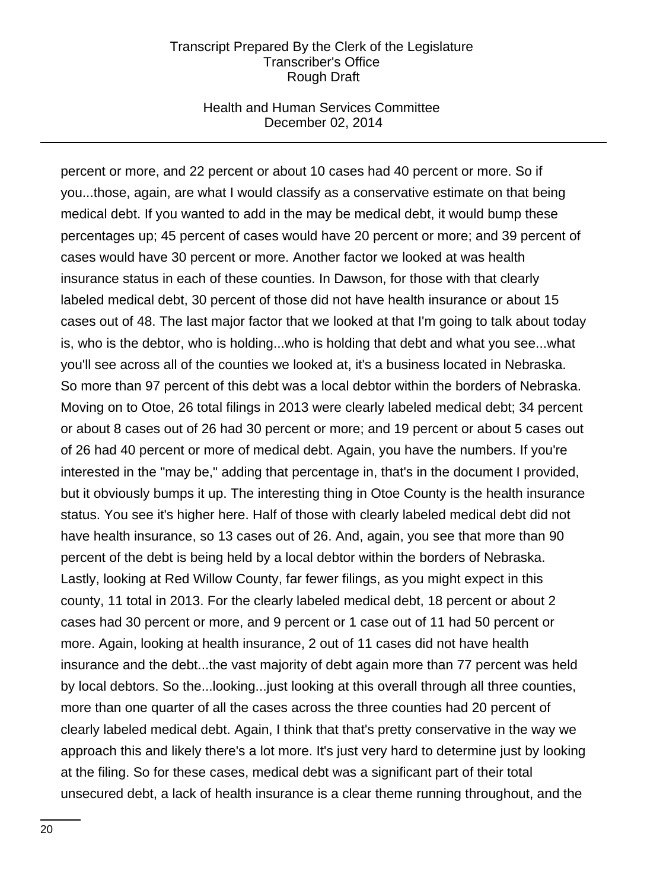percent or more, and 22 percent or about 10 cases had 40 percent or more. So if you...those, again, are what I would classify as a conservative estimate on that being medical debt. If you wanted to add in the may be medical debt, it would bump these percentages up; 45 percent of cases would have 20 percent or more; and 39 percent of cases would have 30 percent or more. Another factor we looked at was health insurance status in each of these counties. In Dawson, for those with that clearly labeled medical debt, 30 percent of those did not have health insurance or about 15 cases out of 48. The last major factor that we looked at that I'm going to talk about today is, who is the debtor, who is holding...who is holding that debt and what you see...what you'll see across all of the counties we looked at, it's a business located in Nebraska. So more than 97 percent of this debt was a local debtor within the borders of Nebraska. Moving on to Otoe, 26 total filings in 2013 were clearly labeled medical debt; 34 percent or about 8 cases out of 26 had 30 percent or more; and 19 percent or about 5 cases out of 26 had 40 percent or more of medical debt. Again, you have the numbers. If you're interested in the "may be," adding that percentage in, that's in the document I provided, but it obviously bumps it up. The interesting thing in Otoe County is the health insurance status. You see it's higher here. Half of those with clearly labeled medical debt did not have health insurance, so 13 cases out of 26. And, again, you see that more than 90 percent of the debt is being held by a local debtor within the borders of Nebraska. Lastly, looking at Red Willow County, far fewer filings, as you might expect in this county, 11 total in 2013. For the clearly labeled medical debt, 18 percent or about 2 cases had 30 percent or more, and 9 percent or 1 case out of 11 had 50 percent or more. Again, looking at health insurance, 2 out of 11 cases did not have health insurance and the debt...the vast majority of debt again more than 77 percent was held by local debtors. So the...looking...just looking at this overall through all three counties, more than one quarter of all the cases across the three counties had 20 percent of clearly labeled medical debt. Again, I think that that's pretty conservative in the way we approach this and likely there's a lot more. It's just very hard to determine just by looking at the filing. So for these cases, medical debt was a significant part of their total unsecured debt, a lack of health insurance is a clear theme running throughout, and the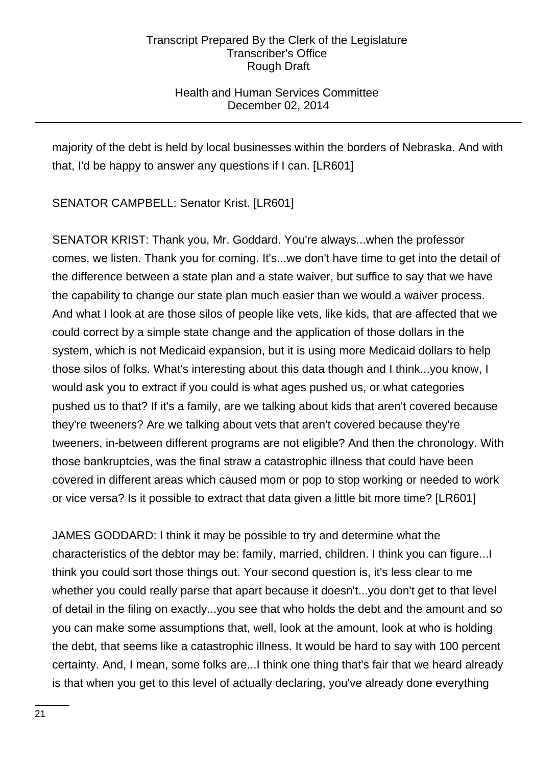majority of the debt is held by local businesses within the borders of Nebraska. And with that, I'd be happy to answer any questions if I can. [LR601]

SENATOR CAMPBELL: Senator Krist. [LR601]

SENATOR KRIST: Thank you, Mr. Goddard. You're always...when the professor comes, we listen. Thank you for coming. It's...we don't have time to get into the detail of the difference between a state plan and a state waiver, but suffice to say that we have the capability to change our state plan much easier than we would a waiver process. And what I look at are those silos of people like vets, like kids, that are affected that we could correct by a simple state change and the application of those dollars in the system, which is not Medicaid expansion, but it is using more Medicaid dollars to help those silos of folks. What's interesting about this data though and I think...you know, I would ask you to extract if you could is what ages pushed us, or what categories pushed us to that? If it's a family, are we talking about kids that aren't covered because they're tweeners? Are we talking about vets that aren't covered because they're tweeners, in-between different programs are not eligible? And then the chronology. With those bankruptcies, was the final straw a catastrophic illness that could have been covered in different areas which caused mom or pop to stop working or needed to work or vice versa? Is it possible to extract that data given a little bit more time? [LR601]

JAMES GODDARD: I think it may be possible to try and determine what the characteristics of the debtor may be: family, married, children. I think you can figure...I think you could sort those things out. Your second question is, it's less clear to me whether you could really parse that apart because it doesn't...you don't get to that level of detail in the filing on exactly...you see that who holds the debt and the amount and so you can make some assumptions that, well, look at the amount, look at who is holding the debt, that seems like a catastrophic illness. It would be hard to say with 100 percent certainty. And, I mean, some folks are...I think one thing that's fair that we heard already is that when you get to this level of actually declaring, you've already done everything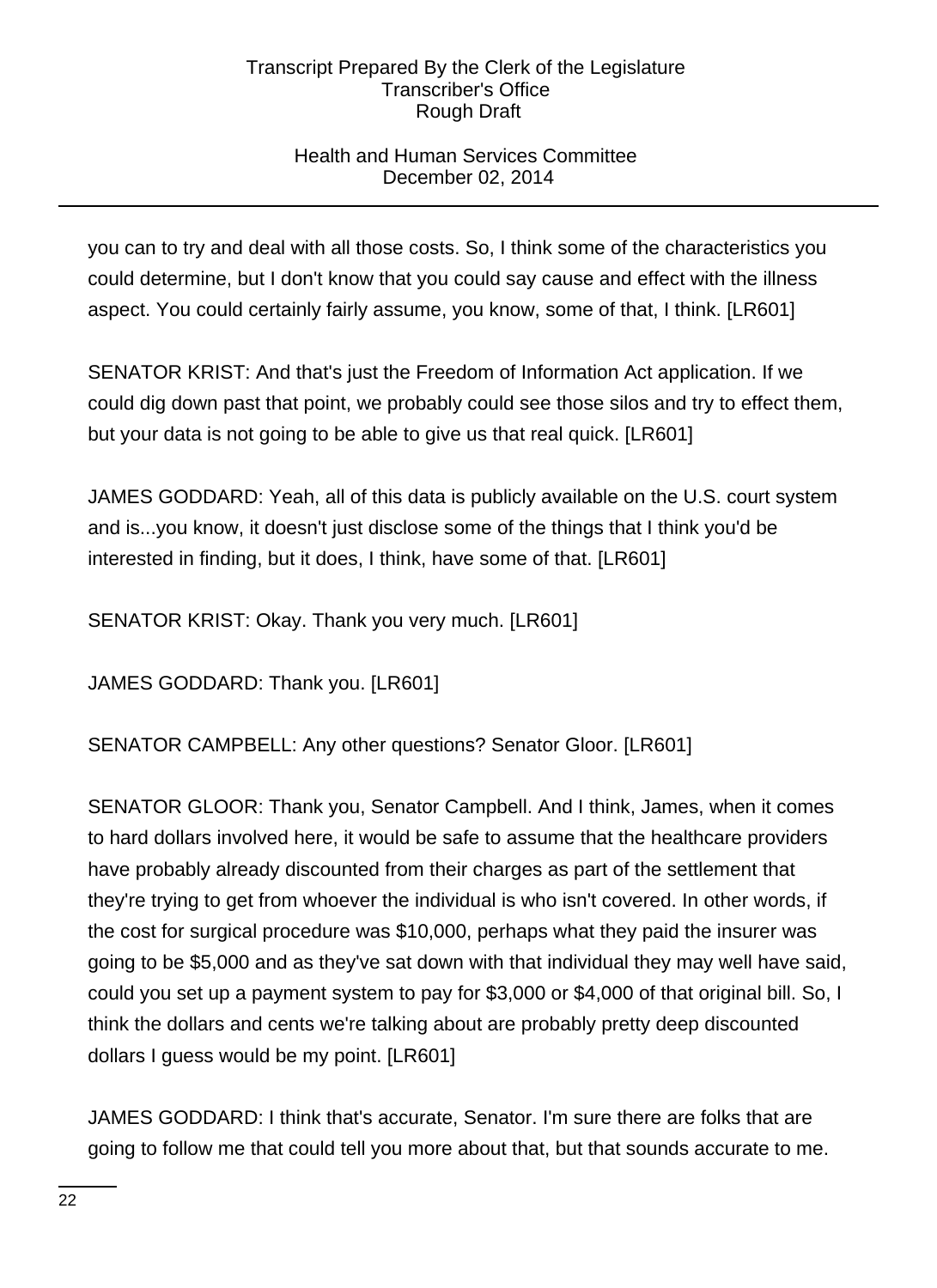you can to try and deal with all those costs. So, I think some of the characteristics you could determine, but I don't know that you could say cause and effect with the illness aspect. You could certainly fairly assume, you know, some of that, I think. [LR601]

SENATOR KRIST: And that's just the Freedom of Information Act application. If we could dig down past that point, we probably could see those silos and try to effect them, but your data is not going to be able to give us that real quick. [LR601]

JAMES GODDARD: Yeah, all of this data is publicly available on the U.S. court system and is...you know, it doesn't just disclose some of the things that I think you'd be interested in finding, but it does, I think, have some of that. [LR601]

SENATOR KRIST: Okay. Thank you very much. [LR601]

JAMES GODDARD: Thank you. [LR601]

SENATOR CAMPBELL: Any other questions? Senator Gloor. [LR601]

SENATOR GLOOR: Thank you, Senator Campbell. And I think, James, when it comes to hard dollars involved here, it would be safe to assume that the healthcare providers have probably already discounted from their charges as part of the settlement that they're trying to get from whoever the individual is who isn't covered. In other words, if the cost for surgical procedure was $10,000, perhaps what they paid the insurer was going to be $5,000 and as they've sat down with that individual they may well have said, could you set up a payment system to pay for $3,000 or $4,000 of that original bill. So, I think the dollars and cents we're talking about are probably pretty deep discounted dollars I guess would be my point. [LR601]

JAMES GODDARD: I think that's accurate, Senator. I'm sure there are folks that are going to follow me that could tell you more about that, but that sounds accurate to me.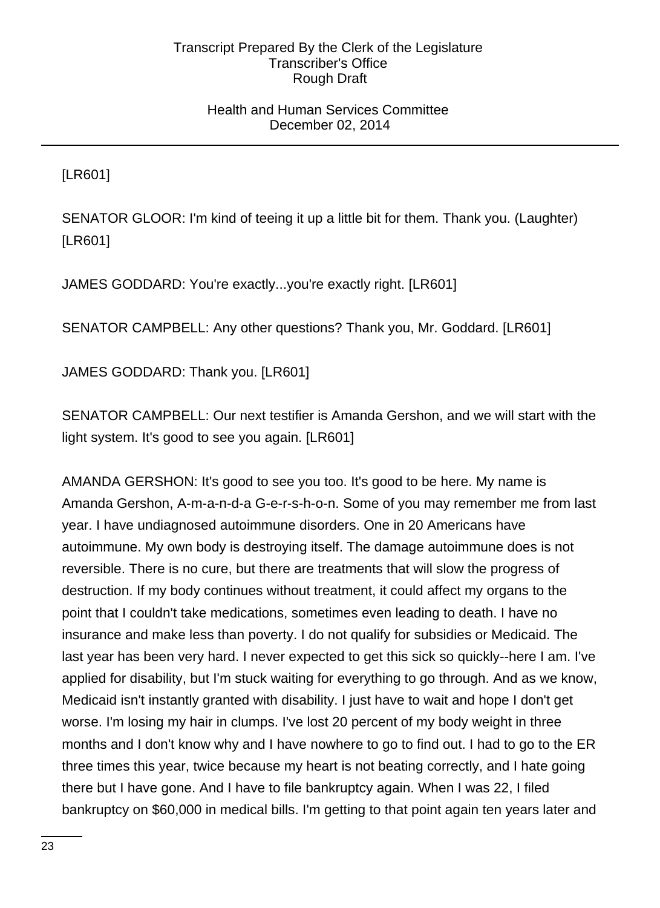[LR601]

SENATOR GLOOR: I'm kind of teeing it up a little bit for them. Thank you. (Laughter) [LR601]

JAMES GODDARD: You're exactly...you're exactly right. [LR601]

SENATOR CAMPBELL: Any other questions? Thank you, Mr. Goddard. [LR601]

JAMES GODDARD: Thank you. [LR601]

SENATOR CAMPBELL: Our next testifier is Amanda Gershon, and we will start with the light system. It's good to see you again. [LR601]

AMANDA GERSHON: It's good to see you too. It's good to be here. My name is Amanda Gershon, A-m-a-n-d-a G-e-r-s-h-o-n. Some of you may remember me from last year. I have undiagnosed autoimmune disorders. One in 20 Americans have autoimmune. My own body is destroying itself. The damage autoimmune does is not reversible. There is no cure, but there are treatments that will slow the progress of destruction. If my body continues without treatment, it could affect my organs to the point that I couldn't take medications, sometimes even leading to death. I have no insurance and make less than poverty. I do not qualify for subsidies or Medicaid. The last year has been very hard. I never expected to get this sick so quickly--here I am. I've applied for disability, but I'm stuck waiting for everything to go through. And as we know, Medicaid isn't instantly granted with disability. I just have to wait and hope I don't get worse. I'm losing my hair in clumps. I've lost 20 percent of my body weight in three months and I don't know why and I have nowhere to go to find out. I had to go to the ER three times this year, twice because my heart is not beating correctly, and I hate going there but I have gone. And I have to file bankruptcy again. When I was 22, I filed bankruptcy on $60,000 in medical bills. I'm getting to that point again ten years later and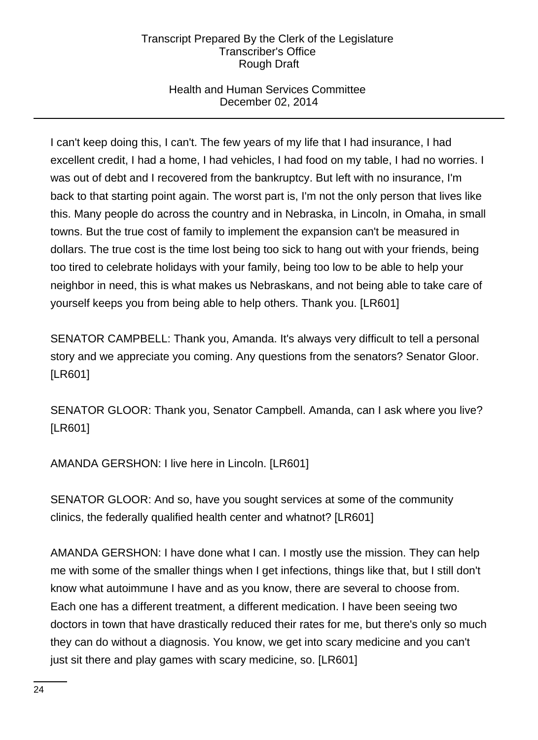I can't keep doing this, I can't. The few years of my life that I had insurance, I had excellent credit, I had a home, I had vehicles, I had food on my table, I had no worries. I was out of debt and I recovered from the bankruptcy. But left with no insurance, I'm back to that starting point again. The worst part is, I'm not the only person that lives like this. Many people do across the country and in Nebraska, in Lincoln, in Omaha, in small towns. But the true cost of family to implement the expansion can't be measured in dollars. The true cost is the time lost being too sick to hang out with your friends, being too tired to celebrate holidays with your family, being too low to be able to help your neighbor in need, this is what makes us Nebraskans, and not being able to take care of yourself keeps you from being able to help others. Thank you. [LR601]

SENATOR CAMPBELL: Thank you, Amanda. It's always very difficult to tell a personal story and we appreciate you coming. Any questions from the senators? Senator Gloor. [LR601]

SENATOR GLOOR: Thank you, Senator Campbell. Amanda, can I ask where you live? [LR601]

AMANDA GERSHON: I live here in Lincoln. [LR601]

SENATOR GLOOR: And so, have you sought services at some of the community clinics, the federally qualified health center and whatnot? [LR601]

AMANDA GERSHON: I have done what I can. I mostly use the mission. They can help me with some of the smaller things when I get infections, things like that, but I still don't know what autoimmune I have and as you know, there are several to choose from. Each one has a different treatment, a different medication. I have been seeing two doctors in town that have drastically reduced their rates for me, but there's only so much they can do without a diagnosis. You know, we get into scary medicine and you can't just sit there and play games with scary medicine, so. [LR601]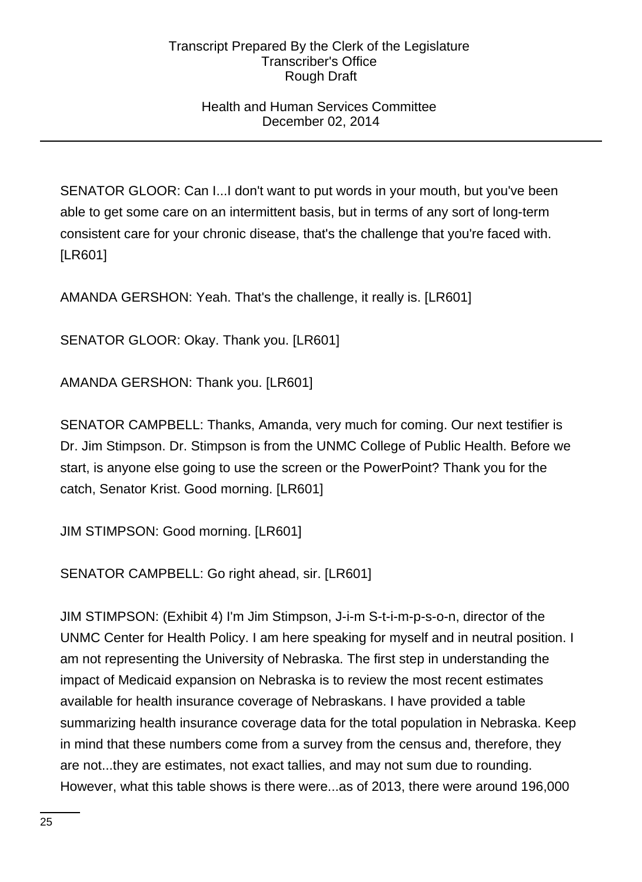SENATOR GLOOR: Can I...I don't want to put words in your mouth, but you've been able to get some care on an intermittent basis, but in terms of any sort of long-term consistent care for your chronic disease, that's the challenge that you're faced with. [LR601]

AMANDA GERSHON: Yeah. That's the challenge, it really is. [LR601]

SENATOR GLOOR: Okay. Thank you. [LR601]

AMANDA GERSHON: Thank you. [LR601]

SENATOR CAMPBELL: Thanks, Amanda, very much for coming. Our next testifier is Dr. Jim Stimpson. Dr. Stimpson is from the UNMC College of Public Health. Before we start, is anyone else going to use the screen or the PowerPoint? Thank you for the catch, Senator Krist. Good morning. [LR601]

JIM STIMPSON: Good morning. [LR601]

SENATOR CAMPBELL: Go right ahead, sir. [LR601]

JIM STIMPSON: (Exhibit 4) I'm Jim Stimpson, J-i-m S-t-i-m-p-s-o-n, director of the UNMC Center for Health Policy. I am here speaking for myself and in neutral position. I am not representing the University of Nebraska. The first step in understanding the impact of Medicaid expansion on Nebraska is to review the most recent estimates available for health insurance coverage of Nebraskans. I have provided a table summarizing health insurance coverage data for the total population in Nebraska. Keep in mind that these numbers come from a survey from the census and, therefore, they are not...they are estimates, not exact tallies, and may not sum due to rounding. However, what this table shows is there were...as of 2013, there were around 196,000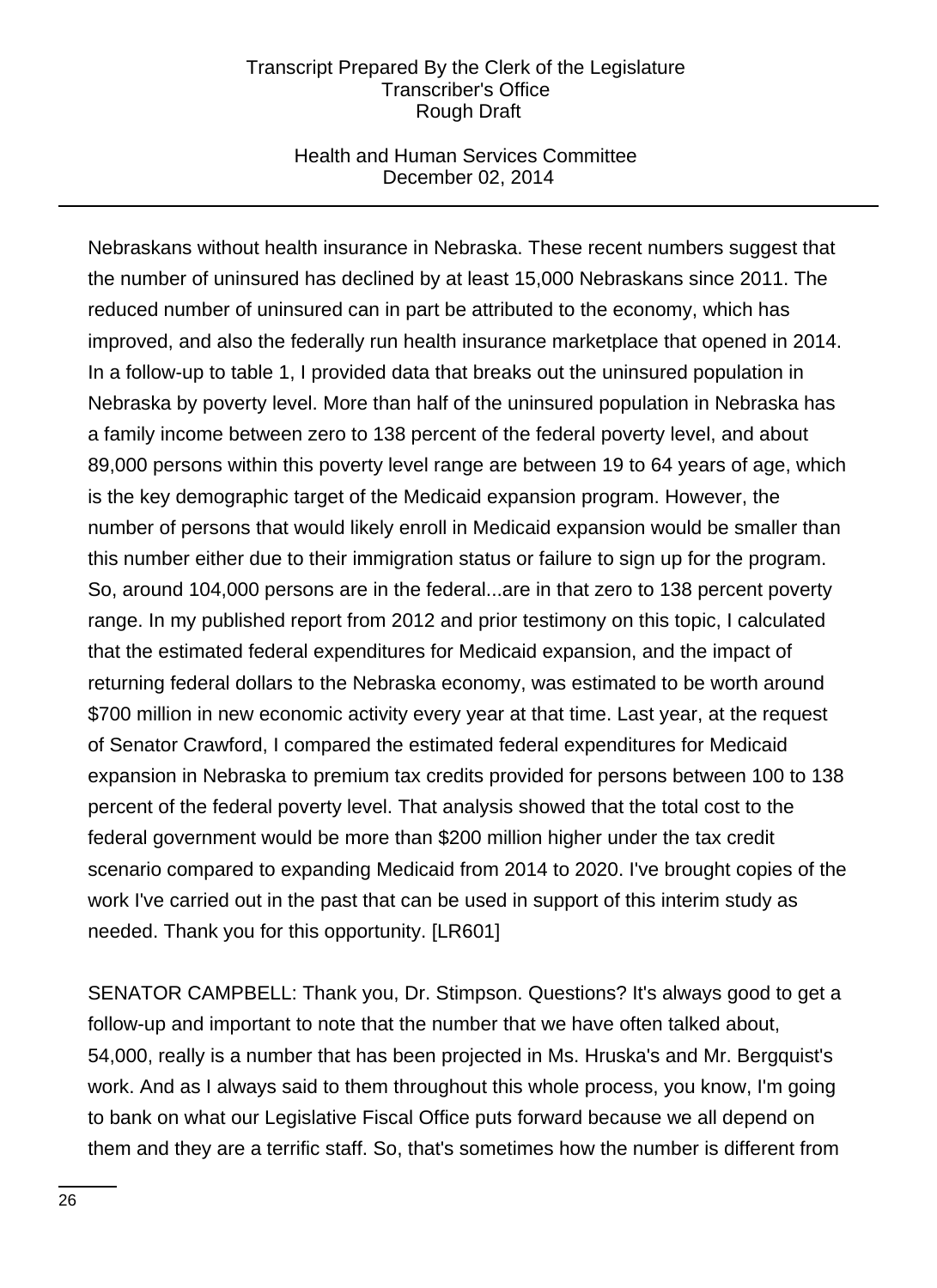Nebraskans without health insurance in Nebraska. These recent numbers suggest that the number of uninsured has declined by at least 15,000 Nebraskans since 2011. The reduced number of uninsured can in part be attributed to the economy, which has improved, and also the federally run health insurance marketplace that opened in 2014. In a follow-up to table 1, I provided data that breaks out the uninsured population in Nebraska by poverty level. More than half of the uninsured population in Nebraska has a family income between zero to 138 percent of the federal poverty level, and about 89,000 persons within this poverty level range are between 19 to 64 years of age, which is the key demographic target of the Medicaid expansion program. However, the number of persons that would likely enroll in Medicaid expansion would be smaller than this number either due to their immigration status or failure to sign up for the program. So, around 104,000 persons are in the federal...are in that zero to 138 percent poverty range. In my published report from 2012 and prior testimony on this topic, I calculated that the estimated federal expenditures for Medicaid expansion, and the impact of returning federal dollars to the Nebraska economy, was estimated to be worth around $700 million in new economic activity every year at that time. Last year, at the request of Senator Crawford, I compared the estimated federal expenditures for Medicaid expansion in Nebraska to premium tax credits provided for persons between 100 to 138 percent of the federal poverty level. That analysis showed that the total cost to the federal government would be more than $200 million higher under the tax credit scenario compared to expanding Medicaid from 2014 to 2020. I've brought copies of the work I've carried out in the past that can be used in support of this interim study as needed. Thank you for this opportunity. [LR601]

SENATOR CAMPBELL: Thank you, Dr. Stimpson. Questions? It's always good to get a follow-up and important to note that the number that we have often talked about, 54,000, really is a number that has been projected in Ms. Hruska's and Mr. Bergquist's work. And as I always said to them throughout this whole process, you know, I'm going to bank on what our Legislative Fiscal Office puts forward because we all depend on them and they are a terrific staff. So, that's sometimes how the number is different from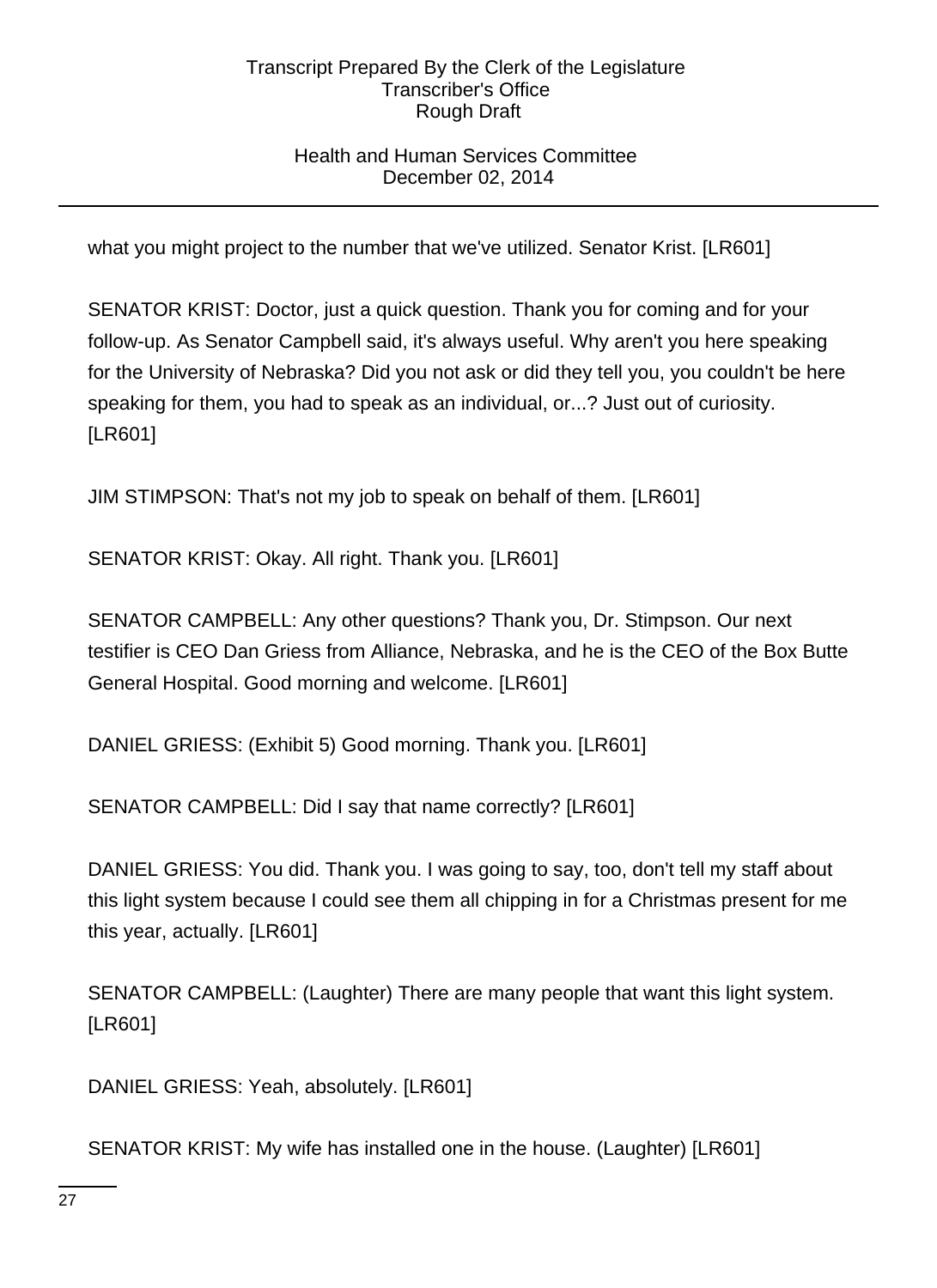what you might project to the number that we've utilized. Senator Krist. [LR601]

SENATOR KRIST: Doctor, just a quick question. Thank you for coming and for your follow-up. As Senator Campbell said, it's always useful. Why aren't you here speaking for the University of Nebraska? Did you not ask or did they tell you, you couldn't be here speaking for them, you had to speak as an individual, or...? Just out of curiosity. [LR601]

JIM STIMPSON: That's not my job to speak on behalf of them. [LR601]

SENATOR KRIST: Okay. All right. Thank you. [LR601]

SENATOR CAMPBELL: Any other questions? Thank you, Dr. Stimpson. Our next testifier is CEO Dan Griess from Alliance, Nebraska, and he is the CEO of the Box Butte General Hospital. Good morning and welcome. [LR601]

DANIEL GRIESS: (Exhibit 5) Good morning. Thank you. [LR601]

SENATOR CAMPBELL: Did I say that name correctly? [LR601]

DANIEL GRIESS: You did. Thank you. I was going to say, too, don't tell my staff about this light system because I could see them all chipping in for a Christmas present for me this year, actually. [LR601]

SENATOR CAMPBELL: (Laughter) There are many people that want this light system. [LR601]

DANIEL GRIESS: Yeah, absolutely. [LR601]

SENATOR KRIST: My wife has installed one in the house. (Laughter) [LR601]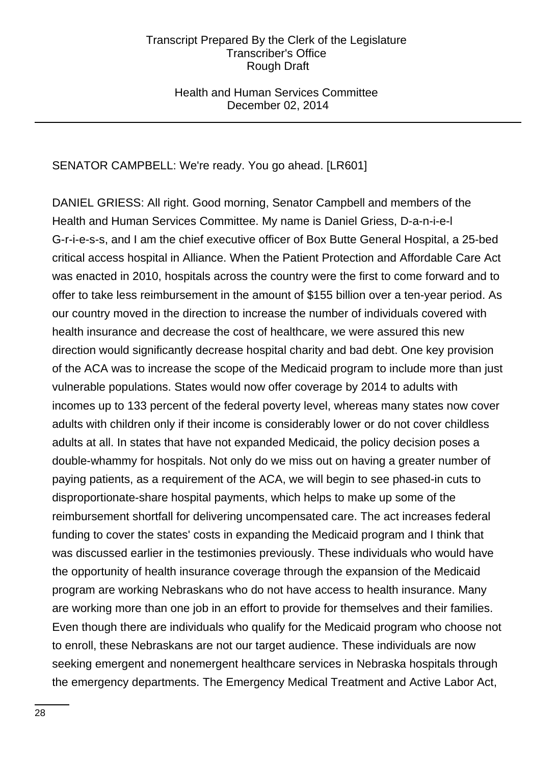SENATOR CAMPBELL: We're ready. You go ahead. [LR601]

DANIEL GRIESS: All right. Good morning, Senator Campbell and members of the Health and Human Services Committee. My name is Daniel Griess, D-a-n-i-e-l G-r-i-e-s-s, and I am the chief executive officer of Box Butte General Hospital, a 25-bed critical access hospital in Alliance. When the Patient Protection and Affordable Care Act was enacted in 2010, hospitals across the country were the first to come forward and to offer to take less reimbursement in the amount of $155 billion over a ten-year period. As our country moved in the direction to increase the number of individuals covered with health insurance and decrease the cost of healthcare, we were assured this new direction would significantly decrease hospital charity and bad debt. One key provision of the ACA was to increase the scope of the Medicaid program to include more than just vulnerable populations. States would now offer coverage by 2014 to adults with incomes up to 133 percent of the federal poverty level, whereas many states now cover adults with children only if their income is considerably lower or do not cover childless adults at all. In states that have not expanded Medicaid, the policy decision poses a double-whammy for hospitals. Not only do we miss out on having a greater number of paying patients, as a requirement of the ACA, we will begin to see phased-in cuts to disproportionate-share hospital payments, which helps to make up some of the reimbursement shortfall for delivering uncompensated care. The act increases federal funding to cover the states' costs in expanding the Medicaid program and I think that was discussed earlier in the testimonies previously. These individuals who would have the opportunity of health insurance coverage through the expansion of the Medicaid program are working Nebraskans who do not have access to health insurance. Many are working more than one job in an effort to provide for themselves and their families. Even though there are individuals who qualify for the Medicaid program who choose not to enroll, these Nebraskans are not our target audience. These individuals are now seeking emergent and nonemergent healthcare services in Nebraska hospitals through the emergency departments. The Emergency Medical Treatment and Active Labor Act,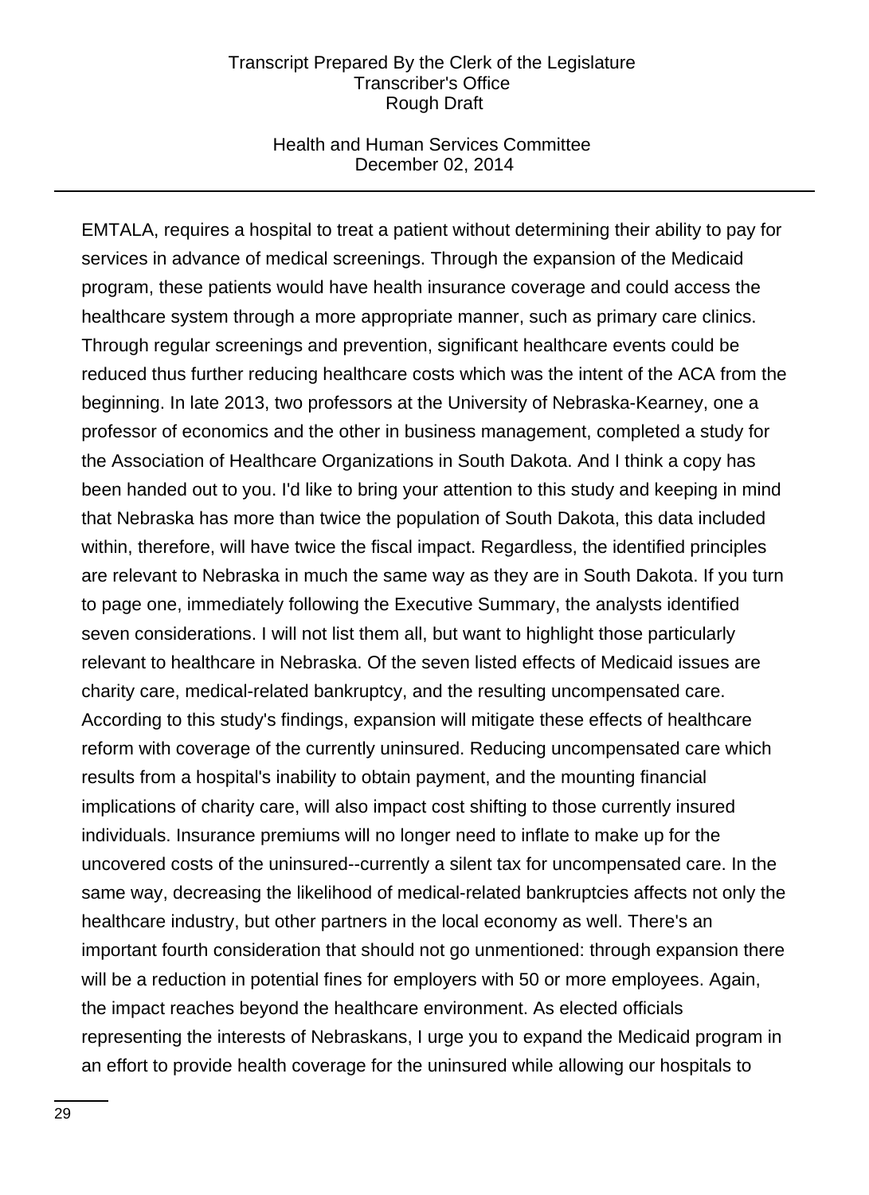EMTALA, requires a hospital to treat a patient without determining their ability to pay for services in advance of medical screenings. Through the expansion of the Medicaid program, these patients would have health insurance coverage and could access the healthcare system through a more appropriate manner, such as primary care clinics. Through regular screenings and prevention, significant healthcare events could be reduced thus further reducing healthcare costs which was the intent of the ACA from the beginning. In late 2013, two professors at the University of Nebraska-Kearney, one a professor of economics and the other in business management, completed a study for the Association of Healthcare Organizations in South Dakota. And I think a copy has been handed out to you. I'd like to bring your attention to this study and keeping in mind that Nebraska has more than twice the population of South Dakota, this data included within, therefore, will have twice the fiscal impact. Regardless, the identified principles are relevant to Nebraska in much the same way as they are in South Dakota. If you turn to page one, immediately following the Executive Summary, the analysts identified seven considerations. I will not list them all, but want to highlight those particularly relevant to healthcare in Nebraska. Of the seven listed effects of Medicaid issues are charity care, medical-related bankruptcy, and the resulting uncompensated care. According to this study's findings, expansion will mitigate these effects of healthcare reform with coverage of the currently uninsured. Reducing uncompensated care which results from a hospital's inability to obtain payment, and the mounting financial implications of charity care, will also impact cost shifting to those currently insured individuals. Insurance premiums will no longer need to inflate to make up for the uncovered costs of the uninsured--currently a silent tax for uncompensated care. In the same way, decreasing the likelihood of medical-related bankruptcies affects not only the healthcare industry, but other partners in the local economy as well. There's an important fourth consideration that should not go unmentioned: through expansion there will be a reduction in potential fines for employers with 50 or more employees. Again, the impact reaches beyond the healthcare environment. As elected officials representing the interests of Nebraskans, I urge you to expand the Medicaid program in an effort to provide health coverage for the uninsured while allowing our hospitals to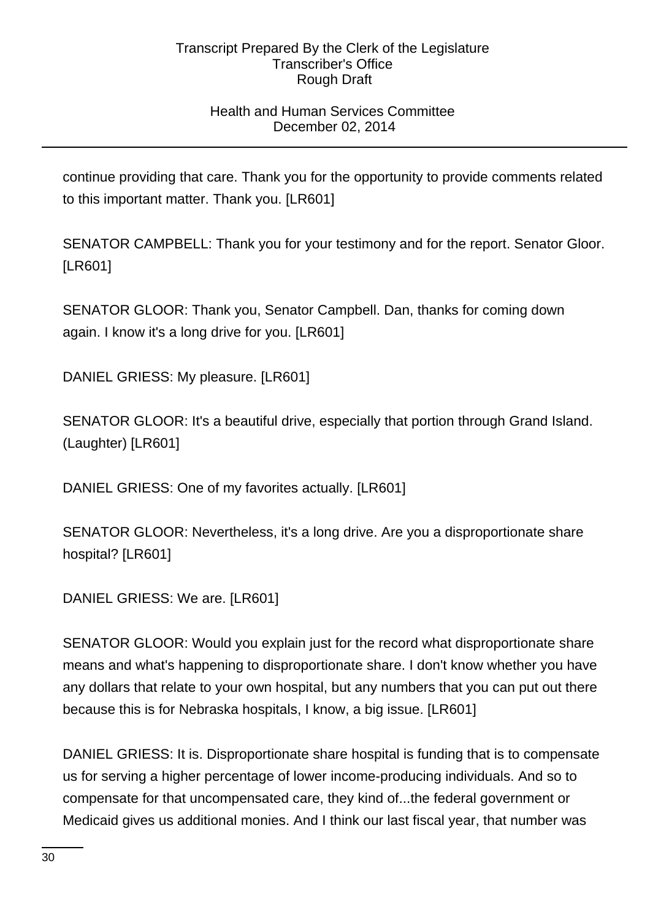continue providing that care. Thank you for the opportunity to provide comments related to this important matter. Thank you. [LR601]

SENATOR CAMPBELL: Thank you for your testimony and for the report. Senator Gloor. [LR601]

SENATOR GLOOR: Thank you, Senator Campbell. Dan, thanks for coming down again. I know it's a long drive for you. [LR601]

DANIEL GRIESS: My pleasure. [LR601]

SENATOR GLOOR: It's a beautiful drive, especially that portion through Grand Island. (Laughter) [LR601]

DANIEL GRIESS: One of my favorites actually. [LR601]

SENATOR GLOOR: Nevertheless, it's a long drive. Are you a disproportionate share hospital? [LR601]

DANIEL GRIESS: We are. [LR601]

SENATOR GLOOR: Would you explain just for the record what disproportionate share means and what's happening to disproportionate share. I don't know whether you have any dollars that relate to your own hospital, but any numbers that you can put out there because this is for Nebraska hospitals, I know, a big issue. [LR601]

DANIEL GRIESS: It is. Disproportionate share hospital is funding that is to compensate us for serving a higher percentage of lower income-producing individuals. And so to compensate for that uncompensated care, they kind of...the federal government or Medicaid gives us additional monies. And I think our last fiscal year, that number was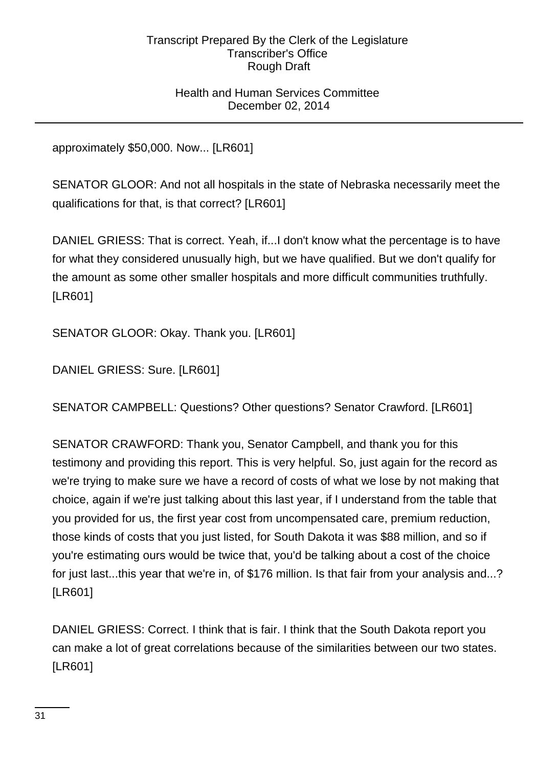approximately $50,000. Now... [LR601]

SENATOR GLOOR: And not all hospitals in the state of Nebraska necessarily meet the qualifications for that, is that correct? [LR601]

DANIEL GRIESS: That is correct. Yeah, if...I don't know what the percentage is to have for what they considered unusually high, but we have qualified. But we don't qualify for the amount as some other smaller hospitals and more difficult communities truthfully. [LR601]

SENATOR GLOOR: Okay. Thank you. [LR601]

DANIEL GRIESS: Sure. [LR601]

SENATOR CAMPBELL: Questions? Other questions? Senator Crawford. [LR601]

SENATOR CRAWFORD: Thank you, Senator Campbell, and thank you for this testimony and providing this report. This is very helpful. So, just again for the record as we're trying to make sure we have a record of costs of what we lose by not making that choice, again if we're just talking about this last year, if I understand from the table that you provided for us, the first year cost from uncompensated care, premium reduction, those kinds of costs that you just listed, for South Dakota it was $88 million, and so if you're estimating ours would be twice that, you'd be talking about a cost of the choice for just last...this year that we're in, of $176 million. Is that fair from your analysis and...? [LR601]

DANIEL GRIESS: Correct. I think that is fair. I think that the South Dakota report you can make a lot of great correlations because of the similarities between our two states. [LR601]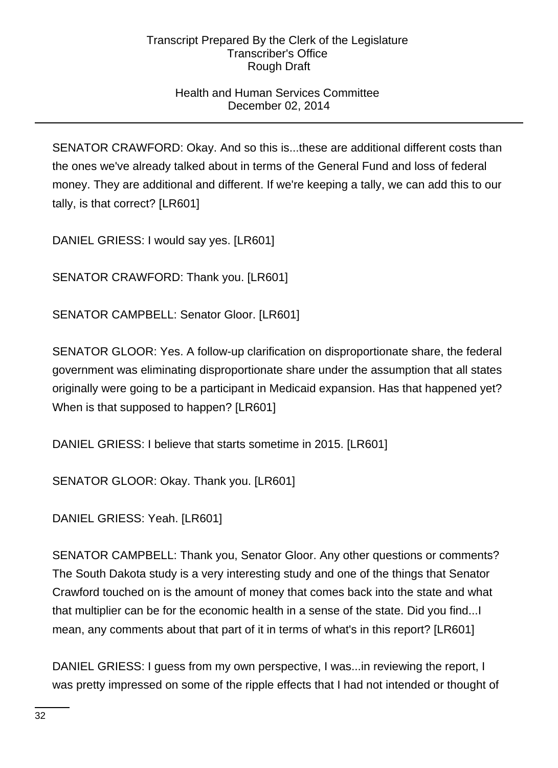SENATOR CRAWFORD: Okay. And so this is...these are additional different costs than the ones we've already talked about in terms of the General Fund and loss of federal money. They are additional and different. If we're keeping a tally, we can add this to our tally, is that correct? [LR601]

DANIEL GRIESS: I would say yes. [LR601]

SENATOR CRAWFORD: Thank you. [LR601]

SENATOR CAMPBELL: Senator Gloor. [LR601]

SENATOR GLOOR: Yes. A follow-up clarification on disproportionate share, the federal government was eliminating disproportionate share under the assumption that all states originally were going to be a participant in Medicaid expansion. Has that happened yet? When is that supposed to happen? [LR601]

DANIEL GRIESS: I believe that starts sometime in 2015. [LR601]

SENATOR GLOOR: Okay. Thank you. [LR601]

DANIEL GRIESS: Yeah. [LR601]

SENATOR CAMPBELL: Thank you, Senator Gloor. Any other questions or comments? The South Dakota study is a very interesting study and one of the things that Senator Crawford touched on is the amount of money that comes back into the state and what that multiplier can be for the economic health in a sense of the state. Did you find...I mean, any comments about that part of it in terms of what's in this report? [LR601]

DANIEL GRIESS: I guess from my own perspective, I was...in reviewing the report, I was pretty impressed on some of the ripple effects that I had not intended or thought of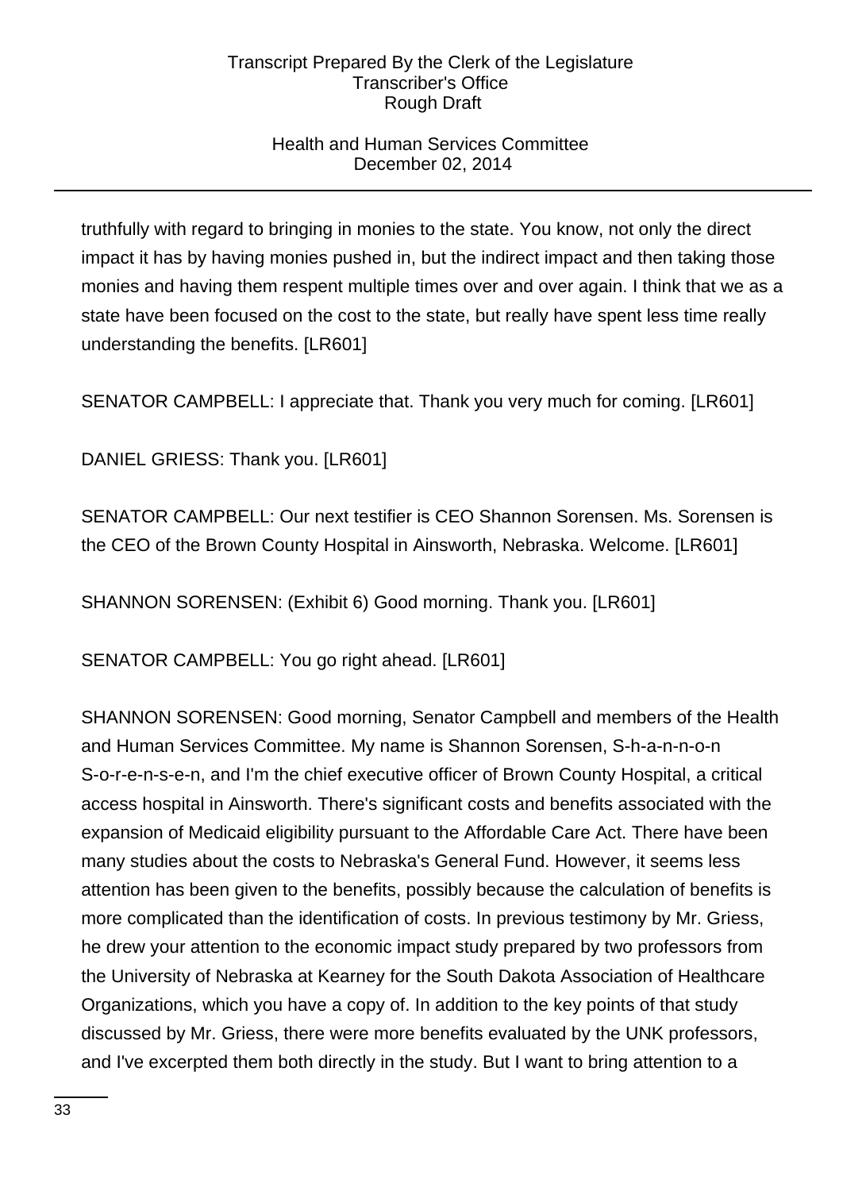truthfully with regard to bringing in monies to the state. You know, not only the direct impact it has by having monies pushed in, but the indirect impact and then taking those monies and having them respent multiple times over and over again. I think that we as a state have been focused on the cost to the state, but really have spent less time really understanding the benefits. [LR601]

SENATOR CAMPBELL: I appreciate that. Thank you very much for coming. [LR601]

DANIEL GRIESS: Thank you. [LR601]

SENATOR CAMPBELL: Our next testifier is CEO Shannon Sorensen. Ms. Sorensen is the CEO of the Brown County Hospital in Ainsworth, Nebraska. Welcome. [LR601]

SHANNON SORENSEN: (Exhibit 6) Good morning. Thank you. [LR601]

SENATOR CAMPBELL: You go right ahead. [LR601]

SHANNON SORENSEN: Good morning, Senator Campbell and members of the Health and Human Services Committee. My name is Shannon Sorensen, S-h-a-n-n-o-n S-o-r-e-n-s-e-n, and I'm the chief executive officer of Brown County Hospital, a critical access hospital in Ainsworth. There's significant costs and benefits associated with the expansion of Medicaid eligibility pursuant to the Affordable Care Act. There have been many studies about the costs to Nebraska's General Fund. However, it seems less attention has been given to the benefits, possibly because the calculation of benefits is more complicated than the identification of costs. In previous testimony by Mr. Griess, he drew your attention to the economic impact study prepared by two professors from the University of Nebraska at Kearney for the South Dakota Association of Healthcare Organizations, which you have a copy of. In addition to the key points of that study discussed by Mr. Griess, there were more benefits evaluated by the UNK professors, and I've excerpted them both directly in the study. But I want to bring attention to a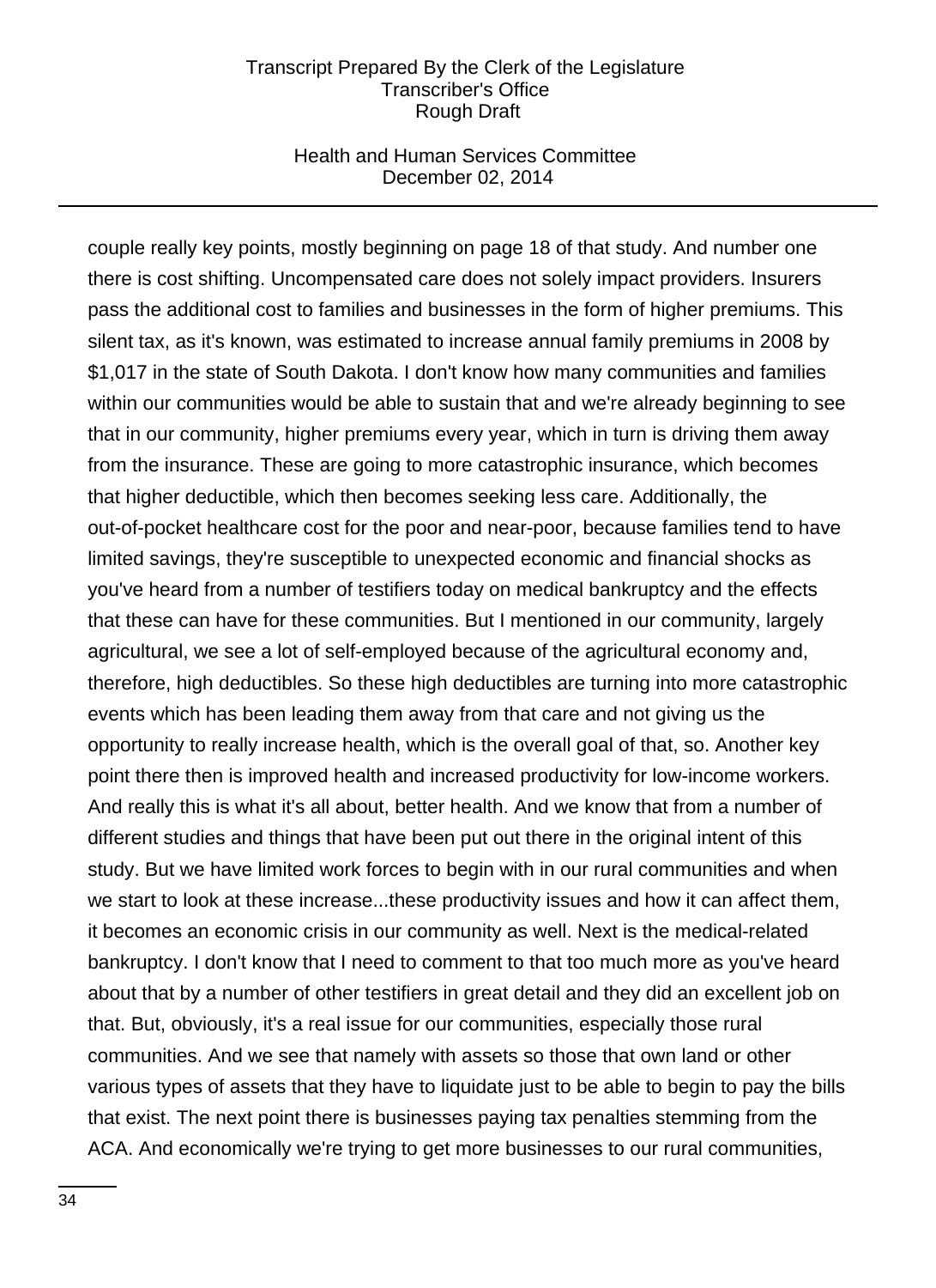couple really key points, mostly beginning on page 18 of that study. And number one there is cost shifting. Uncompensated care does not solely impact providers. Insurers pass the additional cost to families and businesses in the form of higher premiums. This silent tax, as it's known, was estimated to increase annual family premiums in 2008 by $1,017 in the state of South Dakota. I don't know how many communities and families within our communities would be able to sustain that and we're already beginning to see that in our community, higher premiums every year, which in turn is driving them away from the insurance. These are going to more catastrophic insurance, which becomes that higher deductible, which then becomes seeking less care. Additionally, the out-of-pocket healthcare cost for the poor and near-poor, because families tend to have limited savings, they're susceptible to unexpected economic and financial shocks as you've heard from a number of testifiers today on medical bankruptcy and the effects that these can have for these communities. But I mentioned in our community, largely agricultural, we see a lot of self-employed because of the agricultural economy and, therefore, high deductibles. So these high deductibles are turning into more catastrophic events which has been leading them away from that care and not giving us the opportunity to really increase health, which is the overall goal of that, so. Another key point there then is improved health and increased productivity for low-income workers. And really this is what it's all about, better health. And we know that from a number of different studies and things that have been put out there in the original intent of this study. But we have limited work forces to begin with in our rural communities and when we start to look at these increase...these productivity issues and how it can affect them, it becomes an economic crisis in our community as well. Next is the medical-related bankruptcy. I don't know that I need to comment to that too much more as you've heard about that by a number of other testifiers in great detail and they did an excellent job on that. But, obviously, it's a real issue for our communities, especially those rural communities. And we see that namely with assets so those that own land or other various types of assets that they have to liquidate just to be able to begin to pay the bills that exist. The next point there is businesses paying tax penalties stemming from the ACA. And economically we're trying to get more businesses to our rural communities,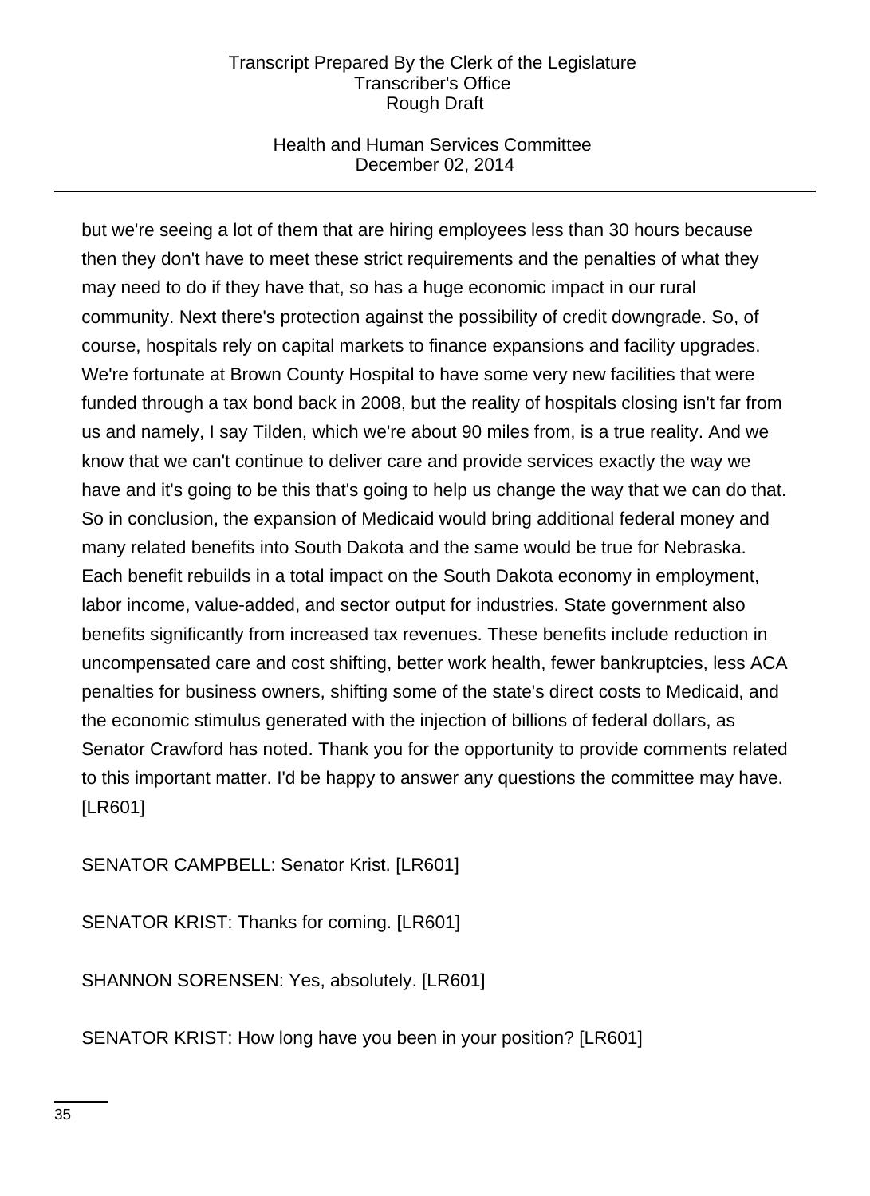but we're seeing a lot of them that are hiring employees less than 30 hours because then they don't have to meet these strict requirements and the penalties of what they may need to do if they have that, so has a huge economic impact in our rural community. Next there's protection against the possibility of credit downgrade. So, of course, hospitals rely on capital markets to finance expansions and facility upgrades. We're fortunate at Brown County Hospital to have some very new facilities that were funded through a tax bond back in 2008, but the reality of hospitals closing isn't far from us and namely, I say Tilden, which we're about 90 miles from, is a true reality. And we know that we can't continue to deliver care and provide services exactly the way we have and it's going to be this that's going to help us change the way that we can do that. So in conclusion, the expansion of Medicaid would bring additional federal money and many related benefits into South Dakota and the same would be true for Nebraska. Each benefit rebuilds in a total impact on the South Dakota economy in employment, labor income, value-added, and sector output for industries. State government also benefits significantly from increased tax revenues. These benefits include reduction in uncompensated care and cost shifting, better work health, fewer bankruptcies, less ACA penalties for business owners, shifting some of the state's direct costs to Medicaid, and the economic stimulus generated with the injection of billions of federal dollars, as Senator Crawford has noted. Thank you for the opportunity to provide comments related to this important matter. I'd be happy to answer any questions the committee may have. [LR601]

SENATOR CAMPBELL: Senator Krist. [LR601]

SENATOR KRIST: Thanks for coming. [LR601]

SHANNON SORENSEN: Yes, absolutely. [LR601]

SENATOR KRIST: How long have you been in your position? [LR601]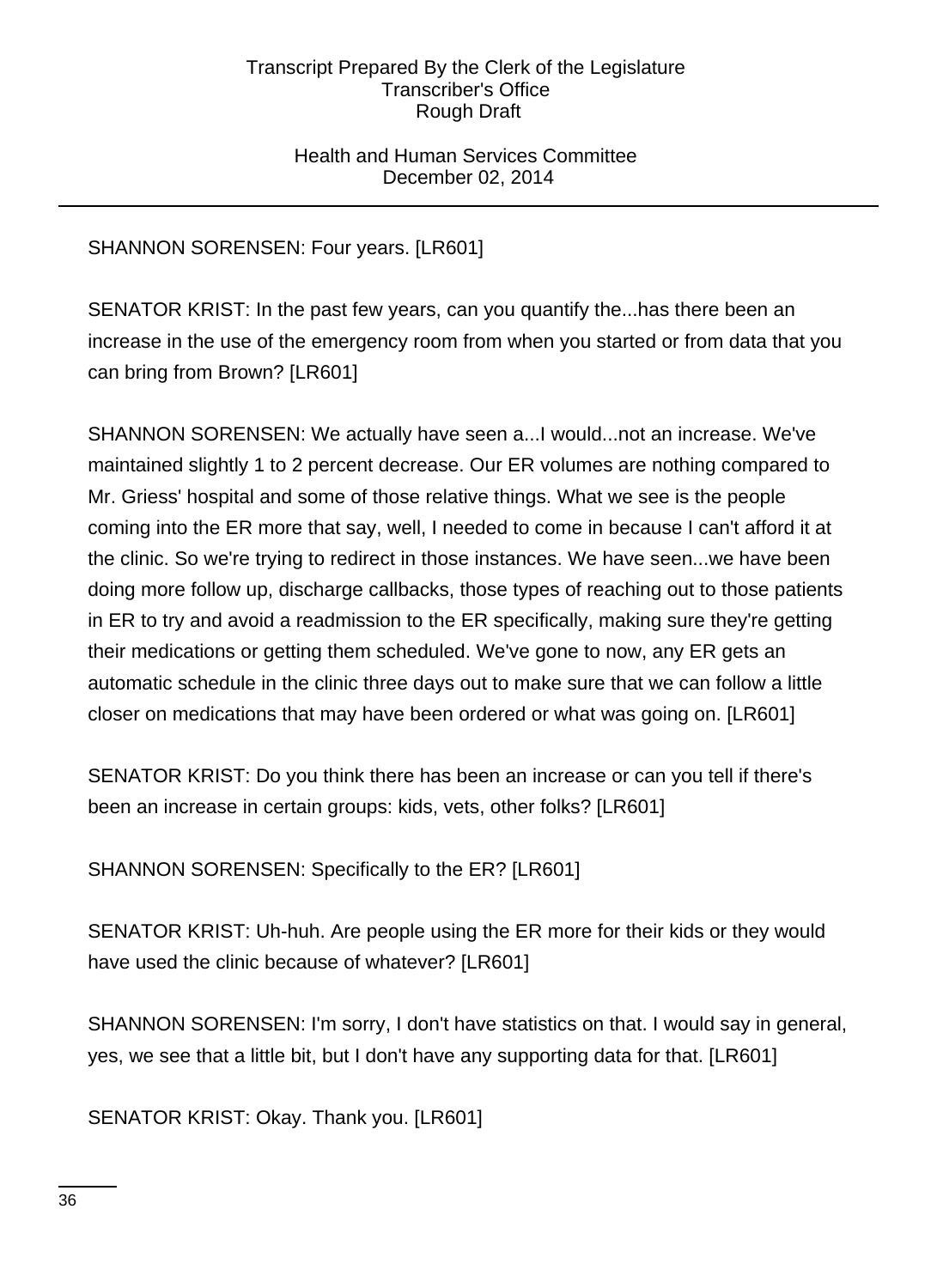SHANNON SORENSEN: Four years. [LR601]

SENATOR KRIST: In the past few years, can you quantify the...has there been an increase in the use of the emergency room from when you started or from data that you can bring from Brown? [LR601]

SHANNON SORENSEN: We actually have seen a...I would...not an increase. We've maintained slightly 1 to 2 percent decrease. Our ER volumes are nothing compared to Mr. Griess' hospital and some of those relative things. What we see is the people coming into the ER more that say, well, I needed to come in because I can't afford it at the clinic. So we're trying to redirect in those instances. We have seen...we have been doing more follow up, discharge callbacks, those types of reaching out to those patients in ER to try and avoid a readmission to the ER specifically, making sure they're getting their medications or getting them scheduled. We've gone to now, any ER gets an automatic schedule in the clinic three days out to make sure that we can follow a little closer on medications that may have been ordered or what was going on. [LR601]

SENATOR KRIST: Do you think there has been an increase or can you tell if there's been an increase in certain groups: kids, vets, other folks? [LR601]

SHANNON SORENSEN: Specifically to the ER? [LR601]

SENATOR KRIST: Uh-huh. Are people using the ER more for their kids or they would have used the clinic because of whatever? [LR601]

SHANNON SORENSEN: I'm sorry, I don't have statistics on that. I would say in general, yes, we see that a little bit, but I don't have any supporting data for that. [LR601]

SENATOR KRIST: Okay. Thank you. [LR601]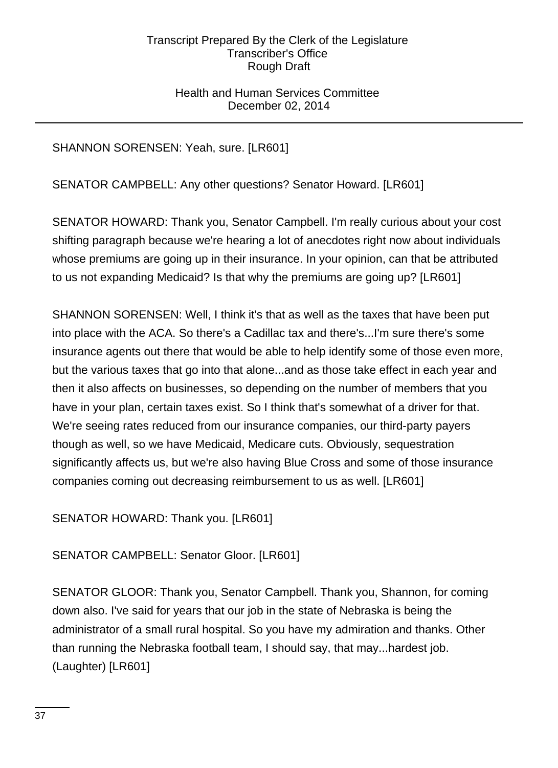SHANNON SORENSEN: Yeah, sure. [LR601]

SENATOR CAMPBELL: Any other questions? Senator Howard. [LR601]

SENATOR HOWARD: Thank you, Senator Campbell. I'm really curious about your cost shifting paragraph because we're hearing a lot of anecdotes right now about individuals whose premiums are going up in their insurance. In your opinion, can that be attributed to us not expanding Medicaid? Is that why the premiums are going up? [LR601]

SHANNON SORENSEN: Well, I think it's that as well as the taxes that have been put into place with the ACA. So there's a Cadillac tax and there's...I'm sure there's some insurance agents out there that would be able to help identify some of those even more, but the various taxes that go into that alone...and as those take effect in each year and then it also affects on businesses, so depending on the number of members that you have in your plan, certain taxes exist. So I think that's somewhat of a driver for that. We're seeing rates reduced from our insurance companies, our third-party payers though as well, so we have Medicaid, Medicare cuts. Obviously, sequestration significantly affects us, but we're also having Blue Cross and some of those insurance companies coming out decreasing reimbursement to us as well. [LR601]

SENATOR HOWARD: Thank you. [LR601]

SENATOR CAMPBELL: Senator Gloor. [LR601]

SENATOR GLOOR: Thank you, Senator Campbell. Thank you, Shannon, for coming down also. I've said for years that our job in the state of Nebraska is being the administrator of a small rural hospital. So you have my admiration and thanks. Other than running the Nebraska football team, I should say, that may...hardest job. (Laughter) [LR601]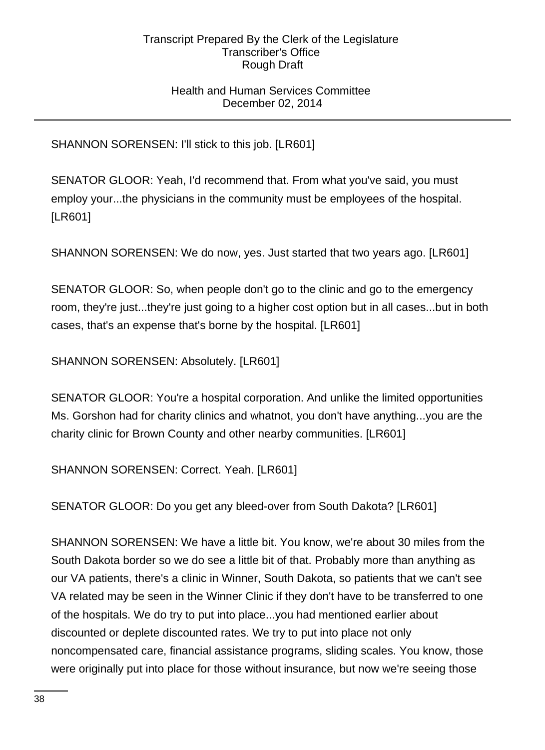SHANNON SORENSEN: I'll stick to this job. [LR601]

SENATOR GLOOR: Yeah, I'd recommend that. From what you've said, you must employ your...the physicians in the community must be employees of the hospital. [LR601]

SHANNON SORENSEN: We do now, yes. Just started that two years ago. [LR601]

SENATOR GLOOR: So, when people don't go to the clinic and go to the emergency room, they're just...they're just going to a higher cost option but in all cases...but in both cases, that's an expense that's borne by the hospital. [LR601]

SHANNON SORENSEN: Absolutely. [LR601]

SENATOR GLOOR: You're a hospital corporation. And unlike the limited opportunities Ms. Gorshon had for charity clinics and whatnot, you don't have anything...you are the charity clinic for Brown County and other nearby communities. [LR601]

SHANNON SORENSEN: Correct. Yeah. [LR601]

SENATOR GLOOR: Do you get any bleed-over from South Dakota? [LR601]

SHANNON SORENSEN: We have a little bit. You know, we're about 30 miles from the South Dakota border so we do see a little bit of that. Probably more than anything as our VA patients, there's a clinic in Winner, South Dakota, so patients that we can't see VA related may be seen in the Winner Clinic if they don't have to be transferred to one of the hospitals. We do try to put into place...you had mentioned earlier about discounted or deplete discounted rates. We try to put into place not only noncompensated care, financial assistance programs, sliding scales. You know, those were originally put into place for those without insurance, but now we're seeing those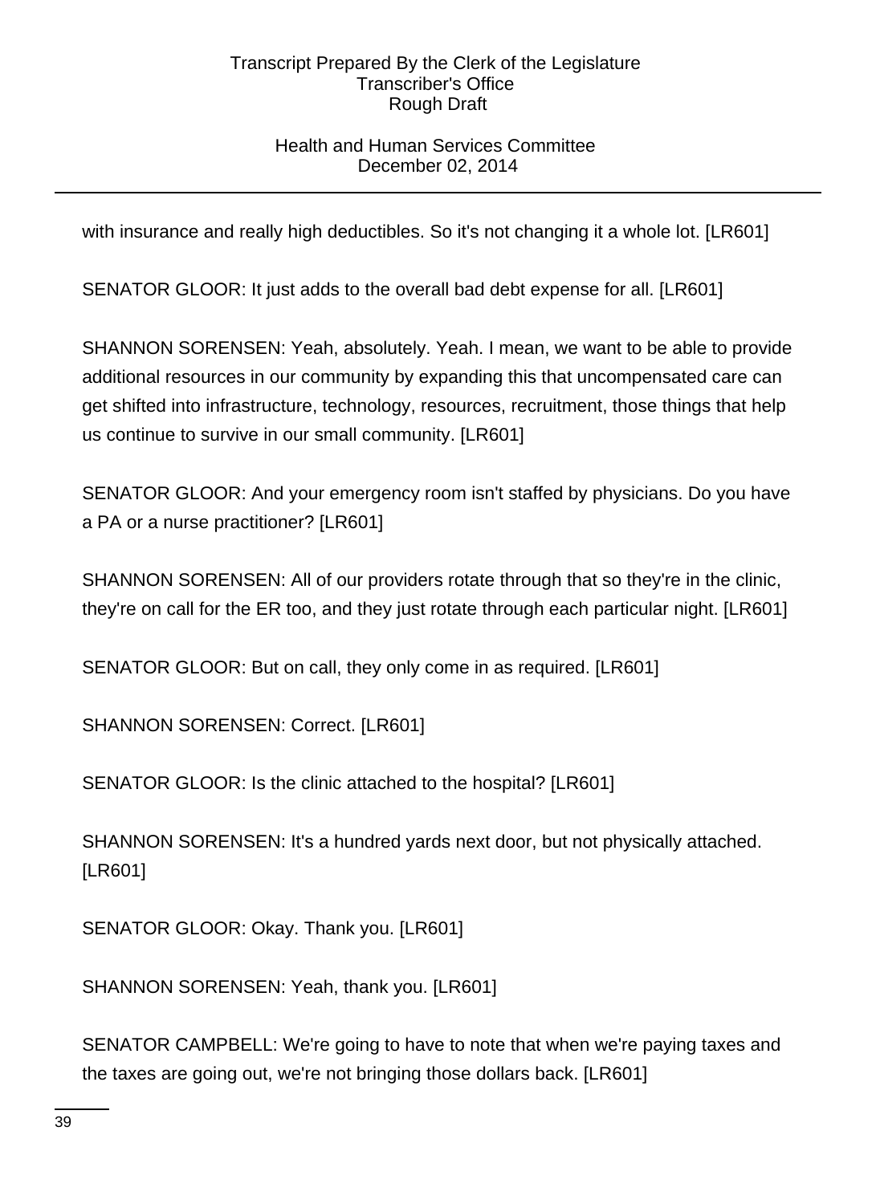with insurance and really high deductibles. So it's not changing it a whole lot. [LR601]

SENATOR GLOOR: It just adds to the overall bad debt expense for all. [LR601]

SHANNON SORENSEN: Yeah, absolutely. Yeah. I mean, we want to be able to provide additional resources in our community by expanding this that uncompensated care can get shifted into infrastructure, technology, resources, recruitment, those things that help us continue to survive in our small community. [LR601]

SENATOR GLOOR: And your emergency room isn't staffed by physicians. Do you have a PA or a nurse practitioner? [LR601]

SHANNON SORENSEN: All of our providers rotate through that so they're in the clinic, they're on call for the ER too, and they just rotate through each particular night. [LR601]

SENATOR GLOOR: But on call, they only come in as required. [LR601]

SHANNON SORENSEN: Correct. [LR601]

SENATOR GLOOR: Is the clinic attached to the hospital? [LR601]

SHANNON SORENSEN: It's a hundred yards next door, but not physically attached. [LR601]

SENATOR GLOOR: Okay. Thank you. [LR601]

SHANNON SORENSEN: Yeah, thank you. [LR601]

SENATOR CAMPBELL: We're going to have to note that when we're paying taxes and the taxes are going out, we're not bringing those dollars back. [LR601]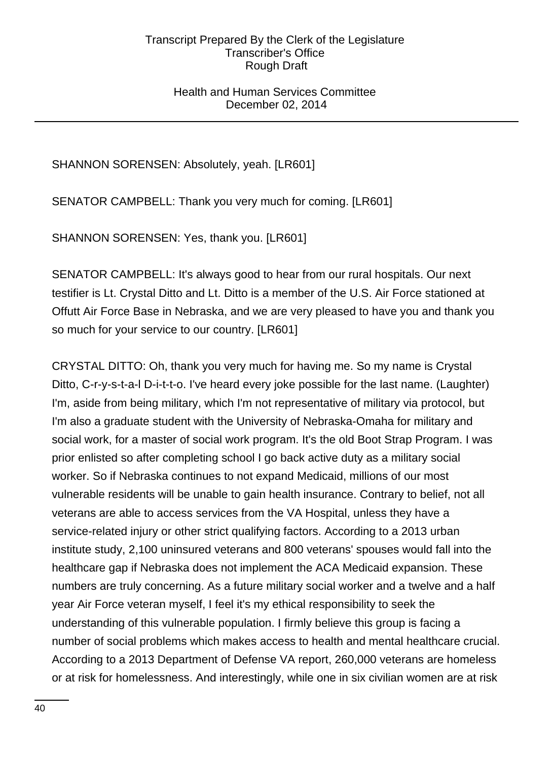SHANNON SORENSEN: Absolutely, yeah. [LR601]

SENATOR CAMPBELL: Thank you very much for coming. [LR601]

SHANNON SORENSEN: Yes, thank you. [LR601]

SENATOR CAMPBELL: It's always good to hear from our rural hospitals. Our next testifier is Lt. Crystal Ditto and Lt. Ditto is a member of the U.S. Air Force stationed at Offutt Air Force Base in Nebraska, and we are very pleased to have you and thank you so much for your service to our country. [LR601]

CRYSTAL DITTO: Oh, thank you very much for having me. So my name is Crystal Ditto, C-r-y-s-t-a-l D-i-t-t-o. I've heard every joke possible for the last name. (Laughter) I'm, aside from being military, which I'm not representative of military via protocol, but I'm also a graduate student with the University of Nebraska-Omaha for military and social work, for a master of social work program. It's the old Boot Strap Program. I was prior enlisted so after completing school I go back active duty as a military social worker. So if Nebraska continues to not expand Medicaid, millions of our most vulnerable residents will be unable to gain health insurance. Contrary to belief, not all veterans are able to access services from the VA Hospital, unless they have a service-related injury or other strict qualifying factors. According to a 2013 urban institute study, 2,100 uninsured veterans and 800 veterans' spouses would fall into the healthcare gap if Nebraska does not implement the ACA Medicaid expansion. These numbers are truly concerning. As a future military social worker and a twelve and a half year Air Force veteran myself, I feel it's my ethical responsibility to seek the understanding of this vulnerable population. I firmly believe this group is facing a number of social problems which makes access to health and mental healthcare crucial. According to a 2013 Department of Defense VA report, 260,000 veterans are homeless or at risk for homelessness. And interestingly, while one in six civilian women are at risk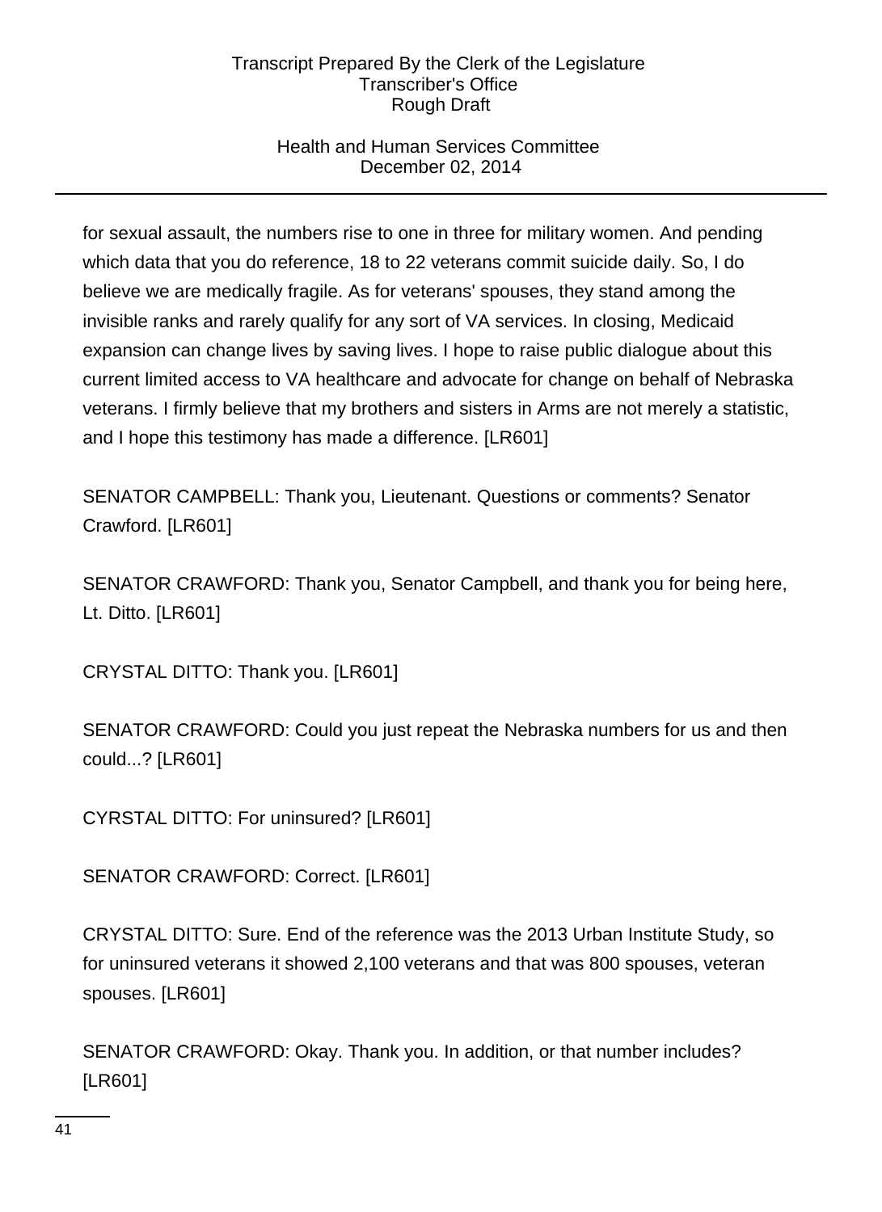for sexual assault, the numbers rise to one in three for military women. And pending which data that you do reference, 18 to 22 veterans commit suicide daily. So, I do believe we are medically fragile. As for veterans' spouses, they stand among the invisible ranks and rarely qualify for any sort of VA services. In closing, Medicaid expansion can change lives by saving lives. I hope to raise public dialogue about this current limited access to VA healthcare and advocate for change on behalf of Nebraska veterans. I firmly believe that my brothers and sisters in Arms are not merely a statistic, and I hope this testimony has made a difference. [LR601]

SENATOR CAMPBELL: Thank you, Lieutenant. Questions or comments? Senator Crawford. [LR601]

SENATOR CRAWFORD: Thank you, Senator Campbell, and thank you for being here, Lt. Ditto. [LR601]

CRYSTAL DITTO: Thank you. [LR601]

SENATOR CRAWFORD: Could you just repeat the Nebraska numbers for us and then could...? [LR601]

CYRSTAL DITTO: For uninsured? [LR601]

SENATOR CRAWFORD: Correct. [LR601]

CRYSTAL DITTO: Sure. End of the reference was the 2013 Urban Institute Study, so for uninsured veterans it showed 2,100 veterans and that was 800 spouses, veteran spouses. [LR601]

SENATOR CRAWFORD: Okay. Thank you. In addition, or that number includes? [LR601]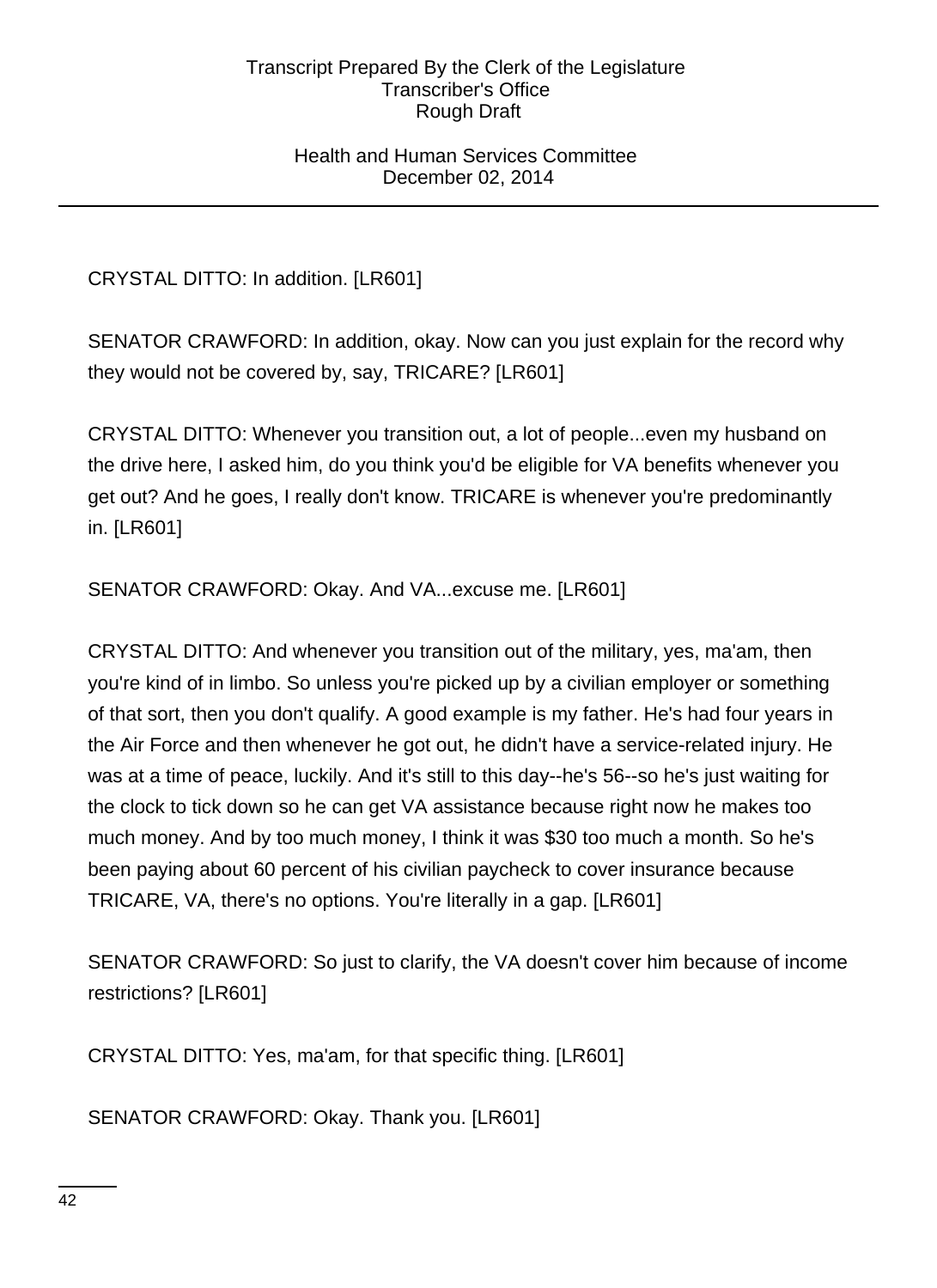CRYSTAL DITTO: In addition. [LR601]

SENATOR CRAWFORD: In addition, okay. Now can you just explain for the record why they would not be covered by, say, TRICARE? [LR601]

CRYSTAL DITTO: Whenever you transition out, a lot of people...even my husband on the drive here, I asked him, do you think you'd be eligible for VA benefits whenever you get out? And he goes, I really don't know. TRICARE is whenever you're predominantly in. [LR601]

SENATOR CRAWFORD: Okay. And VA...excuse me. [LR601]

CRYSTAL DITTO: And whenever you transition out of the military, yes, ma'am, then you're kind of in limbo. So unless you're picked up by a civilian employer or something of that sort, then you don't qualify. A good example is my father. He's had four years in the Air Force and then whenever he got out, he didn't have a service-related injury. He was at a time of peace, luckily. And it's still to this day--he's 56--so he's just waiting for the clock to tick down so he can get VA assistance because right now he makes too much money. And by too much money, I think it was $30 too much a month. So he's been paying about 60 percent of his civilian paycheck to cover insurance because TRICARE, VA, there's no options. You're literally in a gap. [LR601]

SENATOR CRAWFORD: So just to clarify, the VA doesn't cover him because of income restrictions? [LR601]

CRYSTAL DITTO: Yes, ma'am, for that specific thing. [LR601]

SENATOR CRAWFORD: Okay. Thank you. [LR601]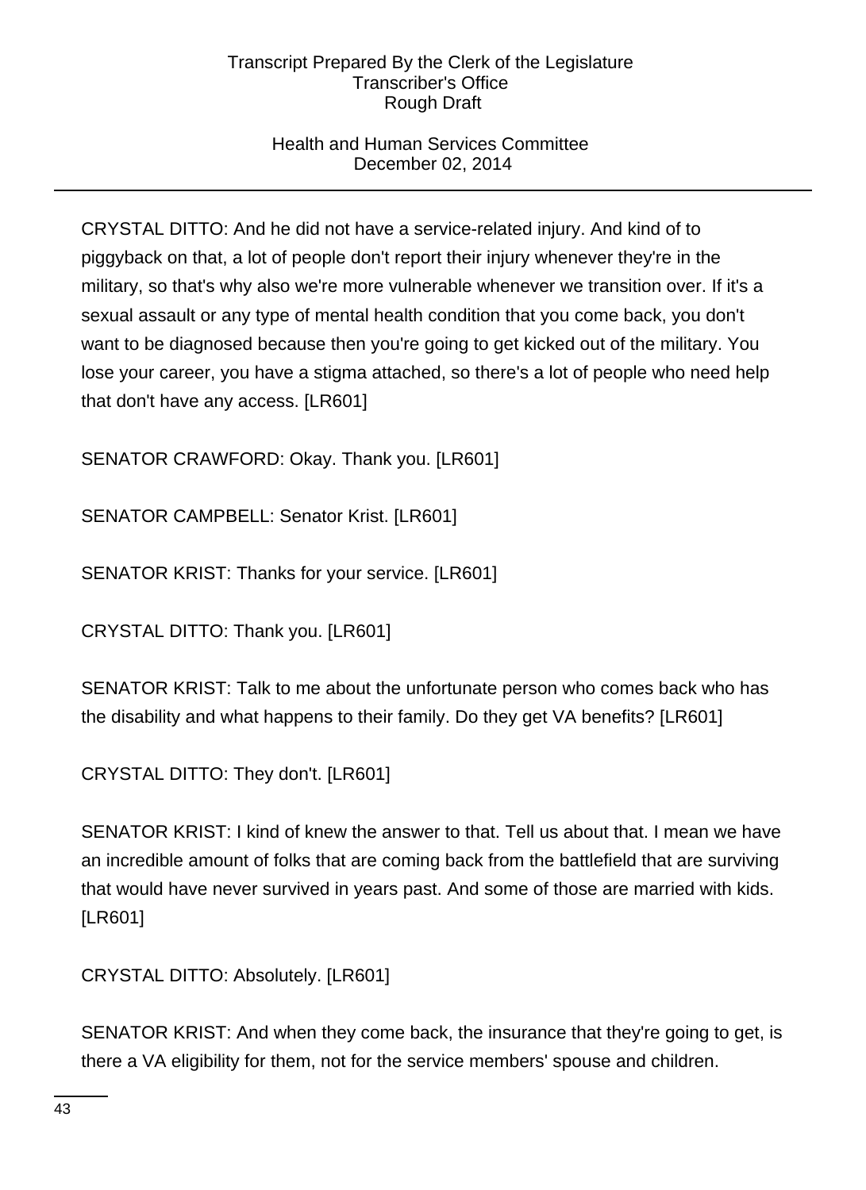CRYSTAL DITTO: And he did not have a service-related injury. And kind of to piggyback on that, a lot of people don't report their injury whenever they're in the military, so that's why also we're more vulnerable whenever we transition over. If it's a sexual assault or any type of mental health condition that you come back, you don't want to be diagnosed because then you're going to get kicked out of the military. You lose your career, you have a stigma attached, so there's a lot of people who need help that don't have any access. [LR601]

SENATOR CRAWFORD: Okay. Thank you. [LR601]

SENATOR CAMPBELL: Senator Krist. [LR601]

SENATOR KRIST: Thanks for your service. [LR601]

CRYSTAL DITTO: Thank you. [LR601]

SENATOR KRIST: Talk to me about the unfortunate person who comes back who has the disability and what happens to their family. Do they get VA benefits? [LR601]

CRYSTAL DITTO: They don't. [LR601]

SENATOR KRIST: I kind of knew the answer to that. Tell us about that. I mean we have an incredible amount of folks that are coming back from the battlefield that are surviving that would have never survived in years past. And some of those are married with kids. [LR601]

CRYSTAL DITTO: Absolutely. [LR601]

SENATOR KRIST: And when they come back, the insurance that they're going to get, is there a VA eligibility for them, not for the service members' spouse and children.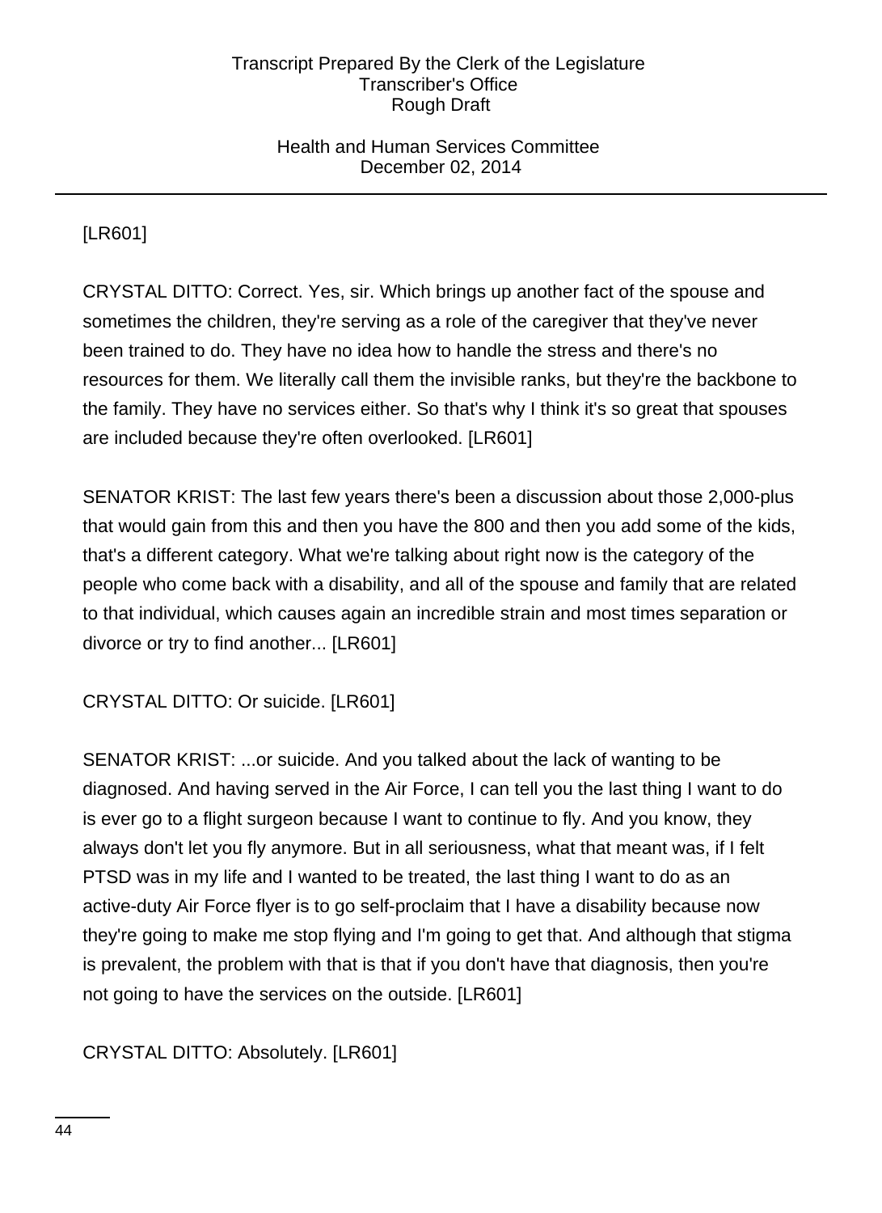[LR601]

CRYSTAL DITTO: Correct. Yes, sir. Which brings up another fact of the spouse and sometimes the children, they're serving as a role of the caregiver that they've never been trained to do. They have no idea how to handle the stress and there's no resources for them. We literally call them the invisible ranks, but they're the backbone to the family. They have no services either. So that's why I think it's so great that spouses are included because they're often overlooked. [LR601]

SENATOR KRIST: The last few years there's been a discussion about those 2,000-plus that would gain from this and then you have the 800 and then you add some of the kids, that's a different category. What we're talking about right now is the category of the people who come back with a disability, and all of the spouse and family that are related to that individual, which causes again an incredible strain and most times separation or divorce or try to find another... [LR601]

CRYSTAL DITTO: Or suicide. [LR601]

SENATOR KRIST: ...or suicide. And you talked about the lack of wanting to be diagnosed. And having served in the Air Force, I can tell you the last thing I want to do is ever go to a flight surgeon because I want to continue to fly. And you know, they always don't let you fly anymore. But in all seriousness, what that meant was, if I felt PTSD was in my life and I wanted to be treated, the last thing I want to do as an active-duty Air Force flyer is to go self-proclaim that I have a disability because now they're going to make me stop flying and I'm going to get that. And although that stigma is prevalent, the problem with that is that if you don't have that diagnosis, then you're not going to have the services on the outside. [LR601]

CRYSTAL DITTO: Absolutely. [LR601]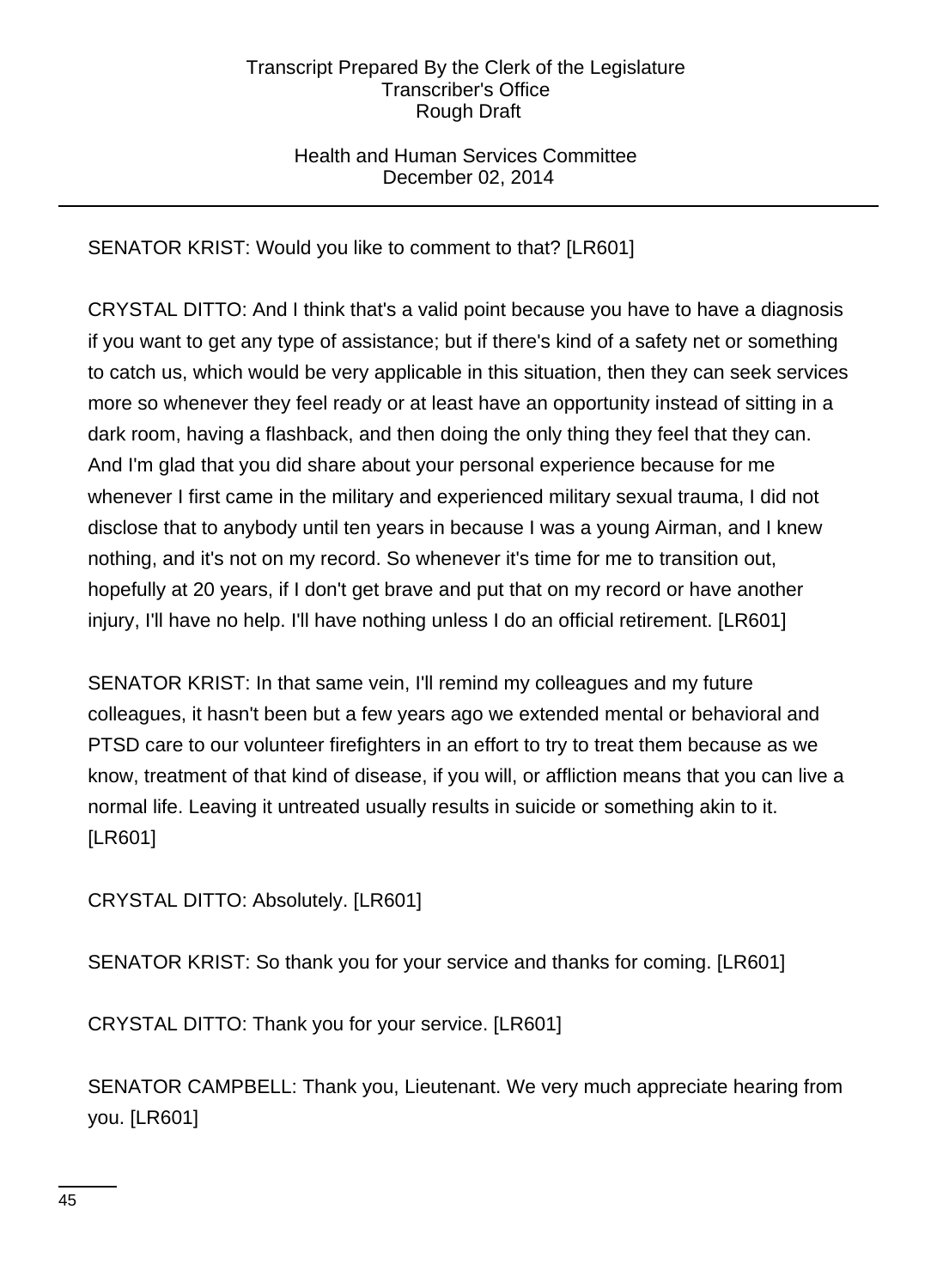SENATOR KRIST: Would you like to comment to that? [LR601]

CRYSTAL DITTO: And I think that's a valid point because you have to have a diagnosis if you want to get any type of assistance; but if there's kind of a safety net or something to catch us, which would be very applicable in this situation, then they can seek services more so whenever they feel ready or at least have an opportunity instead of sitting in a dark room, having a flashback, and then doing the only thing they feel that they can. And I'm glad that you did share about your personal experience because for me whenever I first came in the military and experienced military sexual trauma, I did not disclose that to anybody until ten years in because I was a young Airman, and I knew nothing, and it's not on my record. So whenever it's time for me to transition out, hopefully at 20 years, if I don't get brave and put that on my record or have another injury, I'll have no help. I'll have nothing unless I do an official retirement. [LR601]

SENATOR KRIST: In that same vein, I'll remind my colleagues and my future colleagues, it hasn't been but a few years ago we extended mental or behavioral and PTSD care to our volunteer firefighters in an effort to try to treat them because as we know, treatment of that kind of disease, if you will, or affliction means that you can live a normal life. Leaving it untreated usually results in suicide or something akin to it. [LR601]

CRYSTAL DITTO: Absolutely. [LR601]

SENATOR KRIST: So thank you for your service and thanks for coming. [LR601]

CRYSTAL DITTO: Thank you for your service. [LR601]

SENATOR CAMPBELL: Thank you, Lieutenant. We very much appreciate hearing from you. [LR601]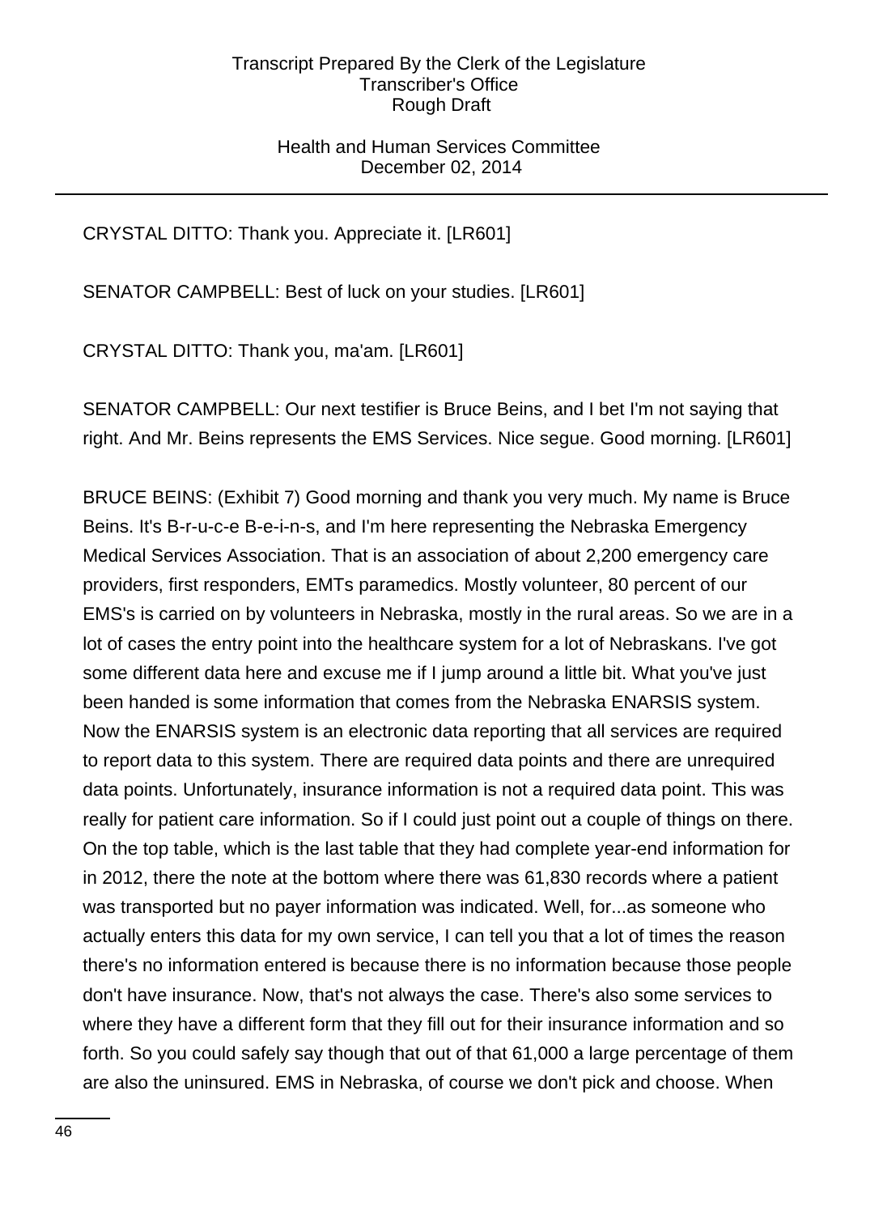CRYSTAL DITTO: Thank you. Appreciate it. [LR601]

SENATOR CAMPBELL: Best of luck on your studies. [LR601]

CRYSTAL DITTO: Thank you, ma'am. [LR601]

SENATOR CAMPBELL: Our next testifier is Bruce Beins, and I bet I'm not saying that right. And Mr. Beins represents the EMS Services. Nice segue. Good morning. [LR601]

BRUCE BEINS: (Exhibit 7) Good morning and thank you very much. My name is Bruce Beins. It's B-r-u-c-e B-e-i-n-s, and I'm here representing the Nebraska Emergency Medical Services Association. That is an association of about 2,200 emergency care providers, first responders, EMTs paramedics. Mostly volunteer, 80 percent of our EMS's is carried on by volunteers in Nebraska, mostly in the rural areas. So we are in a lot of cases the entry point into the healthcare system for a lot of Nebraskans. I've got some different data here and excuse me if I jump around a little bit. What you've just been handed is some information that comes from the Nebraska ENARSIS system. Now the ENARSIS system is an electronic data reporting that all services are required to report data to this system. There are required data points and there are unrequired data points. Unfortunately, insurance information is not a required data point. This was really for patient care information. So if I could just point out a couple of things on there. On the top table, which is the last table that they had complete year-end information for in 2012, there the note at the bottom where there was 61,830 records where a patient was transported but no payer information was indicated. Well, for...as someone who actually enters this data for my own service, I can tell you that a lot of times the reason there's no information entered is because there is no information because those people don't have insurance. Now, that's not always the case. There's also some services to where they have a different form that they fill out for their insurance information and so forth. So you could safely say though that out of that 61,000 a large percentage of them are also the uninsured. EMS in Nebraska, of course we don't pick and choose. When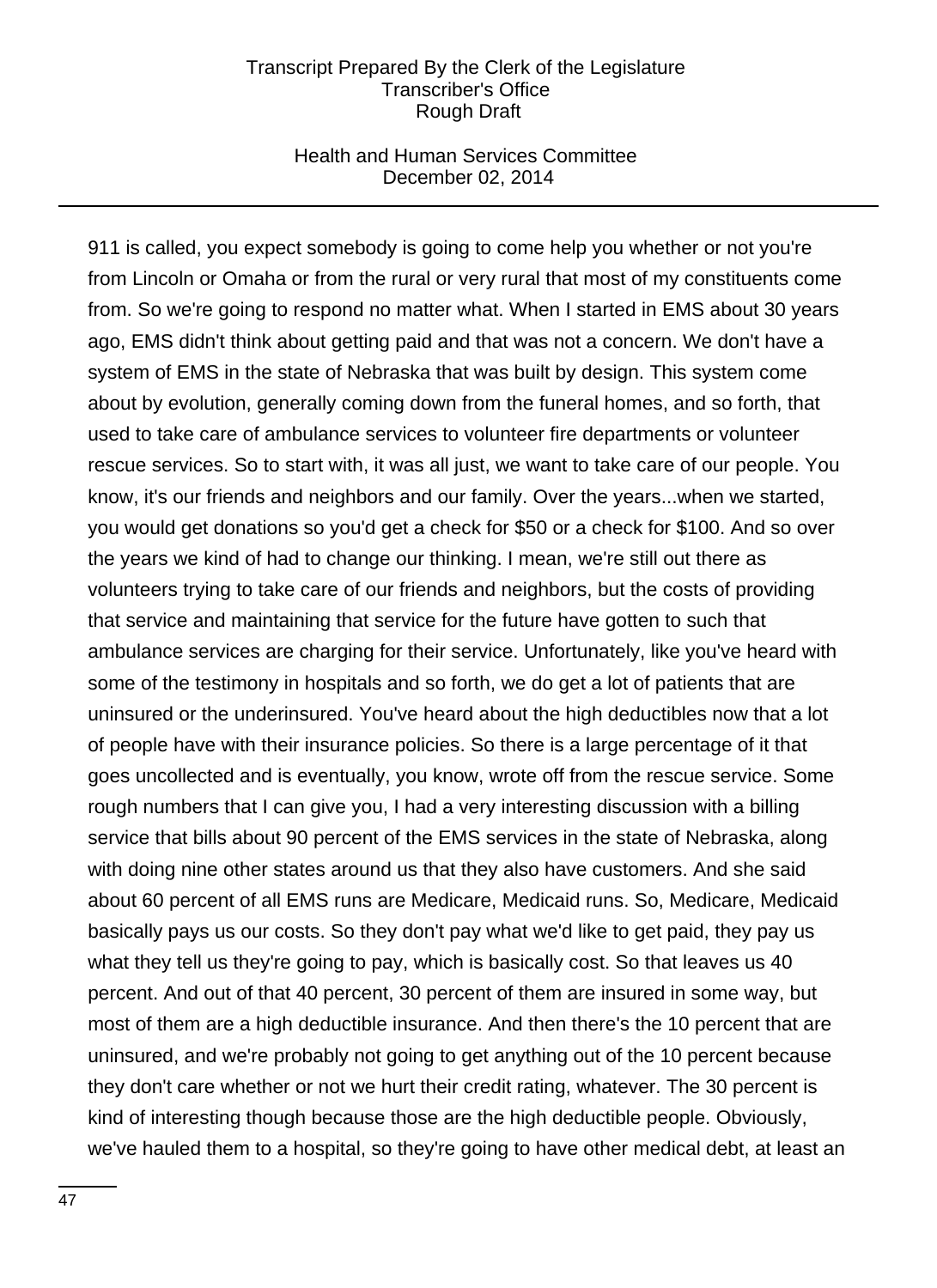911 is called, you expect somebody is going to come help you whether or not you're from Lincoln or Omaha or from the rural or very rural that most of my constituents come from. So we're going to respond no matter what. When I started in EMS about 30 years ago, EMS didn't think about getting paid and that was not a concern. We don't have a system of EMS in the state of Nebraska that was built by design. This system come about by evolution, generally coming down from the funeral homes, and so forth, that used to take care of ambulance services to volunteer fire departments or volunteer rescue services. So to start with, it was all just, we want to take care of our people. You know, it's our friends and neighbors and our family. Over the years...when we started, you would get donations so you'd get a check for $50 or a check for $100. And so over the years we kind of had to change our thinking. I mean, we're still out there as volunteers trying to take care of our friends and neighbors, but the costs of providing that service and maintaining that service for the future have gotten to such that ambulance services are charging for their service. Unfortunately, like you've heard with some of the testimony in hospitals and so forth, we do get a lot of patients that are uninsured or the underinsured. You've heard about the high deductibles now that a lot of people have with their insurance policies. So there is a large percentage of it that goes uncollected and is eventually, you know, wrote off from the rescue service. Some rough numbers that I can give you, I had a very interesting discussion with a billing service that bills about 90 percent of the EMS services in the state of Nebraska, along with doing nine other states around us that they also have customers. And she said about 60 percent of all EMS runs are Medicare, Medicaid runs. So, Medicare, Medicaid basically pays us our costs. So they don't pay what we'd like to get paid, they pay us what they tell us they're going to pay, which is basically cost. So that leaves us 40 percent. And out of that 40 percent, 30 percent of them are insured in some way, but most of them are a high deductible insurance. And then there's the 10 percent that are uninsured, and we're probably not going to get anything out of the 10 percent because they don't care whether or not we hurt their credit rating, whatever. The 30 percent is kind of interesting though because those are the high deductible people. Obviously, we've hauled them to a hospital, so they're going to have other medical debt, at least an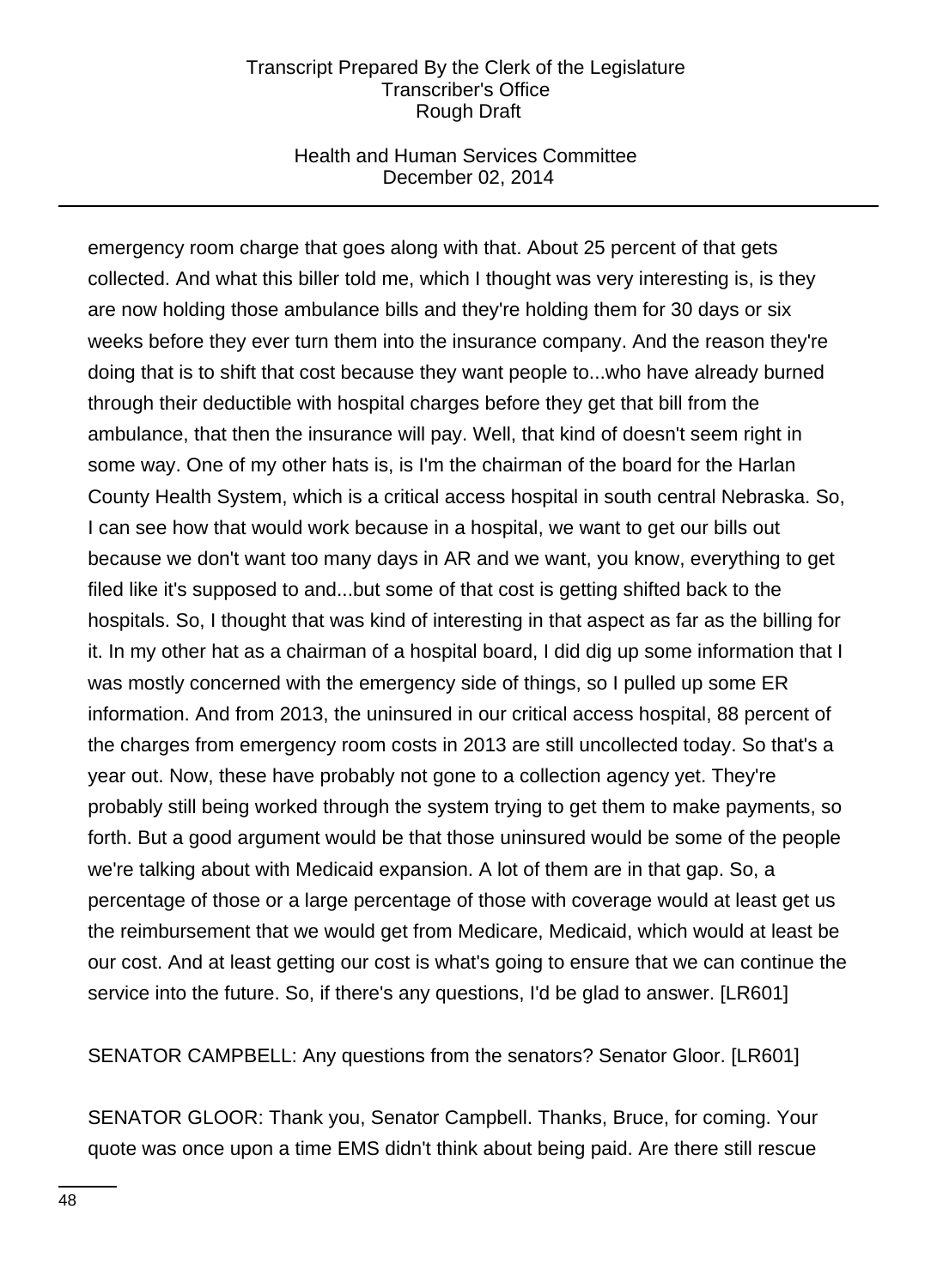emergency room charge that goes along with that. About 25 percent of that gets collected. And what this biller told me, which I thought was very interesting is, is they are now holding those ambulance bills and they're holding them for 30 days or six weeks before they ever turn them into the insurance company. And the reason they're doing that is to shift that cost because they want people to...who have already burned through their deductible with hospital charges before they get that bill from the ambulance, that then the insurance will pay. Well, that kind of doesn't seem right in some way. One of my other hats is, is I'm the chairman of the board for the Harlan County Health System, which is a critical access hospital in south central Nebraska. So, I can see how that would work because in a hospital, we want to get our bills out because we don't want too many days in AR and we want, you know, everything to get filed like it's supposed to and...but some of that cost is getting shifted back to the hospitals. So, I thought that was kind of interesting in that aspect as far as the billing for it. In my other hat as a chairman of a hospital board, I did dig up some information that I was mostly concerned with the emergency side of things, so I pulled up some ER information. And from 2013, the uninsured in our critical access hospital, 88 percent of the charges from emergency room costs in 2013 are still uncollected today. So that's a year out. Now, these have probably not gone to a collection agency yet. They're probably still being worked through the system trying to get them to make payments, so forth. But a good argument would be that those uninsured would be some of the people we're talking about with Medicaid expansion. A lot of them are in that gap. So, a percentage of those or a large percentage of those with coverage would at least get us the reimbursement that we would get from Medicare, Medicaid, which would at least be our cost. And at least getting our cost is what's going to ensure that we can continue the service into the future. So, if there's any questions, I'd be glad to answer. [LR601]

SENATOR CAMPBELL: Any questions from the senators? Senator Gloor. [LR601]

SENATOR GLOOR: Thank you, Senator Campbell. Thanks, Bruce, for coming. Your quote was once upon a time EMS didn't think about being paid. Are there still rescue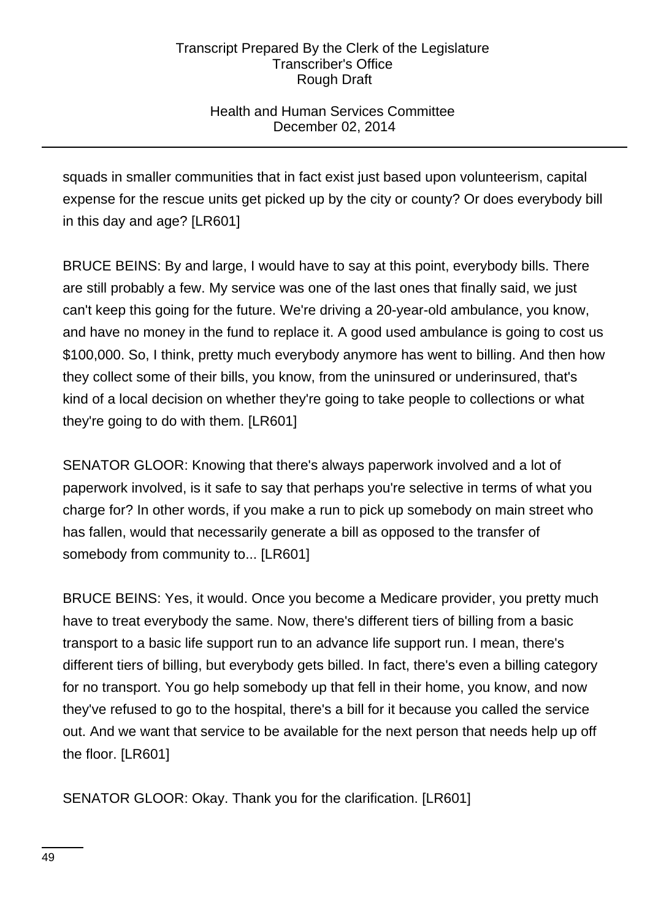squads in smaller communities that in fact exist just based upon volunteerism, capital expense for the rescue units get picked up by the city or county? Or does everybody bill in this day and age? [LR601]

BRUCE BEINS: By and large, I would have to say at this point, everybody bills. There are still probably a few. My service was one of the last ones that finally said, we just can't keep this going for the future. We're driving a 20-year-old ambulance, you know, and have no money in the fund to replace it. A good used ambulance is going to cost us $100,000. So, I think, pretty much everybody anymore has went to billing. And then how they collect some of their bills, you know, from the uninsured or underinsured, that's kind of a local decision on whether they're going to take people to collections or what they're going to do with them. [LR601]

SENATOR GLOOR: Knowing that there's always paperwork involved and a lot of paperwork involved, is it safe to say that perhaps you're selective in terms of what you charge for? In other words, if you make a run to pick up somebody on main street who has fallen, would that necessarily generate a bill as opposed to the transfer of somebody from community to... [LR601]

BRUCE BEINS: Yes, it would. Once you become a Medicare provider, you pretty much have to treat everybody the same. Now, there's different tiers of billing from a basic transport to a basic life support run to an advance life support run. I mean, there's different tiers of billing, but everybody gets billed. In fact, there's even a billing category for no transport. You go help somebody up that fell in their home, you know, and now they've refused to go to the hospital, there's a bill for it because you called the service out. And we want that service to be available for the next person that needs help up off the floor. [LR601]

SENATOR GLOOR: Okay. Thank you for the clarification. [LR601]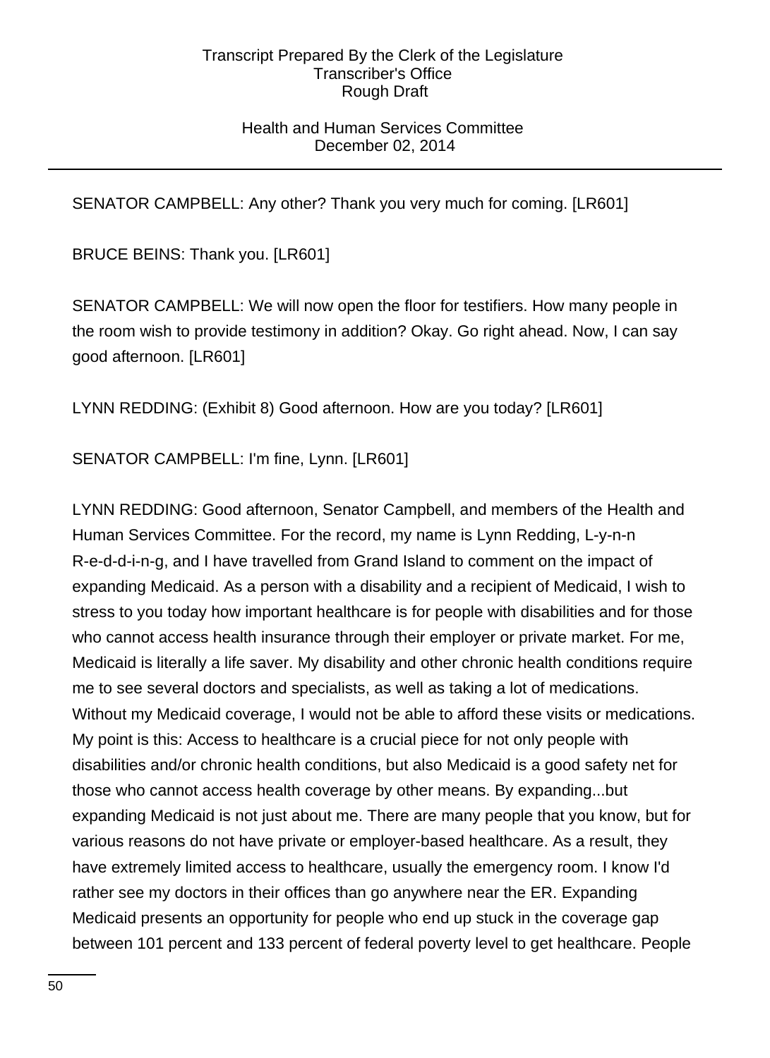SENATOR CAMPBELL: Any other? Thank you very much for coming. [LR601]

BRUCE BEINS: Thank you. [LR601]

SENATOR CAMPBELL: We will now open the floor for testifiers. How many people in the room wish to provide testimony in addition? Okay. Go right ahead. Now, I can say good afternoon. [LR601]

LYNN REDDING: (Exhibit 8) Good afternoon. How are you today? [LR601]

SENATOR CAMPBELL: I'm fine, Lynn. [LR601]

LYNN REDDING: Good afternoon, Senator Campbell, and members of the Health and Human Services Committee. For the record, my name is Lynn Redding, L-y-n-n R-e-d-d-i-n-g, and I have travelled from Grand Island to comment on the impact of expanding Medicaid. As a person with a disability and a recipient of Medicaid, I wish to stress to you today how important healthcare is for people with disabilities and for those who cannot access health insurance through their employer or private market. For me, Medicaid is literally a life saver. My disability and other chronic health conditions require me to see several doctors and specialists, as well as taking a lot of medications. Without my Medicaid coverage, I would not be able to afford these visits or medications. My point is this: Access to healthcare is a crucial piece for not only people with disabilities and/or chronic health conditions, but also Medicaid is a good safety net for those who cannot access health coverage by other means. By expanding...but expanding Medicaid is not just about me. There are many people that you know, but for various reasons do not have private or employer-based healthcare. As a result, they have extremely limited access to healthcare, usually the emergency room. I know I'd rather see my doctors in their offices than go anywhere near the ER. Expanding Medicaid presents an opportunity for people who end up stuck in the coverage gap between 101 percent and 133 percent of federal poverty level to get healthcare. People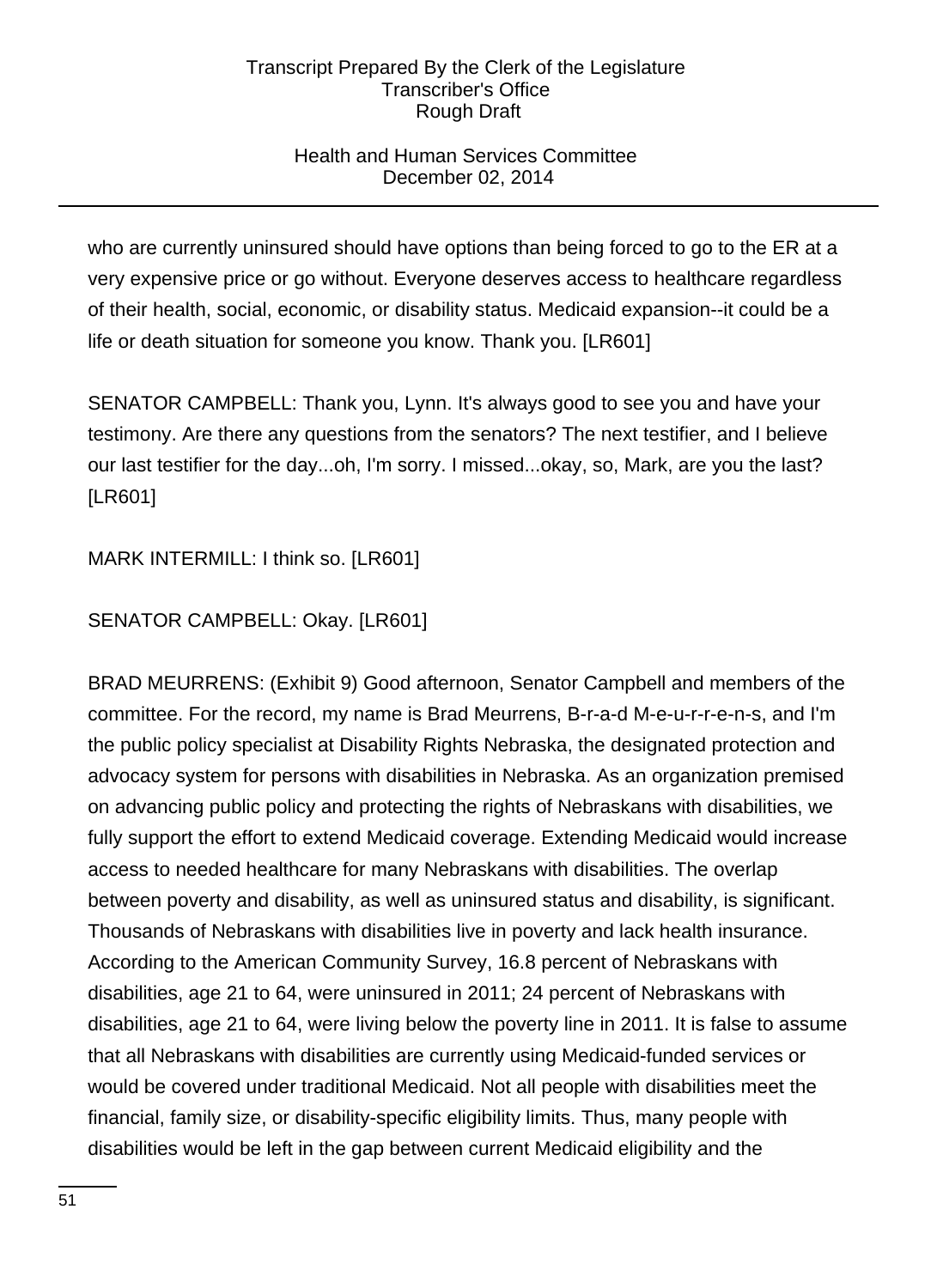who are currently uninsured should have options than being forced to go to the ER at a very expensive price or go without. Everyone deserves access to healthcare regardless of their health, social, economic, or disability status. Medicaid expansion--it could be a life or death situation for someone you know. Thank you. [LR601]

SENATOR CAMPBELL: Thank you, Lynn. It's always good to see you and have your testimony. Are there any questions from the senators? The next testifier, and I believe our last testifier for the day...oh, I'm sorry. I missed...okay, so, Mark, are you the last? [LR601]

MARK INTERMILL: I think so. [LR601]

SENATOR CAMPBELL: Okay. [LR601]

BRAD MEURRENS: (Exhibit 9) Good afternoon, Senator Campbell and members of the committee. For the record, my name is Brad Meurrens, B-r-a-d M-e-u-r-r-e-n-s, and I'm the public policy specialist at Disability Rights Nebraska, the designated protection and advocacy system for persons with disabilities in Nebraska. As an organization premised on advancing public policy and protecting the rights of Nebraskans with disabilities, we fully support the effort to extend Medicaid coverage. Extending Medicaid would increase access to needed healthcare for many Nebraskans with disabilities. The overlap between poverty and disability, as well as uninsured status and disability, is significant. Thousands of Nebraskans with disabilities live in poverty and lack health insurance. According to the American Community Survey, 16.8 percent of Nebraskans with disabilities, age 21 to 64, were uninsured in 2011; 24 percent of Nebraskans with disabilities, age 21 to 64, were living below the poverty line in 2011. It is false to assume that all Nebraskans with disabilities are currently using Medicaid-funded services or would be covered under traditional Medicaid. Not all people with disabilities meet the financial, family size, or disability-specific eligibility limits. Thus, many people with disabilities would be left in the gap between current Medicaid eligibility and the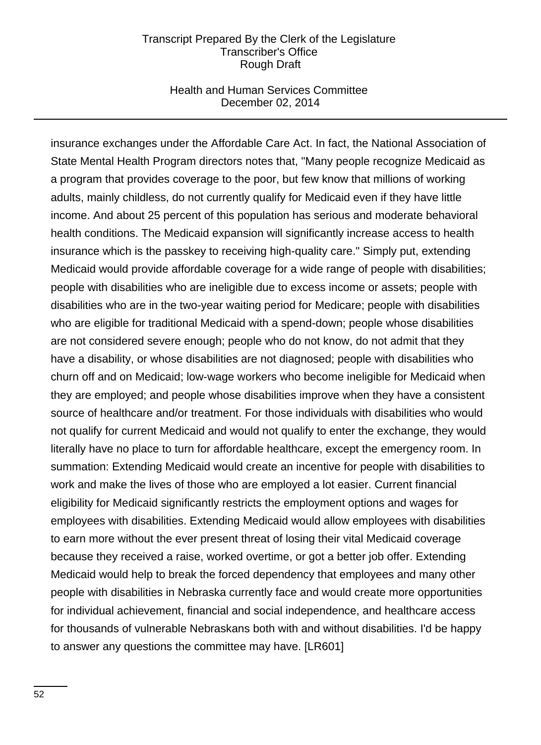insurance exchanges under the Affordable Care Act. In fact, the National Association of State Mental Health Program directors notes that, "Many people recognize Medicaid as a program that provides coverage to the poor, but few know that millions of working adults, mainly childless, do not currently qualify for Medicaid even if they have little income. And about 25 percent of this population has serious and moderate behavioral health conditions. The Medicaid expansion will significantly increase access to health insurance which is the passkey to receiving high-quality care." Simply put, extending Medicaid would provide affordable coverage for a wide range of people with disabilities; people with disabilities who are ineligible due to excess income or assets; people with disabilities who are in the two-year waiting period for Medicare; people with disabilities who are eligible for traditional Medicaid with a spend-down; people whose disabilities are not considered severe enough; people who do not know, do not admit that they have a disability, or whose disabilities are not diagnosed; people with disabilities who churn off and on Medicaid; low-wage workers who become ineligible for Medicaid when they are employed; and people whose disabilities improve when they have a consistent source of healthcare and/or treatment. For those individuals with disabilities who would not qualify for current Medicaid and would not qualify to enter the exchange, they would literally have no place to turn for affordable healthcare, except the emergency room. In summation: Extending Medicaid would create an incentive for people with disabilities to work and make the lives of those who are employed a lot easier. Current financial eligibility for Medicaid significantly restricts the employment options and wages for employees with disabilities. Extending Medicaid would allow employees with disabilities to earn more without the ever present threat of losing their vital Medicaid coverage because they received a raise, worked overtime, or got a better job offer. Extending Medicaid would help to break the forced dependency that employees and many other people with disabilities in Nebraska currently face and would create more opportunities for individual achievement, financial and social independence, and healthcare access for thousands of vulnerable Nebraskans both with and without disabilities. I'd be happy to answer any questions the committee may have. [LR601]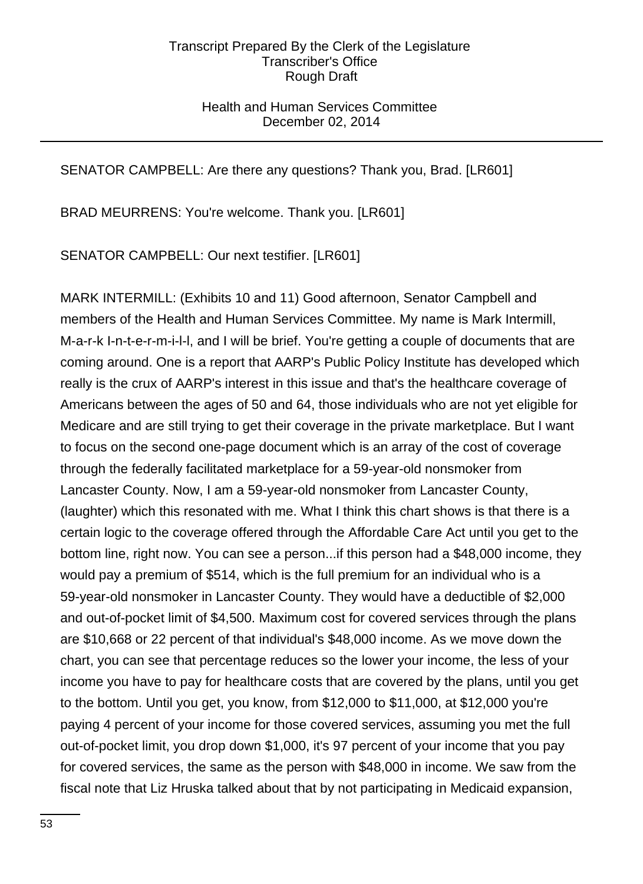SENATOR CAMPBELL: Are there any questions? Thank you, Brad. [LR601]

BRAD MEURRENS: You're welcome. Thank you. [LR601]

SENATOR CAMPBELL: Our next testifier. [LR601]

MARK INTERMILL: (Exhibits 10 and 11) Good afternoon, Senator Campbell and members of the Health and Human Services Committee. My name is Mark Intermill, M-a-r-k I-n-t-e-r-m-i-l-l, and I will be brief. You're getting a couple of documents that are coming around. One is a report that AARP's Public Policy Institute has developed which really is the crux of AARP's interest in this issue and that's the healthcare coverage of Americans between the ages of 50 and 64, those individuals who are not yet eligible for Medicare and are still trying to get their coverage in the private marketplace. But I want to focus on the second one-page document which is an array of the cost of coverage through the federally facilitated marketplace for a 59-year-old nonsmoker from Lancaster County. Now, I am a 59-year-old nonsmoker from Lancaster County, (laughter) which this resonated with me. What I think this chart shows is that there is a certain logic to the coverage offered through the Affordable Care Act until you get to the bottom line, right now. You can see a person...if this person had a $48,000 income, they would pay a premium of $514, which is the full premium for an individual who is a 59-year-old nonsmoker in Lancaster County. They would have a deductible of $2,000 and out-of-pocket limit of $4,500. Maximum cost for covered services through the plans are $10,668 or 22 percent of that individual's $48,000 income. As we move down the chart, you can see that percentage reduces so the lower your income, the less of your income you have to pay for healthcare costs that are covered by the plans, until you get to the bottom. Until you get, you know, from $12,000 to $11,000, at $12,000 you're paying 4 percent of your income for those covered services, assuming you met the full out-of-pocket limit, you drop down $1,000, it's 97 percent of your income that you pay for covered services, the same as the person with $48,000 in income. We saw from the fiscal note that Liz Hruska talked about that by not participating in Medicaid expansion,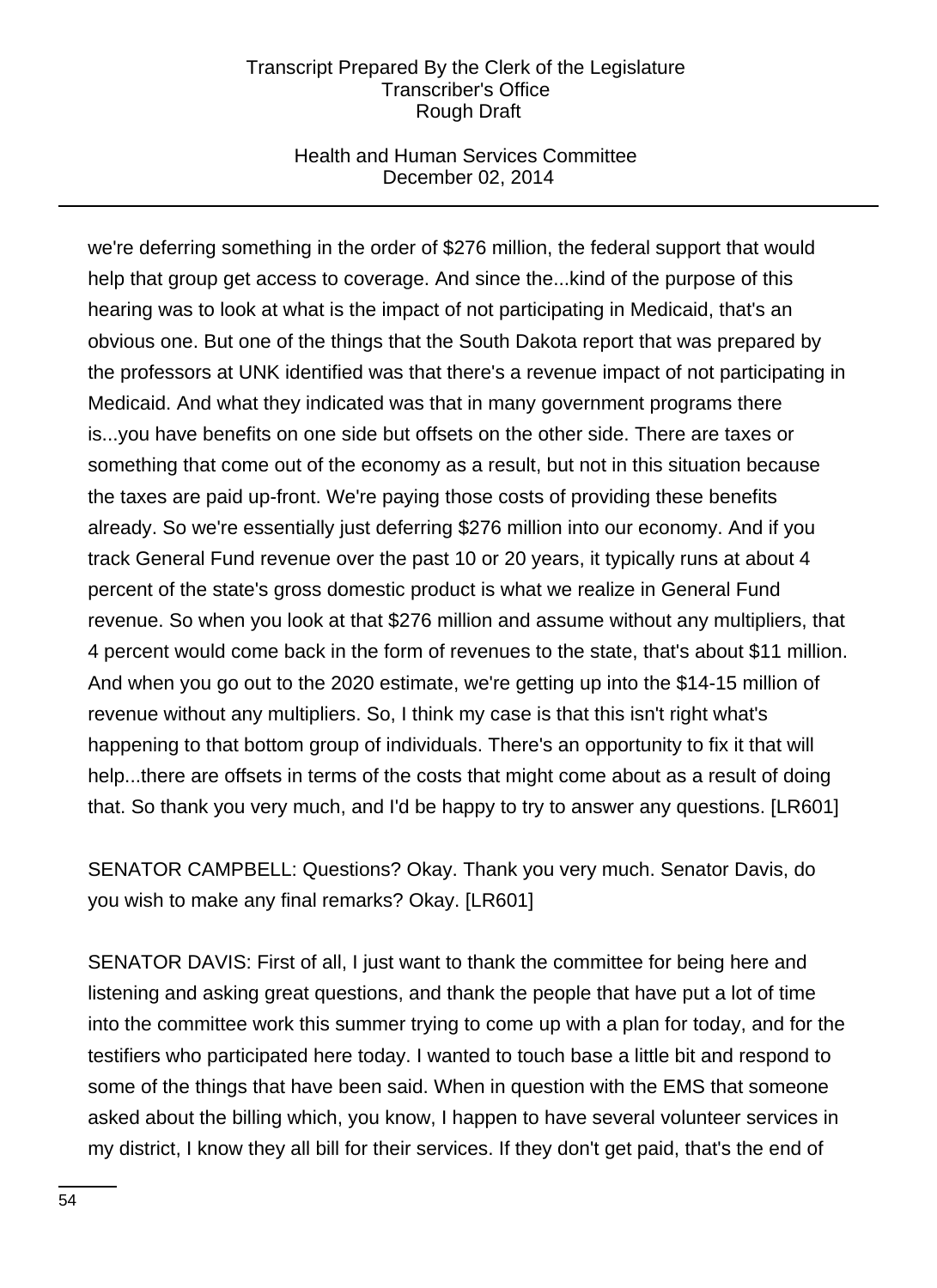we're deferring something in the order of $276 million, the federal support that would help that group get access to coverage. And since the...kind of the purpose of this hearing was to look at what is the impact of not participating in Medicaid, that's an obvious one. But one of the things that the South Dakota report that was prepared by the professors at UNK identified was that there's a revenue impact of not participating in Medicaid. And what they indicated was that in many government programs there is...you have benefits on one side but offsets on the other side. There are taxes or something that come out of the economy as a result, but not in this situation because the taxes are paid up-front. We're paying those costs of providing these benefits already. So we're essentially just deferring $276 million into our economy. And if you track General Fund revenue over the past 10 or 20 years, it typically runs at about 4 percent of the state's gross domestic product is what we realize in General Fund revenue. So when you look at that $276 million and assume without any multipliers, that 4 percent would come back in the form of revenues to the state, that's about $11 million. And when you go out to the 2020 estimate, we're getting up into the $14-15 million of revenue without any multipliers. So, I think my case is that this isn't right what's happening to that bottom group of individuals. There's an opportunity to fix it that will help...there are offsets in terms of the costs that might come about as a result of doing that. So thank you very much, and I'd be happy to try to answer any questions. [LR601]

SENATOR CAMPBELL: Questions? Okay. Thank you very much. Senator Davis, do you wish to make any final remarks? Okay. [LR601]

SENATOR DAVIS: First of all, I just want to thank the committee for being here and listening and asking great questions, and thank the people that have put a lot of time into the committee work this summer trying to come up with a plan for today, and for the testifiers who participated here today. I wanted to touch base a little bit and respond to some of the things that have been said. When in question with the EMS that someone asked about the billing which, you know, I happen to have several volunteer services in my district, I know they all bill for their services. If they don't get paid, that's the end of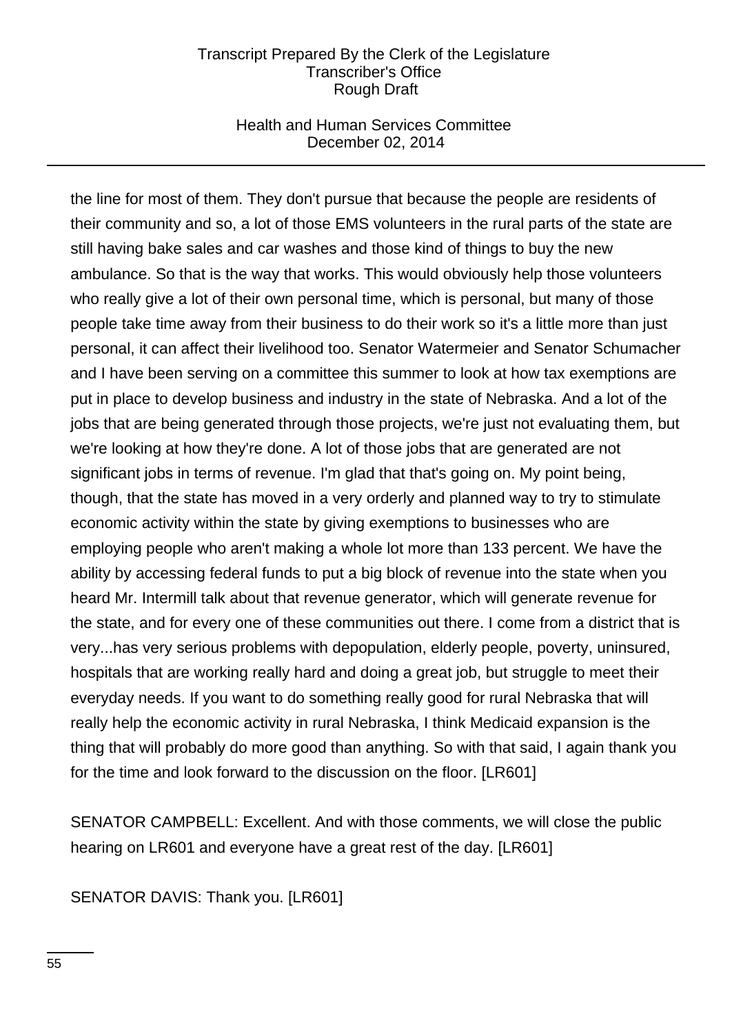the line for most of them. They don't pursue that because the people are residents of their community and so, a lot of those EMS volunteers in the rural parts of the state are still having bake sales and car washes and those kind of things to buy the new ambulance. So that is the way that works. This would obviously help those volunteers who really give a lot of their own personal time, which is personal, but many of those people take time away from their business to do their work so it's a little more than just personal, it can affect their livelihood too. Senator Watermeier and Senator Schumacher and I have been serving on a committee this summer to look at how tax exemptions are put in place to develop business and industry in the state of Nebraska. And a lot of the jobs that are being generated through those projects, we're just not evaluating them, but we're looking at how they're done. A lot of those jobs that are generated are not significant jobs in terms of revenue. I'm glad that that's going on. My point being, though, that the state has moved in a very orderly and planned way to try to stimulate economic activity within the state by giving exemptions to businesses who are employing people who aren't making a whole lot more than 133 percent. We have the ability by accessing federal funds to put a big block of revenue into the state when you heard Mr. Intermill talk about that revenue generator, which will generate revenue for the state, and for every one of these communities out there. I come from a district that is very...has very serious problems with depopulation, elderly people, poverty, uninsured, hospitals that are working really hard and doing a great job, but struggle to meet their everyday needs. If you want to do something really good for rural Nebraska that will really help the economic activity in rural Nebraska, I think Medicaid expansion is the thing that will probably do more good than anything. So with that said, I again thank you for the time and look forward to the discussion on the floor. [LR601]

SENATOR CAMPBELL: Excellent. And with those comments, we will close the public hearing on LR601 and everyone have a great rest of the day. [LR601]

SENATOR DAVIS: Thank you. [LR601]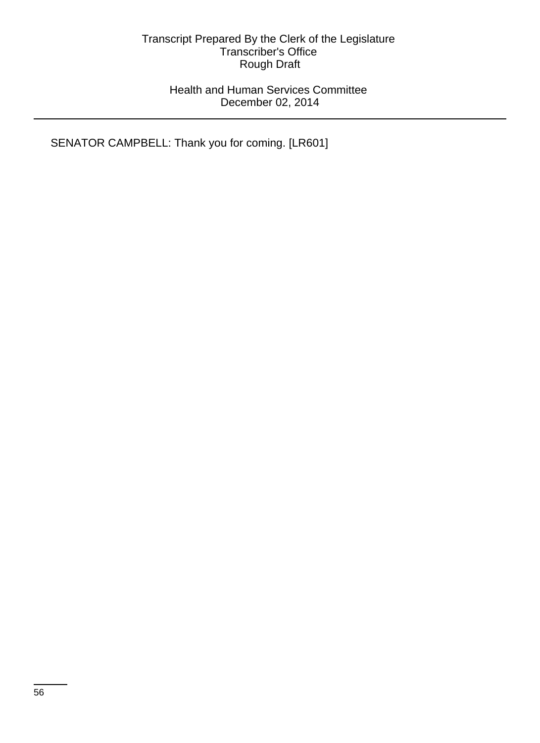SENATOR CAMPBELL: Thank you for coming. [LR601]